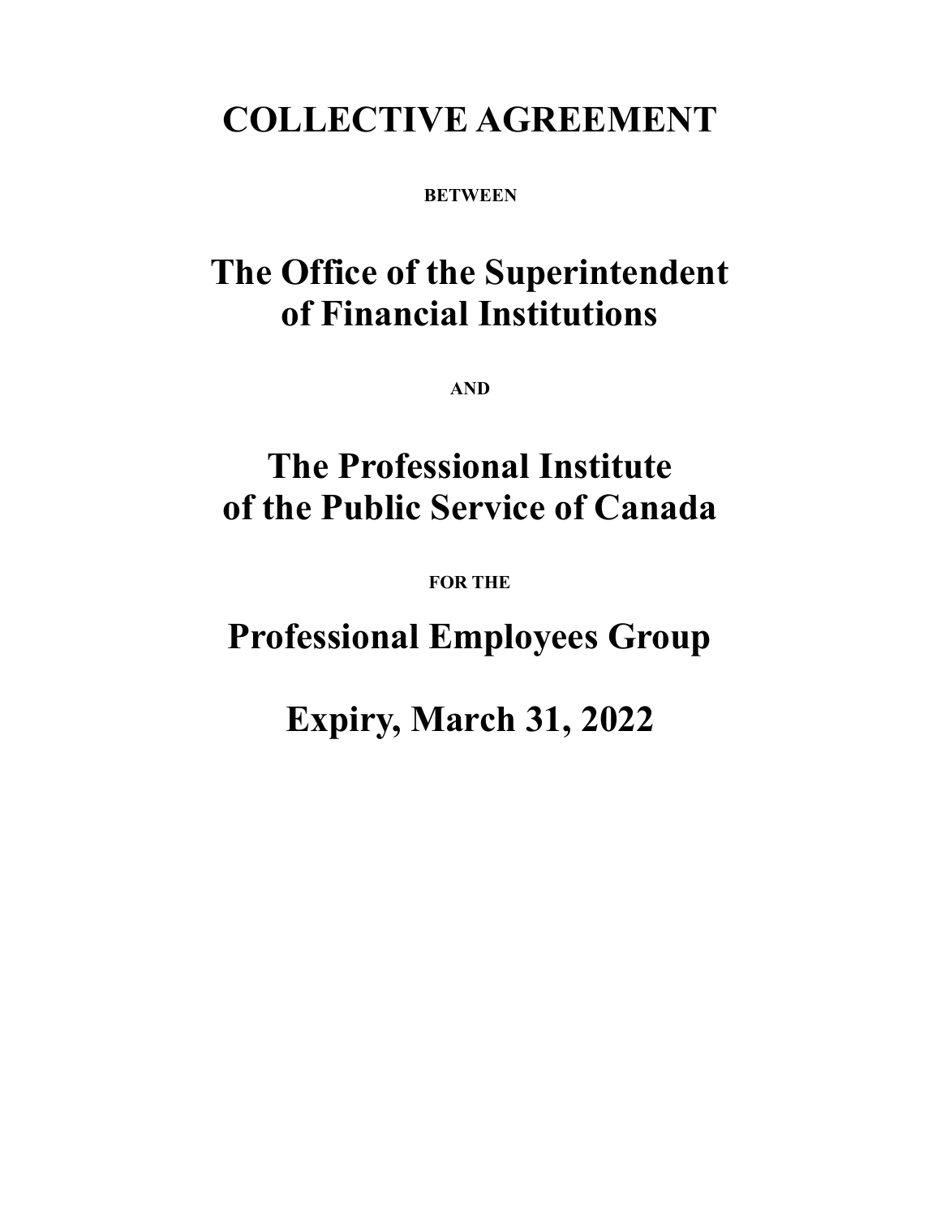# COLLECTIVE AGREEMENT

**BETWEEN**

# The Office of the Superintendent of Financial Institutions

**AND**

# The Professional Institute of the Public Service of Canada

**FOR THE**

# Professional Employees Group

# Expiry, March 31, 2022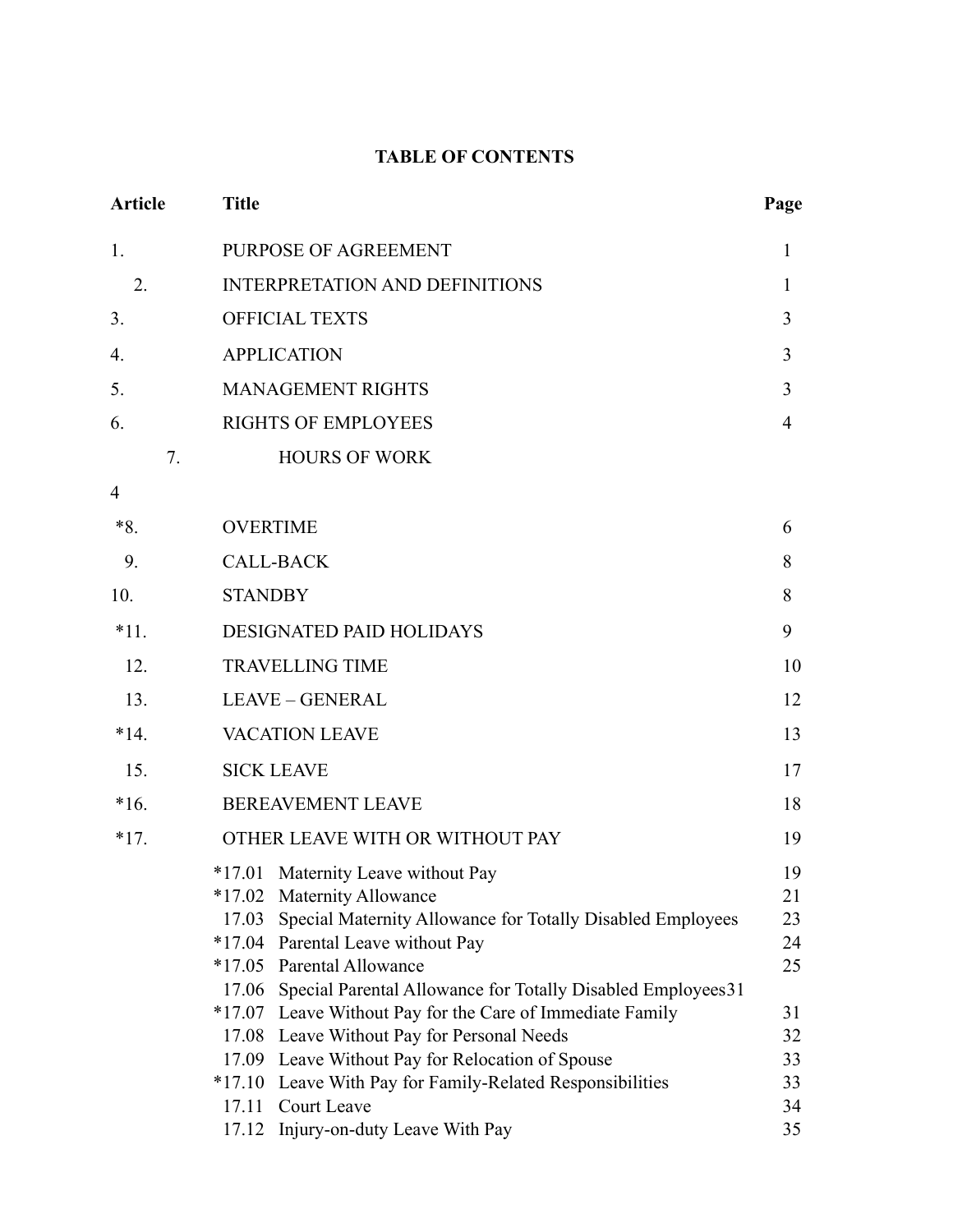# TABLE OF CONTENTS

| Article | Title | Page |
|---|---|---|
| 1. | PURPOSE OF AGREEMENT | 1 |
| 2. | INTERPRETATION AND DEFINITIONS | 1 |
| 3. | OFFICIAL TEXTS | 3 |
| 4. | APPLICATION | 3 |
| 5. | MANAGEMENT RIGHTS | 3 |
| 6. | RIGHTS OF EMPLOYEES | 4 |
| 7. | HOURS OF WORK | 4 |
| *8. | OVERTIME | 6 |
| 9. | CALL-BACK | 8 |
| 10. | STANDBY | 8 |
| *11. | DESIGNATED PAID HOLIDAYS | 9 |
| 12. | TRAVELLING TIME | 10 |
| 13. | LEAVE – GENERAL | 12 |
| *14. | VACATION LEAVE | 13 |
| 15. | SICK LEAVE | 17 |
| *16. | BEREAVEMENT LEAVE | 18 |
| *17. | OTHER LEAVE WITH OR WITHOUT PAY | 19 |
| | *17.01 Maternity Leave without Pay | 19 |
| | *17.02 Maternity Allowance | 21 |
| | 17.03 Special Maternity Allowance for Totally Disabled Employees | 23 |
| | *17.04 Parental Leave without Pay | 24 |
| | *17.05 Parental Allowance | 25 |
| | 17.06 Special Parental Allowance for Totally Disabled Employees | 31 |
| | *17.07 Leave Without Pay for the Care of Immediate Family | 31 |
| | 17.08 Leave Without Pay for Personal Needs | 32 |
| | 17.09 Leave Without Pay for Relocation of Spouse | 33 |
| | *17.10 Leave With Pay for Family-Related Responsibilities | 33 |
| | 17.11 Court Leave | 34 |
| | 17.12 Injury-on-duty Leave With Pay | 35 |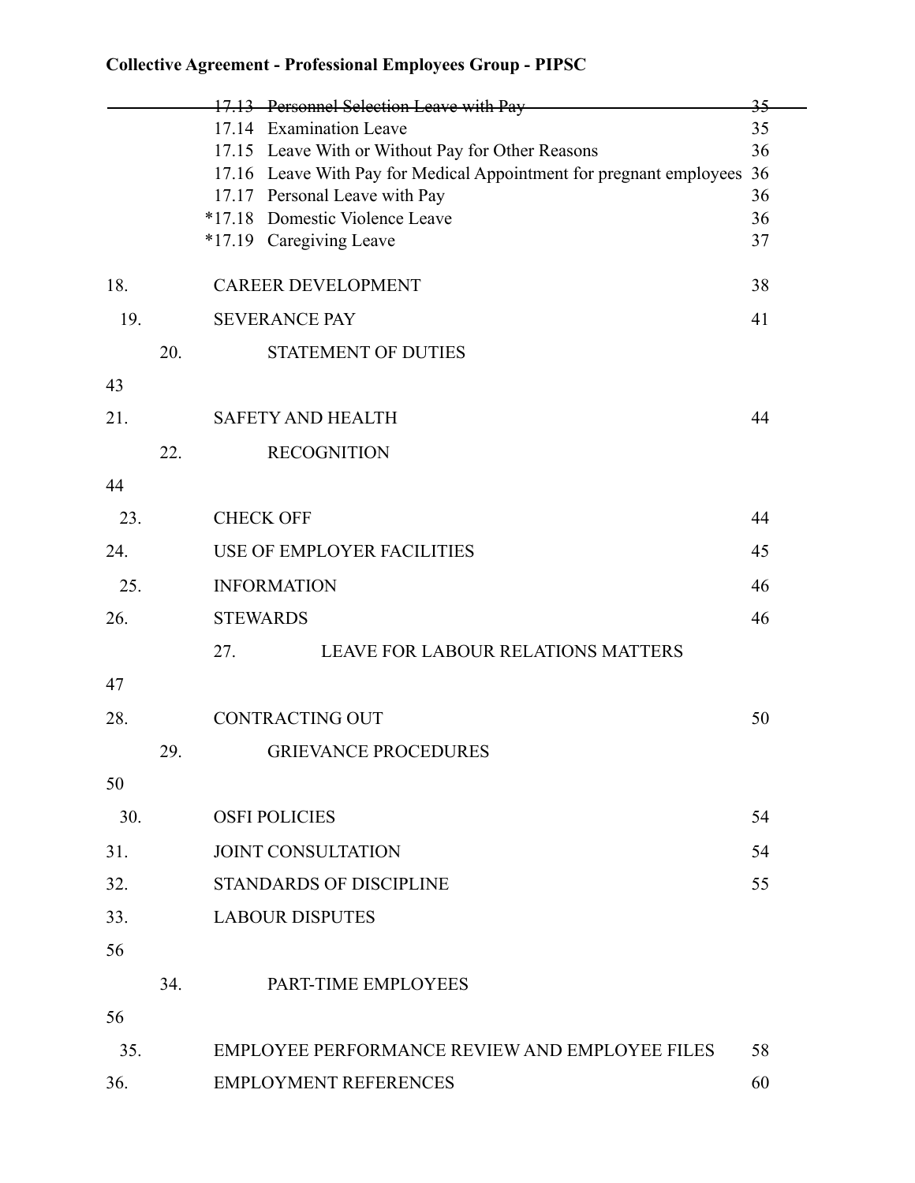**Collective Agreement - Professional Employees Group - PIPSC**

| | | |
|---|---|---|
| | ~~17.13 Personnel Selection Leave with Pay~~ | ~~35~~ |
| | 17.14 Examination Leave | 35 |
| | 17.15 Leave With or Without Pay for Other Reasons | 36 |
| | 17.16 Leave With Pay for Medical Appointment for pregnant employees | 36 |
| | 17.17 Personal Leave with Pay | 36 |
| | *17.18 Domestic Violence Leave | 36 |
| | *17.19 Caregiving Leave | 37 |
| 18. | CAREER DEVELOPMENT | 38 |
| 19. | SEVERANCE PAY | 41 |
| 20. | STATEMENT OF DUTIES | 43 |
| 21. | SAFETY AND HEALTH | 44 |
| 22. | RECOGNITION | 44 |
| 23. | CHECK OFF | 44 |
| 24. | USE OF EMPLOYER FACILITIES | 45 |
| 25. | INFORMATION | 46 |
| 26. | STEWARDS | 46 |
| 27. | LEAVE FOR LABOUR RELATIONS MATTERS | 47 |
| 28. | CONTRACTING OUT | 50 |
| 29. | GRIEVANCE PROCEDURES | 50 |
| 30. | OSFI POLICIES | 54 |
| 31. | JOINT CONSULTATION | 54 |
| 32. | STANDARDS OF DISCIPLINE | 55 |
| 33. | LABOUR DISPUTES | 56 |
| 34. | PART-TIME EMPLOYEES | 56 |
| 35. | EMPLOYEE PERFORMANCE REVIEW AND EMPLOYEE FILES | 58 |
| 36. | EMPLOYMENT REFERENCES | 60 |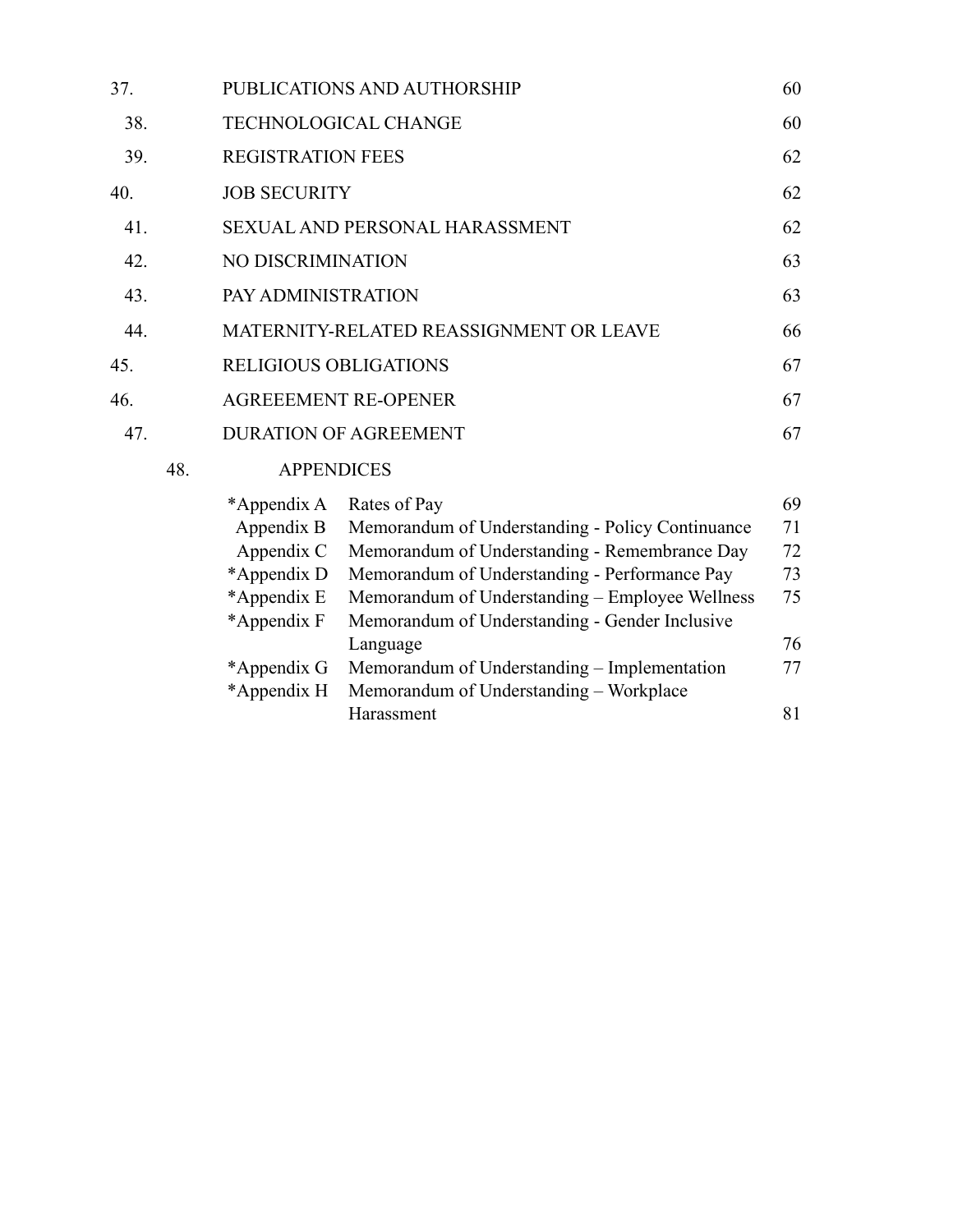| | | |
|---|---|---|
| 37. | PUBLICATIONS AND AUTHORSHIP | 60 |
| 38. | TECHNOLOGICAL CHANGE | 60 |
| 39. | REGISTRATION FEES | 62 |
| 40. | JOB SECURITY | 62 |
| 41. | SEXUAL AND PERSONAL HARASSMENT | 62 |
| 42. | NO DISCRIMINATION | 63 |
| 43. | PAY ADMINISTRATION | 63 |
| 44. | MATERNITY-RELATED REASSIGNMENT OR LEAVE | 66 |
| 45. | RELIGIOUS OBLIGATIONS | 67 |
| 46. | AGREEEMENT RE-OPENER | 67 |
| 47. | DURATION OF AGREEMENT | 67 |
| 48. | APPENDICES | |

| | | |
|---|---|---|
| *Appendix A | Rates of Pay | 69 |
| Appendix B | Memorandum of Understanding - Policy Continuance | 71 |
| Appendix C | Memorandum of Understanding - Remembrance Day | 72 |
| *Appendix D | Memorandum of Understanding - Performance Pay | 73 |
| *Appendix E | Memorandum of Understanding – Employee Wellness | 75 |
| *Appendix F | Memorandum of Understanding - Gender Inclusive Language | 76 |
| *Appendix G | Memorandum of Understanding – Implementation | 77 |
| *Appendix H | Memorandum of Understanding – Workplace Harassment | 81 |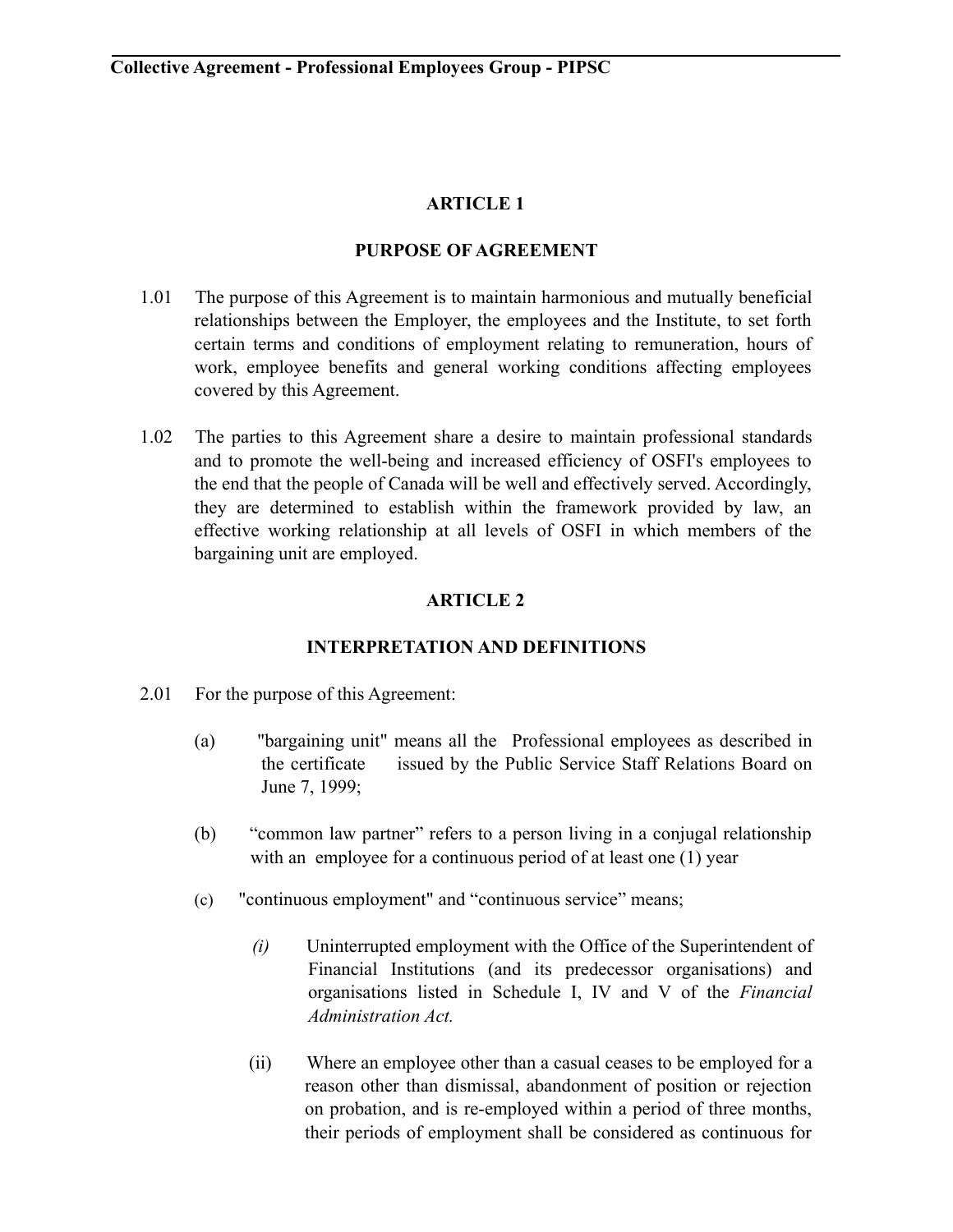## ARTICLE 1

### PURPOSE OF AGREEMENT

1.01 The purpose of this Agreement is to maintain harmonious and mutually beneficial relationships between the Employer, the employees and the Institute, to set forth certain terms and conditions of employment relating to remuneration, hours of work, employee benefits and general working conditions affecting employees covered by this Agreement.

1.02 The parties to this Agreement share a desire to maintain professional standards and to promote the well-being and increased efficiency of OSFI's employees to the end that the people of Canada will be well and effectively served. Accordingly, they are determined to establish within the framework provided by law, an effective working relationship at all levels of OSFI in which members of the bargaining unit are employed.

## ARTICLE 2

### INTERPRETATION AND DEFINITIONS

2.01 For the purpose of this Agreement:

(a) "bargaining unit" means all the Professional employees as described in the certificate issued by the Public Service Staff Relations Board on June 7, 1999;

(b) "common law partner" refers to a person living in a conjugal relationship with an employee for a continuous period of at least one (1) year

(c) "continuous employment" and "continuous service" means;

*(i)* Uninterrupted employment with the Office of the Superintendent of Financial Institutions (and its predecessor organisations) and organisations listed in Schedule I, IV and V of the *Financial Administration Act.*

(ii) Where an employee other than a casual ceases to be employed for a reason other than dismissal, abandonment of position or rejection on probation, and is re-employed within a period of three months, their periods of employment shall be considered as continuous for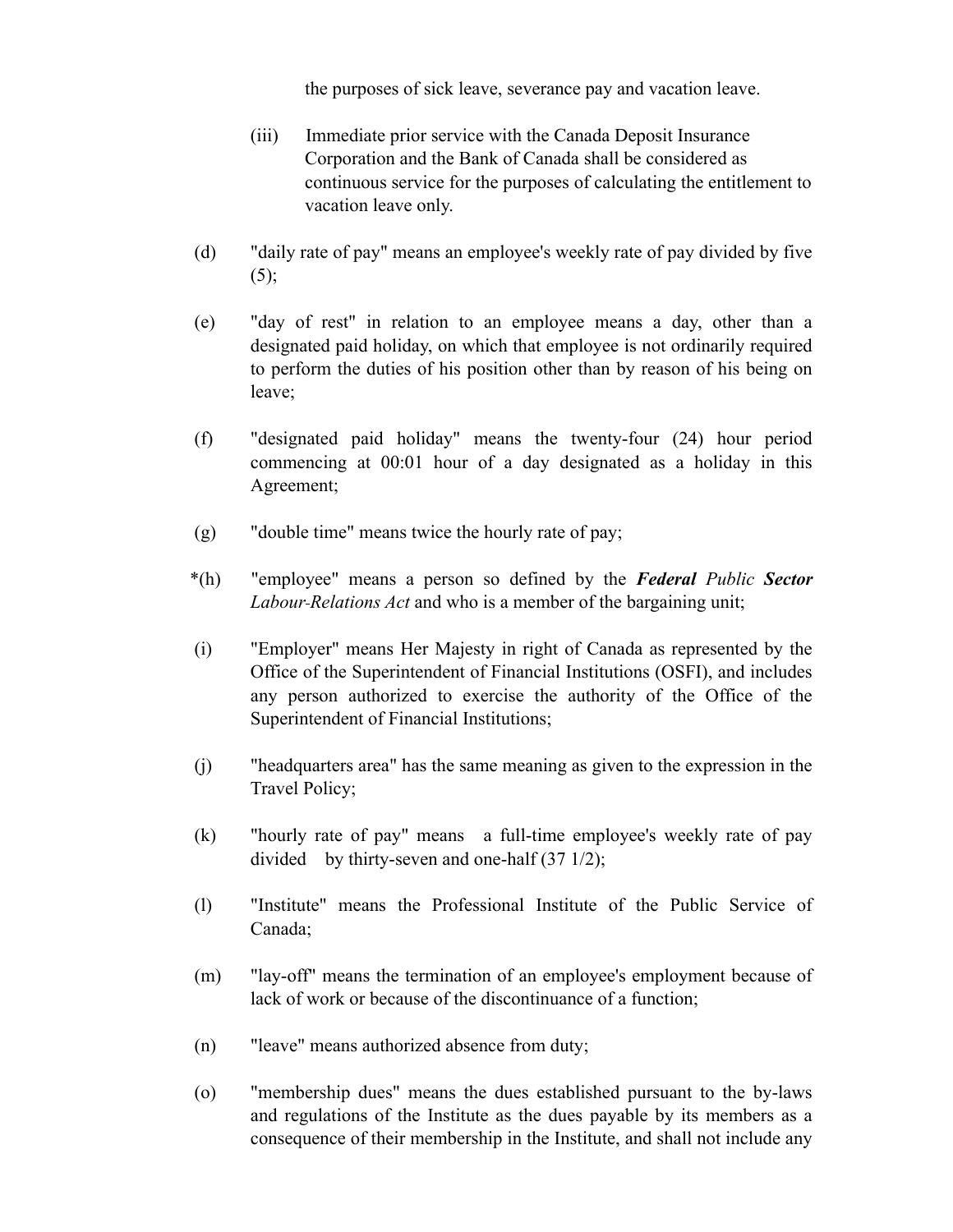the purposes of sick leave, severance pay and vacation leave.

(iii) Immediate prior service with the Canada Deposit Insurance Corporation and the Bank of Canada shall be considered as continuous service for the purposes of calculating the entitlement to vacation leave only.

(d) "daily rate of pay" means an employee's weekly rate of pay divided by five (5);

(e) "day of rest" in relation to an employee means a day, other than a designated paid holiday, on which that employee is not ordinarily required to perform the duties of his position other than by reason of his being on leave;

(f) "designated paid holiday" means the twenty-four (24) hour period commencing at 00:01 hour of a day designated as a holiday in this Agreement;

(g) "double time" means twice the hourly rate of pay;

*(h) "employee" means a person so defined by the ***Federal*** *Public* ***Sector*** *Labour-Relations Act* and who is a member of the bargaining unit;

(i) "Employer" means Her Majesty in right of Canada as represented by the Office of the Superintendent of Financial Institutions (OSFI), and includes any person authorized to exercise the authority of the Office of the Superintendent of Financial Institutions;

(j) "headquarters area" has the same meaning as given to the expression in the Travel Policy;

(k) "hourly rate of pay" means a full-time employee's weekly rate of pay divided by thirty-seven and one-half (37 1/2);

(l) "Institute" means the Professional Institute of the Public Service of Canada;

(m) "lay-off" means the termination of an employee's employment because of lack of work or because of the discontinuance of a function;

(n) "leave" means authorized absence from duty;

(o) "membership dues" means the dues established pursuant to the by-laws and regulations of the Institute as the dues payable by its members as a consequence of their membership in the Institute, and shall not include any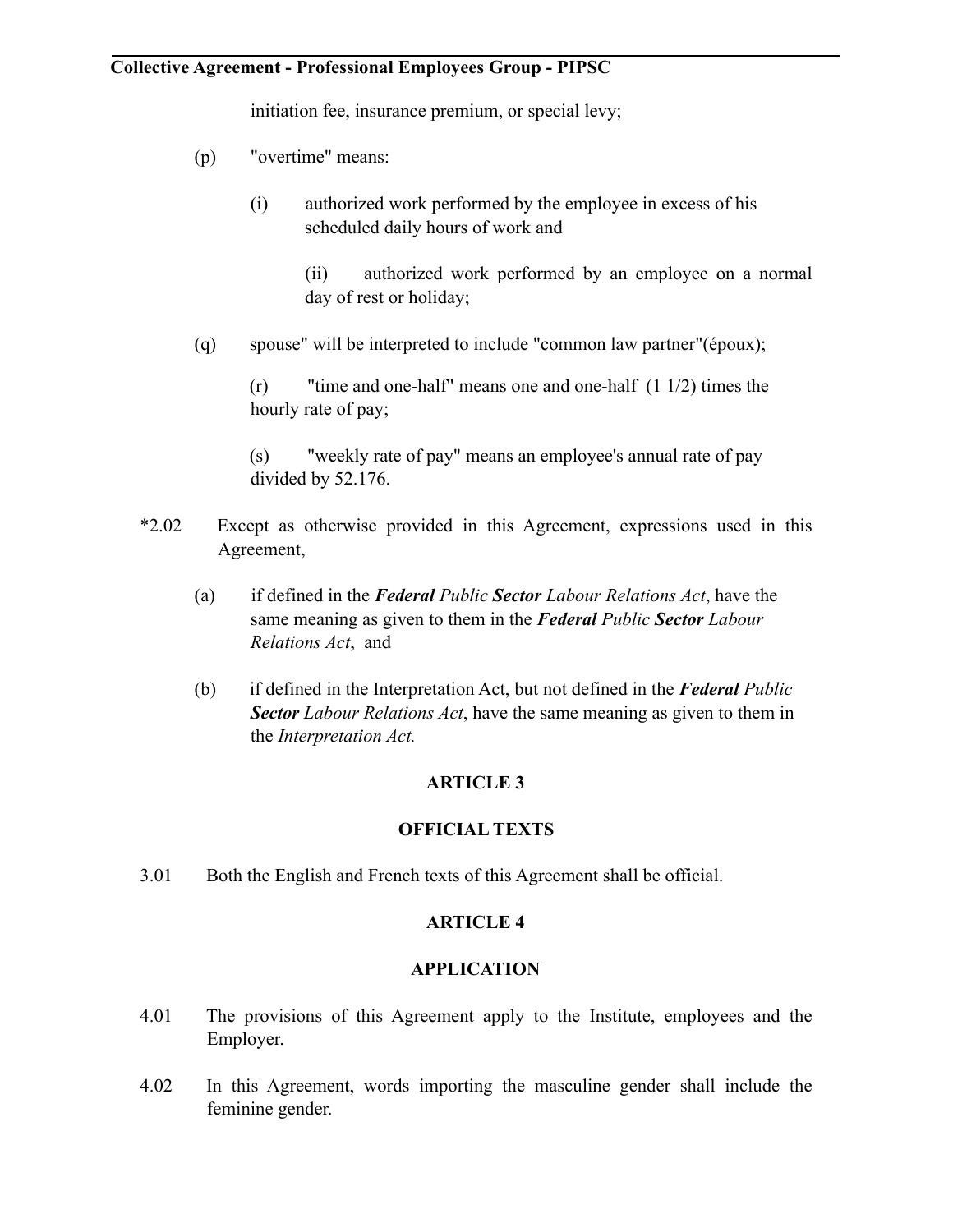initiation fee, insurance premium, or special levy;

(p) "overtime" means:

(i) authorized work performed by the employee in excess of his scheduled daily hours of work and

(ii) authorized work performed by an employee on a normal day of rest or holiday;

(q) spouse" will be interpreted to include "common law partner"(époux);

(r) "time and one-half" means one and one-half (1 1/2) times the hourly rate of pay;

(s) "weekly rate of pay" means an employee's annual rate of pay divided by 52.176.

*2.02 Except as otherwise provided in this Agreement, expressions used in this Agreement,

(a) if defined in the ***Federal*** *Public* ***Sector*** *Labour Relations Act*, have the same meaning as given to them in the ***Federal*** *Public* ***Sector*** *Labour Relations Act*, and

(b) if defined in the Interpretation Act, but not defined in the ***Federal*** *Public* ***Sector*** *Labour Relations Act*, have the same meaning as given to them in the *Interpretation Act.*

## ARTICLE 3

## OFFICIAL TEXTS

3.01 Both the English and French texts of this Agreement shall be official.

## ARTICLE 4

## APPLICATION

4.01 The provisions of this Agreement apply to the Institute, employees and the Employer.

4.02 In this Agreement, words importing the masculine gender shall include the feminine gender.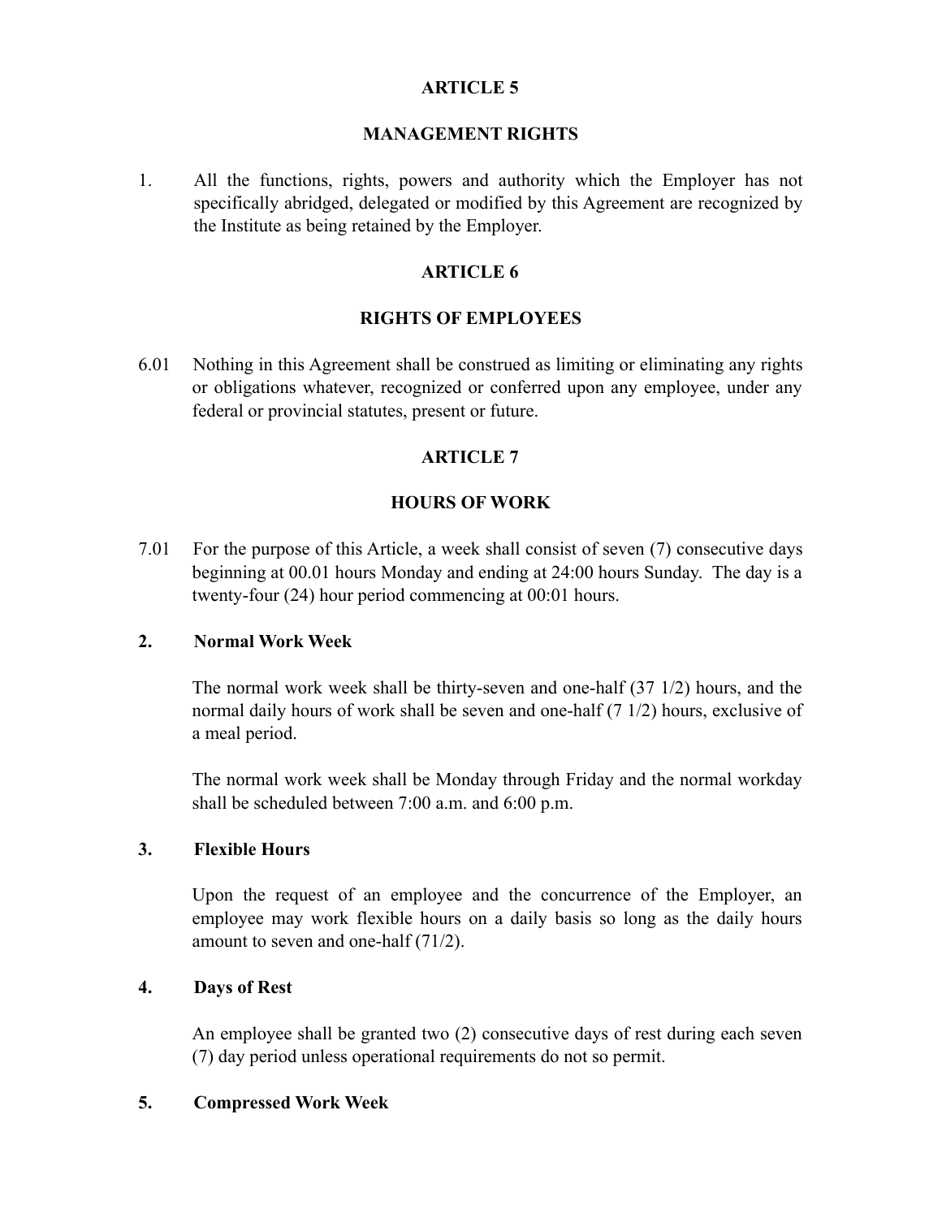## ARTICLE 5

## MANAGEMENT RIGHTS

1. All the functions, rights, powers and authority which the Employer has not specifically abridged, delegated or modified by this Agreement are recognized by the Institute as being retained by the Employer.

## ARTICLE 6

## RIGHTS OF EMPLOYEES

6.01 Nothing in this Agreement shall be construed as limiting or eliminating any rights or obligations whatever, recognized or conferred upon any employee, under any federal or provincial statutes, present or future.

## ARTICLE 7

## HOURS OF WORK

7.01 For the purpose of this Article, a week shall consist of seven (7) consecutive days beginning at 00.01 hours Monday and ending at 24:00 hours Sunday. The day is a twenty-four (24) hour period commencing at 00:01 hours.

**2. Normal Work Week**

The normal work week shall be thirty-seven and one-half (37 1/2) hours, and the normal daily hours of work shall be seven and one-half (7 1/2) hours, exclusive of a meal period.

The normal work week shall be Monday through Friday and the normal workday shall be scheduled between 7:00 a.m. and 6:00 p.m.

**3. Flexible Hours**

Upon the request of an employee and the concurrence of the Employer, an employee may work flexible hours on a daily basis so long as the daily hours amount to seven and one-half (71/2).

**4. Days of Rest**

An employee shall be granted two (2) consecutive days of rest during each seven (7) day period unless operational requirements do not so permit.

**5. Compressed Work Week**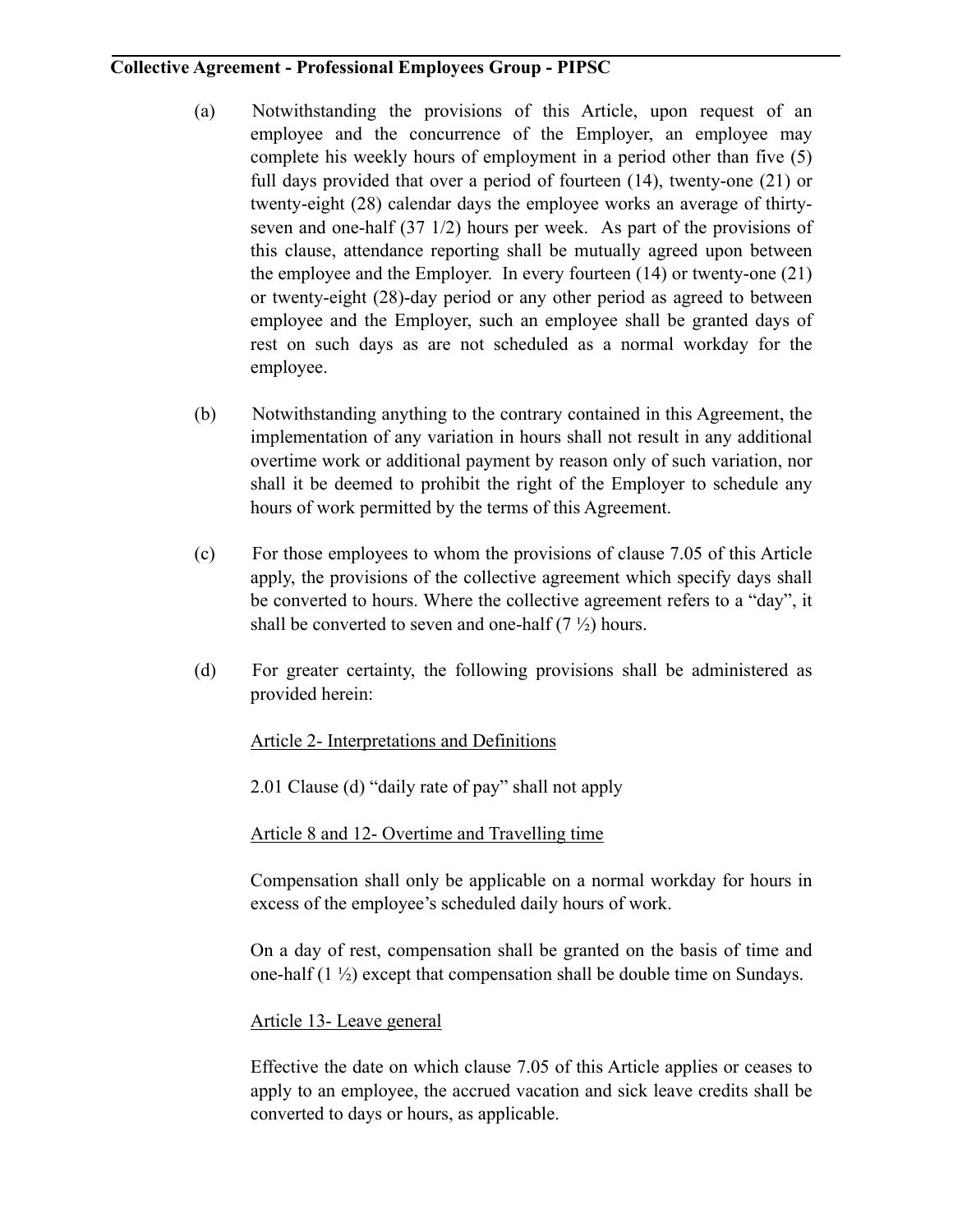(a) Notwithstanding the provisions of this Article, upon request of an employee and the concurrence of the Employer, an employee may complete his weekly hours of employment in a period other than five (5) full days provided that over a period of fourteen (14), twenty-one (21) or twenty-eight (28) calendar days the employee works an average of thirty-seven and one-half (37 1/2) hours per week. As part of the provisions of this clause, attendance reporting shall be mutually agreed upon between the employee and the Employer. In every fourteen (14) or twenty-one (21) or twenty-eight (28)-day period or any other period as agreed to between employee and the Employer, such an employee shall be granted days of rest on such days as are not scheduled as a normal workday for the employee.

(b) Notwithstanding anything to the contrary contained in this Agreement, the implementation of any variation in hours shall not result in any additional overtime work or additional payment by reason only of such variation, nor shall it be deemed to prohibit the right of the Employer to schedule any hours of work permitted by the terms of this Agreement.

(c) For those employees to whom the provisions of clause 7.05 of this Article apply, the provisions of the collective agreement which specify days shall be converted to hours. Where the collective agreement refers to a "day", it shall be converted to seven and one-half (7 ½) hours.

(d) For greater certainty, the following provisions shall be administered as provided herein:

<u>Article 2- Interpretations and Definitions</u>

2.01 Clause (d) "daily rate of pay" shall not apply

<u>Article 8 and 12- Overtime and Travelling time</u>

Compensation shall only be applicable on a normal workday for hours in excess of the employee's scheduled daily hours of work.

On a day of rest, compensation shall be granted on the basis of time and one-half (1 ½) except that compensation shall be double time on Sundays.

<u>Article 13- Leave general</u>

Effective the date on which clause 7.05 of this Article applies or ceases to apply to an employee, the accrued vacation and sick leave credits shall be converted to days or hours, as applicable.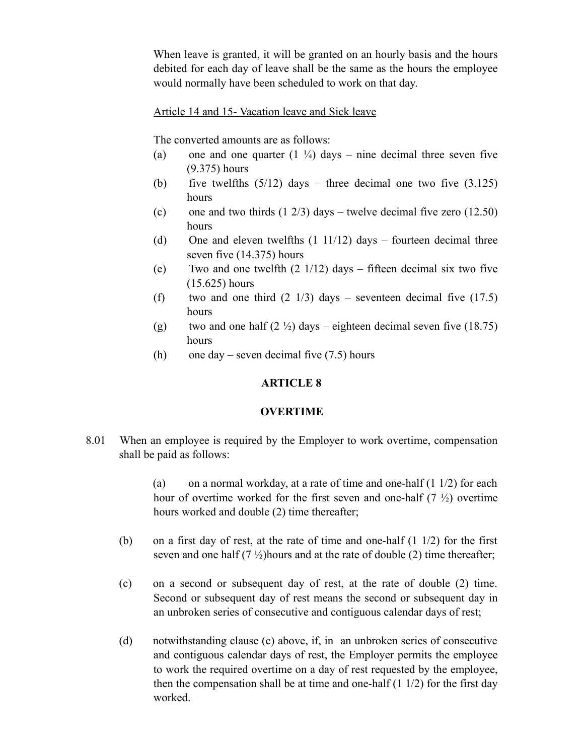When leave is granted, it will be granted on an hourly basis and the hours debited for each day of leave shall be the same as the hours the employee would normally have been scheduled to work on that day.

Article 14 and 15- Vacation leave and Sick leave

The converted amounts are as follows:

(a) one and one quarter (1 ¼) days – nine decimal three seven five (9.375) hours
(b) five twelfths (5/12) days – three decimal one two five (3.125) hours
(c) one and two thirds (1 2/3) days – twelve decimal five zero (12.50) hours
(d) One and eleven twelfths (1 11/12) days – fourteen decimal three seven five (14.375) hours
(e) Two and one twelfth (2 1/12) days – fifteen decimal six two five (15.625) hours
(f) two and one third (2 1/3) days – seventeen decimal five (17.5) hours
(g) two and one half (2 ½) days – eighteen decimal seven five (18.75) hours
(h) one day – seven decimal five (7.5) hours

## ARTICLE 8

## OVERTIME

8.01 When an employee is required by the Employer to work overtime, compensation shall be paid as follows:

(a) on a normal workday, at a rate of time and one-half (1 1/2) for each hour of overtime worked for the first seven and one-half (7 ½) overtime hours worked and double (2) time thereafter;

(b) on a first day of rest, at the rate of time and one-half (1 1/2) for the first seven and one half (7 ½)hours and at the rate of double (2) time thereafter;

(c) on a second or subsequent day of rest, at the rate of double (2) time. Second or subsequent day of rest means the second or subsequent day in an unbroken series of consecutive and contiguous calendar days of rest;

(d) notwithstanding clause (c) above, if, in an unbroken series of consecutive and contiguous calendar days of rest, the Employer permits the employee to work the required overtime on a day of rest requested by the employee, then the compensation shall be at time and one-half (1 1/2) for the first day worked.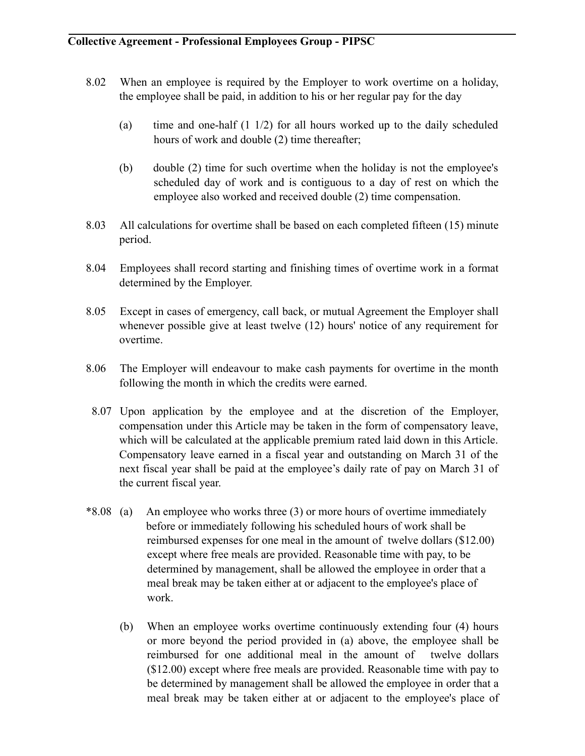8.02 When an employee is required by the Employer to work overtime on a holiday, the employee shall be paid, in addition to his or her regular pay for the day

(a) time and one-half (1 1/2) for all hours worked up to the daily scheduled hours of work and double (2) time thereafter;

(b) double (2) time for such overtime when the holiday is not the employee's scheduled day of work and is contiguous to a day of rest on which the employee also worked and received double (2) time compensation.

8.03 All calculations for overtime shall be based on each completed fifteen (15) minute period.

8.04 Employees shall record starting and finishing times of overtime work in a format determined by the Employer.

8.05 Except in cases of emergency, call back, or mutual Agreement the Employer shall whenever possible give at least twelve (12) hours' notice of any requirement for overtime.

8.06 The Employer will endeavour to make cash payments for overtime in the month following the month in which the credits were earned.

8.07 Upon application by the employee and at the discretion of the Employer, compensation under this Article may be taken in the form of compensatory leave, which will be calculated at the applicable premium rated laid down in this Article. Compensatory leave earned in a fiscal year and outstanding on March 31 of the next fiscal year shall be paid at the employee's daily rate of pay on March 31 of the current fiscal year.

*8.08 (a) An employee who works three (3) or more hours of overtime immediately before or immediately following his scheduled hours of work shall be reimbursed expenses for one meal in the amount of twelve dollars ($12.00) except where free meals are provided. Reasonable time with pay, to be determined by management, shall be allowed the employee in order that a meal break may be taken either at or adjacent to the employee's place of work.

(b) When an employee works overtime continuously extending four (4) hours or more beyond the period provided in (a) above, the employee shall be reimbursed for one additional meal in the amount of twelve dollars ($12.00) except where free meals are provided. Reasonable time with pay to be determined by management shall be allowed the employee in order that a meal break may be taken either at or adjacent to the employee's place of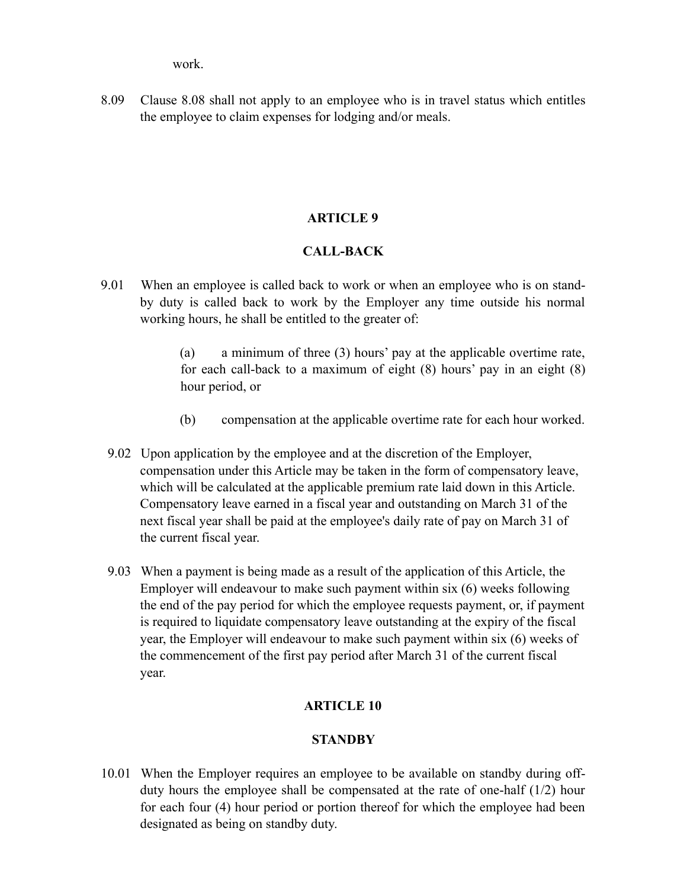work.

8.09 Clause 8.08 shall not apply to an employee who is in travel status which entitles the employee to claim expenses for lodging and/or meals.

## ARTICLE 9

## CALL-BACK

9.01 When an employee is called back to work or when an employee who is on stand-by duty is called back to work by the Employer any time outside his normal working hours, he shall be entitled to the greater of:

(a) a minimum of three (3) hours' pay at the applicable overtime rate, for each call-back to a maximum of eight (8) hours' pay in an eight (8) hour period, or

(b) compensation at the applicable overtime rate for each hour worked.

9.02 Upon application by the employee and at the discretion of the Employer, compensation under this Article may be taken in the form of compensatory leave, which will be calculated at the applicable premium rate laid down in this Article. Compensatory leave earned in a fiscal year and outstanding on March 31 of the next fiscal year shall be paid at the employee's daily rate of pay on March 31 of the current fiscal year.

9.03 When a payment is being made as a result of the application of this Article, the Employer will endeavour to make such payment within six (6) weeks following the end of the pay period for which the employee requests payment, or, if payment is required to liquidate compensatory leave outstanding at the expiry of the fiscal year, the Employer will endeavour to make such payment within six (6) weeks of the commencement of the first pay period after March 31 of the current fiscal year.

## ARTICLE 10

## STANDBY

10.01 When the Employer requires an employee to be available on standby during off-duty hours the employee shall be compensated at the rate of one-half (1/2) hour for each four (4) hour period or portion thereof for which the employee had been designated as being on standby duty.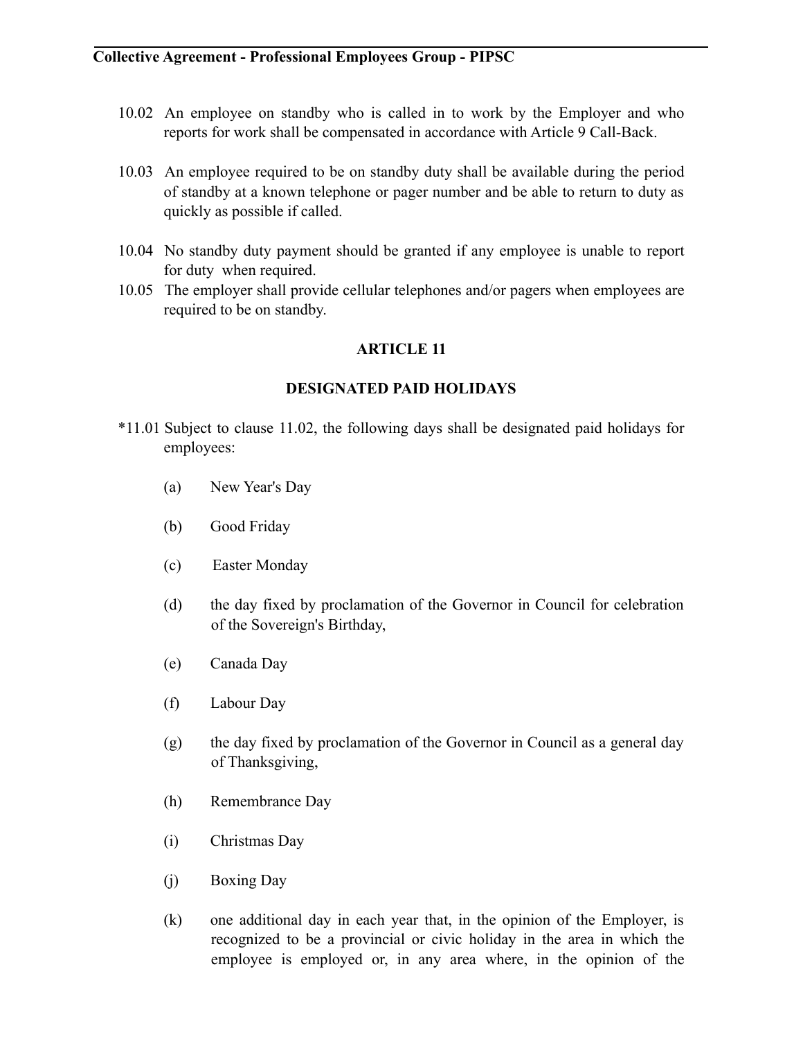10.02 An employee on standby who is called in to work by the Employer and who reports for work shall be compensated in accordance with Article 9 Call-Back.

10.03 An employee required to be on standby duty shall be available during the period of standby at a known telephone or pager number and be able to return to duty as quickly as possible if called.

10.04 No standby duty payment should be granted if any employee is unable to report for duty when required.

10.05 The employer shall provide cellular telephones and/or pagers when employees are required to be on standby.

## ARTICLE 11

## DESIGNATED PAID HOLIDAYS

*11.01 Subject to clause 11.02, the following days shall be designated paid holidays for employees:

(a) New Year's Day

(b) Good Friday

(c) Easter Monday

(d) the day fixed by proclamation of the Governor in Council for celebration of the Sovereign's Birthday,

(e) Canada Day

(f) Labour Day

(g) the day fixed by proclamation of the Governor in Council as a general day of Thanksgiving,

(h) Remembrance Day

(i) Christmas Day

(j) Boxing Day

(k) one additional day in each year that, in the opinion of the Employer, is recognized to be a provincial or civic holiday in the area in which the employee is employed or, in any area where, in the opinion of the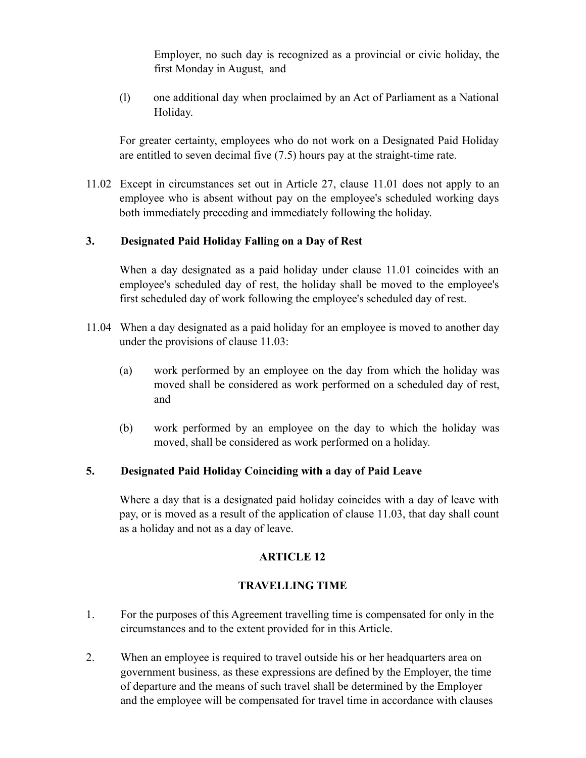Employer, no such day is recognized as a provincial or civic holiday, the first Monday in August, and

(l) one additional day when proclaimed by an Act of Parliament as a National Holiday.

For greater certainty, employees who do not work on a Designated Paid Holiday are entitled to seven decimal five (7.5) hours pay at the straight-time rate.

11.02 Except in circumstances set out in Article 27, clause 11.01 does not apply to an employee who is absent without pay on the employee's scheduled working days both immediately preceding and immediately following the holiday.

**3. Designated Paid Holiday Falling on a Day of Rest**

When a day designated as a paid holiday under clause 11.01 coincides with an employee's scheduled day of rest, the holiday shall be moved to the employee's first scheduled day of work following the employee's scheduled day of rest.

11.04 When a day designated as a paid holiday for an employee is moved to another day under the provisions of clause 11.03:

(a) work performed by an employee on the day from which the holiday was moved shall be considered as work performed on a scheduled day of rest, and

(b) work performed by an employee on the day to which the holiday was moved, shall be considered as work performed on a holiday.

**5. Designated Paid Holiday Coinciding with a day of Paid Leave**

Where a day that is a designated paid holiday coincides with a day of leave with pay, or is moved as a result of the application of clause 11.03, that day shall count as a holiday and not as a day of leave.

## ARTICLE 12

## TRAVELLING TIME

1. For the purposes of this Agreement travelling time is compensated for only in the circumstances and to the extent provided for in this Article.

2. When an employee is required to travel outside his or her headquarters area on government business, as these expressions are defined by the Employer, the time of departure and the means of such travel shall be determined by the Employer and the employee will be compensated for travel time in accordance with clauses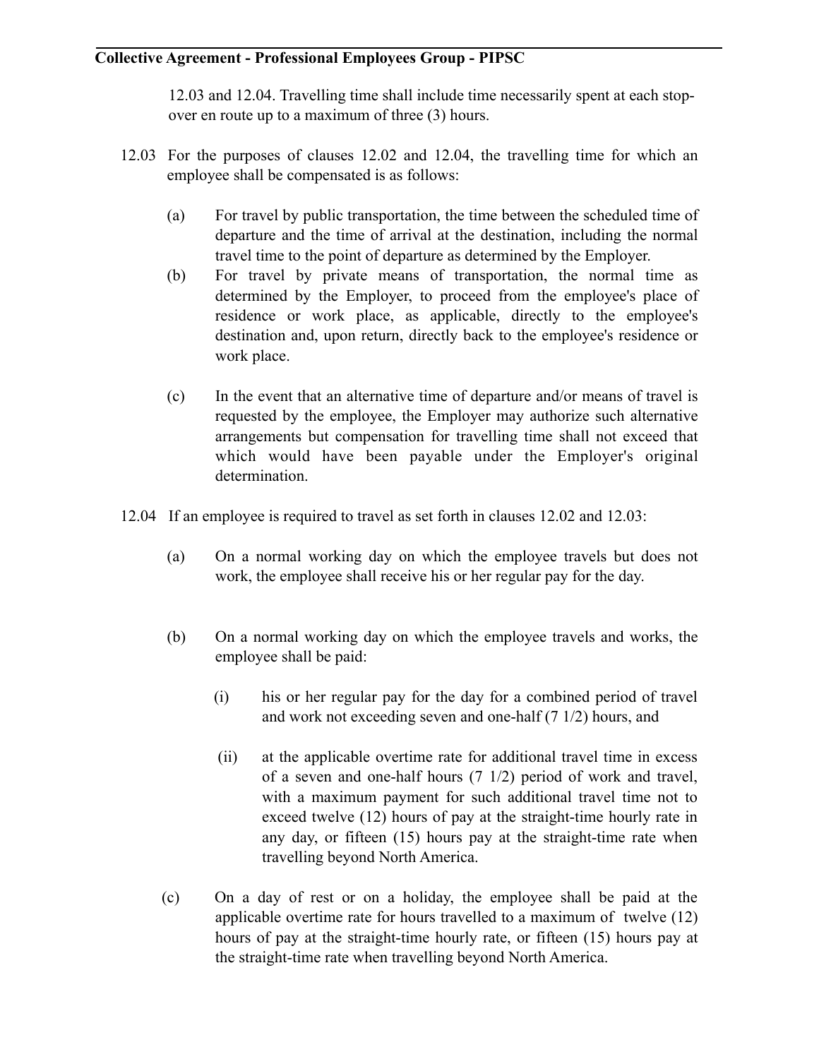12.03 and 12.04. Travelling time shall include time necessarily spent at each stop-over en route up to a maximum of three (3) hours.

12.03 For the purposes of clauses 12.02 and 12.04, the travelling time for which an employee shall be compensated is as follows:

(a) For travel by public transportation, the time between the scheduled time of departure and the time of arrival at the destination, including the normal travel time to the point of departure as determined by the Employer.

(b) For travel by private means of transportation, the normal time as determined by the Employer, to proceed from the employee's place of residence or work place, as applicable, directly to the employee's destination and, upon return, directly back to the employee's residence or work place.

(c) In the event that an alternative time of departure and/or means of travel is requested by the employee, the Employer may authorize such alternative arrangements but compensation for travelling time shall not exceed that which would have been payable under the Employer's original determination.

12.04 If an employee is required to travel as set forth in clauses 12.02 and 12.03:

(a) On a normal working day on which the employee travels but does not work, the employee shall receive his or her regular pay for the day.

(b) On a normal working day on which the employee travels and works, the employee shall be paid:

(i) his or her regular pay for the day for a combined period of travel and work not exceeding seven and one-half (7 1/2) hours, and

(ii) at the applicable overtime rate for additional travel time in excess of a seven and one-half hours (7 1/2) period of work and travel, with a maximum payment for such additional travel time not to exceed twelve (12) hours of pay at the straight-time hourly rate in any day, or fifteen (15) hours pay at the straight-time rate when travelling beyond North America.

(c) On a day of rest or on a holiday, the employee shall be paid at the applicable overtime rate for hours travelled to a maximum of twelve (12) hours of pay at the straight-time hourly rate, or fifteen (15) hours pay at the straight-time rate when travelling beyond North America.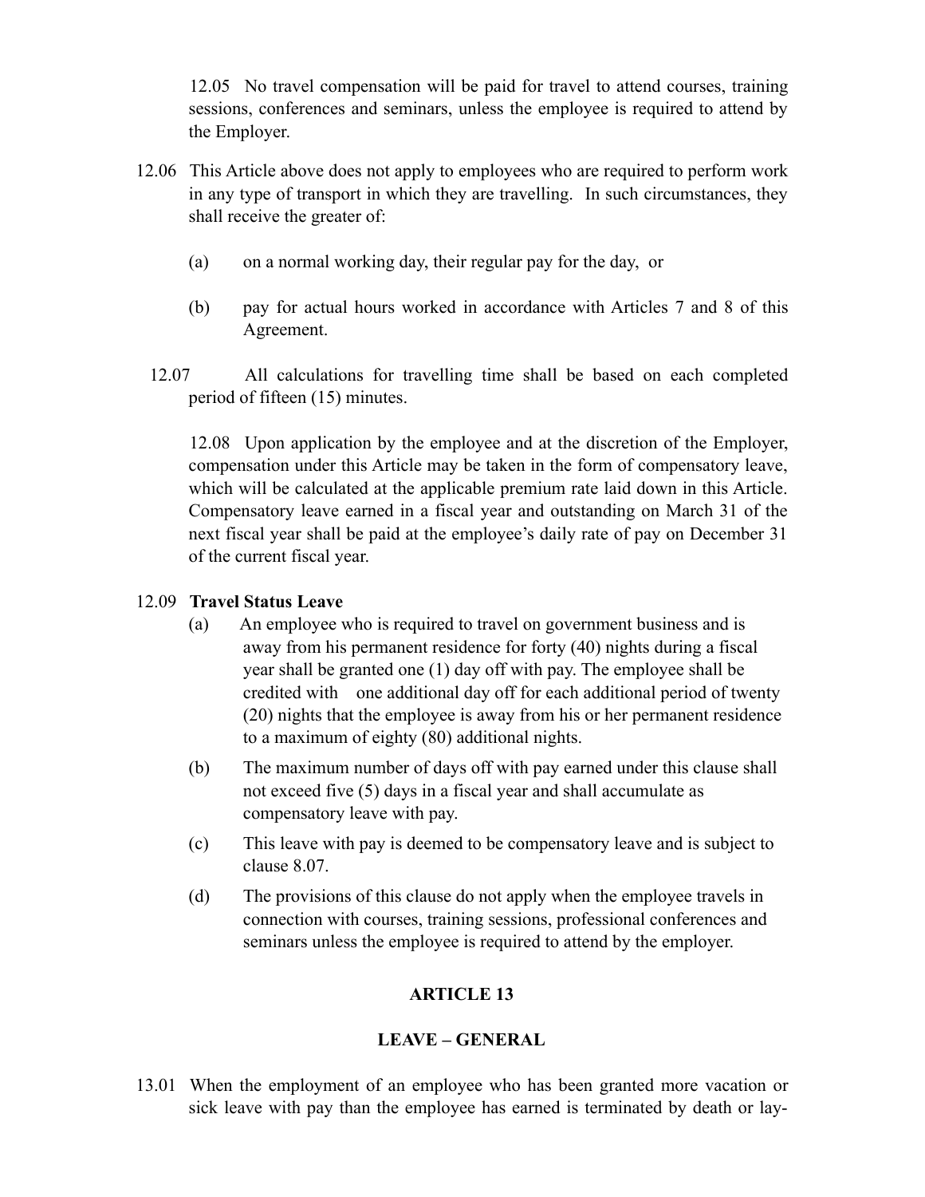12.05 No travel compensation will be paid for travel to attend courses, training sessions, conferences and seminars, unless the employee is required to attend by the Employer.

12.06 This Article above does not apply to employees who are required to perform work in any type of transport in which they are travelling. In such circumstances, they shall receive the greater of:

(a) on a normal working day, their regular pay for the day, or

(b) pay for actual hours worked in accordance with Articles 7 and 8 of this Agreement.

12.07 All calculations for travelling time shall be based on each completed period of fifteen (15) minutes.

12.08 Upon application by the employee and at the discretion of the Employer, compensation under this Article may be taken in the form of compensatory leave, which will be calculated at the applicable premium rate laid down in this Article. Compensatory leave earned in a fiscal year and outstanding on March 31 of the next fiscal year shall be paid at the employee's daily rate of pay on December 31 of the current fiscal year.

12.09 **Travel Status Leave**

(a) An employee who is required to travel on government business and is away from his permanent residence for forty (40) nights during a fiscal year shall be granted one (1) day off with pay. The employee shall be credited with one additional day off for each additional period of twenty (20) nights that the employee is away from his or her permanent residence to a maximum of eighty (80) additional nights.

(b) The maximum number of days off with pay earned under this clause shall not exceed five (5) days in a fiscal year and shall accumulate as compensatory leave with pay.

(c) This leave with pay is deemed to be compensatory leave and is subject to clause 8.07.

(d) The provisions of this clause do not apply when the employee travels in connection with courses, training sessions, professional conferences and seminars unless the employee is required to attend by the employer.

## ARTICLE 13

## LEAVE – GENERAL

13.01 When the employment of an employee who has been granted more vacation or sick leave with pay than the employee has earned is terminated by death or lay-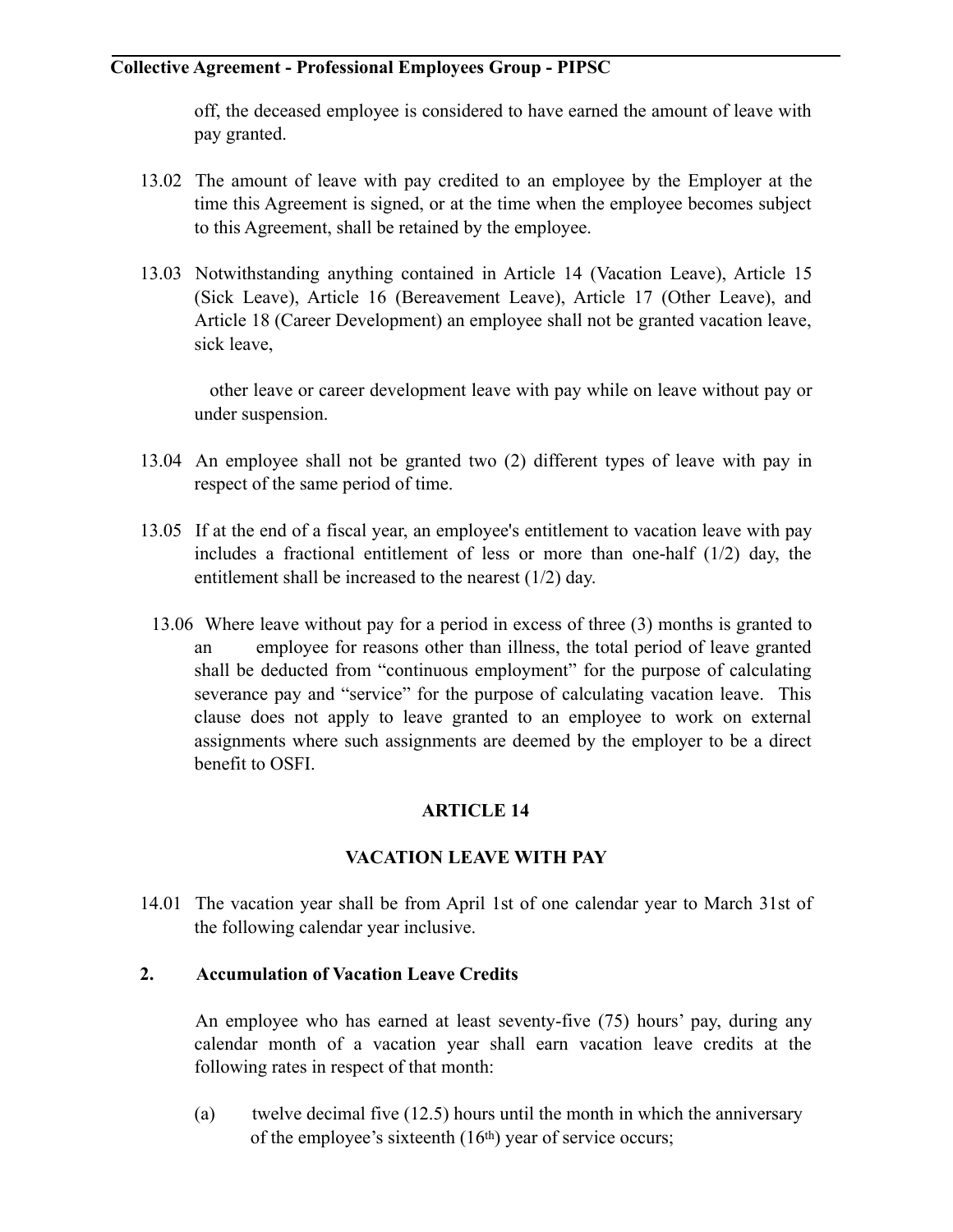off, the deceased employee is considered to have earned the amount of leave with pay granted.

13.02 The amount of leave with pay credited to an employee by the Employer at the time this Agreement is signed, or at the time when the employee becomes subject to this Agreement, shall be retained by the employee.

13.03 Notwithstanding anything contained in Article 14 (Vacation Leave), Article 15 (Sick Leave), Article 16 (Bereavement Leave), Article 17 (Other Leave), and Article 18 (Career Development) an employee shall not be granted vacation leave, sick leave,

other leave or career development leave with pay while on leave without pay or under suspension.

13.04 An employee shall not be granted two (2) different types of leave with pay in respect of the same period of time.

13.05 If at the end of a fiscal year, an employee's entitlement to vacation leave with pay includes a fractional entitlement of less or more than one-half (1/2) day, the entitlement shall be increased to the nearest (1/2) day.

13.06 Where leave without pay for a period in excess of three (3) months is granted to an employee for reasons other than illness, the total period of leave granted shall be deducted from "continuous employment" for the purpose of calculating severance pay and "service" for the purpose of calculating vacation leave. This clause does not apply to leave granted to an employee to work on external assignments where such assignments are deemed by the employer to be a direct benefit to OSFI.

## ARTICLE 14

## VACATION LEAVE WITH PAY

14.01 The vacation year shall be from April 1st of one calendar year to March 31st of the following calendar year inclusive.

**2. Accumulation of Vacation Leave Credits**

An employee who has earned at least seventy-five (75) hours' pay, during any calendar month of a vacation year shall earn vacation leave credits at the following rates in respect of that month:

(a) twelve decimal five (12.5) hours until the month in which the anniversary of the employee's sixteenth (16th) year of service occurs;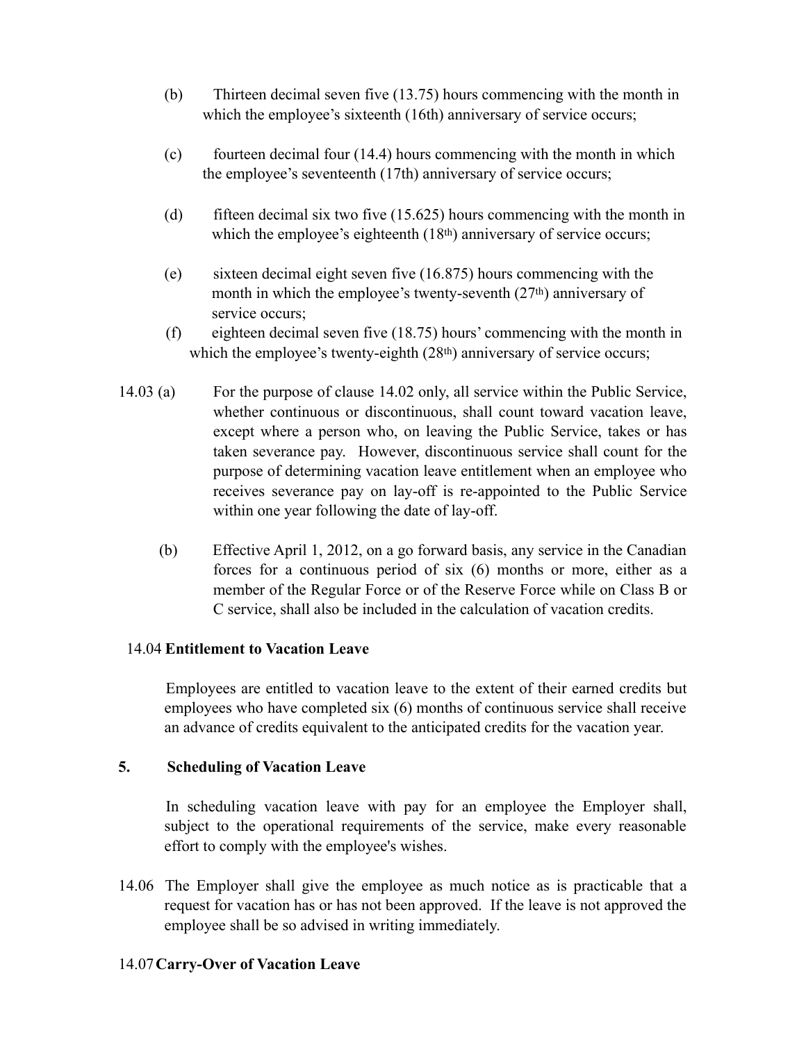(b) Thirteen decimal seven five (13.75) hours commencing with the month in which the employee's sixteenth (16th) anniversary of service occurs;

(c) fourteen decimal four (14.4) hours commencing with the month in which the employee's seventeenth (17th) anniversary of service occurs;

(d) fifteen decimal six two five (15.625) hours commencing with the month in which the employee's eighteenth (18th) anniversary of service occurs;

(e) sixteen decimal eight seven five (16.875) hours commencing with the month in which the employee's twenty-seventh (27th) anniversary of service occurs;

(f) eighteen decimal seven five (18.75) hours' commencing with the month in which the employee's twenty-eighth (28th) anniversary of service occurs;

14.03 (a) For the purpose of clause 14.02 only, all service within the Public Service, whether continuous or discontinuous, shall count toward vacation leave, except where a person who, on leaving the Public Service, takes or has taken severance pay. However, discontinuous service shall count for the purpose of determining vacation leave entitlement when an employee who receives severance pay on lay-off is re-appointed to the Public Service within one year following the date of lay-off.

(b) Effective April 1, 2012, on a go forward basis, any service in the Canadian forces for a continuous period of six (6) months or more, either as a member of the Regular Force or of the Reserve Force while on Class B or C service, shall also be included in the calculation of vacation credits.

14.04 **Entitlement to Vacation Leave**

Employees are entitled to vacation leave to the extent of their earned credits but employees who have completed six (6) months of continuous service shall receive an advance of credits equivalent to the anticipated credits for the vacation year.

**5. Scheduling of Vacation Leave**

In scheduling vacation leave with pay for an employee the Employer shall, subject to the operational requirements of the service, make every reasonable effort to comply with the employee's wishes.

14.06 The Employer shall give the employee as much notice as is practicable that a request for vacation has or has not been approved. If the leave is not approved the employee shall be so advised in writing immediately.

14.07 **Carry-Over of Vacation Leave**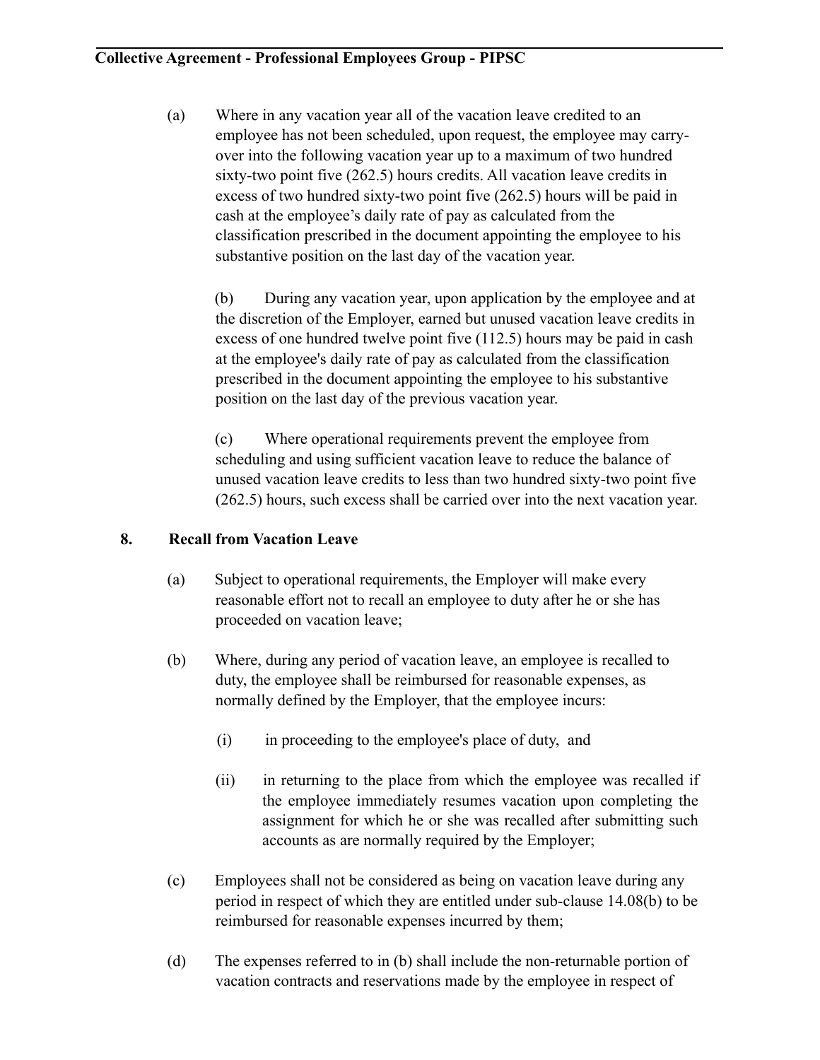(a) Where in any vacation year all of the vacation leave credited to an employee has not been scheduled, upon request, the employee may carry-over into the following vacation year up to a maximum of two hundred sixty-two point five (262.5) hours credits. All vacation leave credits in excess of two hundred sixty-two point five (262.5) hours will be paid in cash at the employee's daily rate of pay as calculated from the classification prescribed in the document appointing the employee to his substantive position on the last day of the vacation year.

(b) During any vacation year, upon application by the employee and at the discretion of the Employer, earned but unused vacation leave credits in excess of one hundred twelve point five (112.5) hours may be paid in cash at the employee's daily rate of pay as calculated from the classification prescribed in the document appointing the employee to his substantive position on the last day of the previous vacation year.

(c) Where operational requirements prevent the employee from scheduling and using sufficient vacation leave to reduce the balance of unused vacation leave credits to less than two hundred sixty-two point five (262.5) hours, such excess shall be carried over into the next vacation year.

### 8. Recall from Vacation Leave

(a) Subject to operational requirements, the Employer will make every reasonable effort not to recall an employee to duty after he or she has proceeded on vacation leave;

(b) Where, during any period of vacation leave, an employee is recalled to duty, the employee shall be reimbursed for reasonable expenses, as normally defined by the Employer, that the employee incurs:

  (i) in proceeding to the employee's place of duty, and

  (ii) in returning to the place from which the employee was recalled if the employee immediately resumes vacation upon completing the assignment for which he or she was recalled after submitting such accounts as are normally required by the Employer;

(c) Employees shall not be considered as being on vacation leave during any period in respect of which they are entitled under sub-clause 14.08(b) to be reimbursed for reasonable expenses incurred by them;

(d) The expenses referred to in (b) shall include the non-returnable portion of vacation contracts and reservations made by the employee in respect of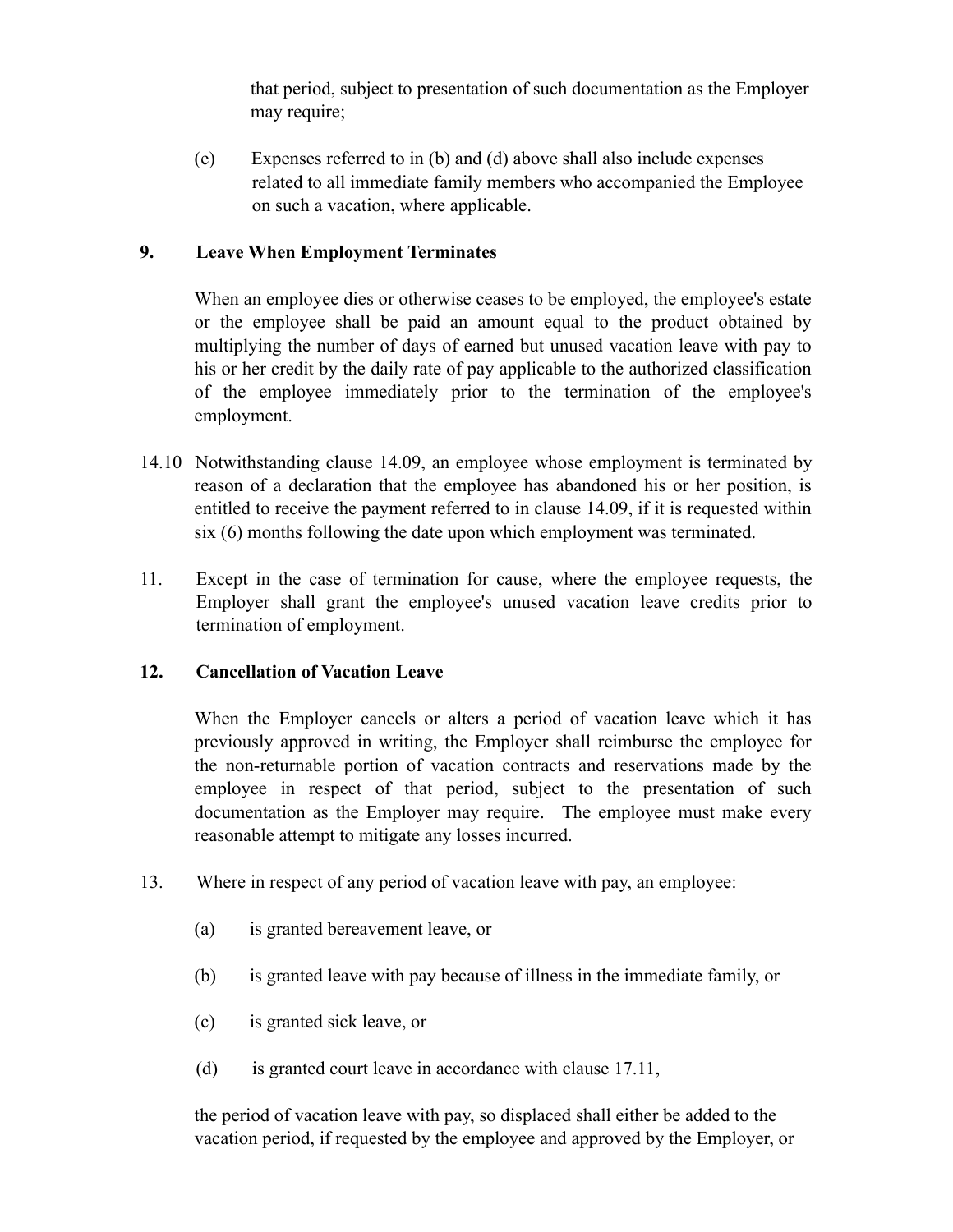that period, subject to presentation of such documentation as the Employer may require;

(e) Expenses referred to in (b) and (d) above shall also include expenses related to all immediate family members who accompanied the Employee on such a vacation, where applicable.

**9. Leave When Employment Terminates**

When an employee dies or otherwise ceases to be employed, the employee's estate or the employee shall be paid an amount equal to the product obtained by multiplying the number of days of earned but unused vacation leave with pay to his or her credit by the daily rate of pay applicable to the authorized classification of the employee immediately prior to the termination of the employee's employment.

14.10 Notwithstanding clause 14.09, an employee whose employment is terminated by reason of a declaration that the employee has abandoned his or her position, is entitled to receive the payment referred to in clause 14.09, if it is requested within six (6) months following the date upon which employment was terminated.

11. Except in the case of termination for cause, where the employee requests, the Employer shall grant the employee's unused vacation leave credits prior to termination of employment.

**12. Cancellation of Vacation Leave**

When the Employer cancels or alters a period of vacation leave which it has previously approved in writing, the Employer shall reimburse the employee for the non-returnable portion of vacation contracts and reservations made by the employee in respect of that period, subject to the presentation of such documentation as the Employer may require. The employee must make every reasonable attempt to mitigate any losses incurred.

13. Where in respect of any period of vacation leave with pay, an employee:

(a) is granted bereavement leave, or

(b) is granted leave with pay because of illness in the immediate family, or

(c) is granted sick leave, or

(d) is granted court leave in accordance with clause 17.11,

the period of vacation leave with pay, so displaced shall either be added to the vacation period, if requested by the employee and approved by the Employer, or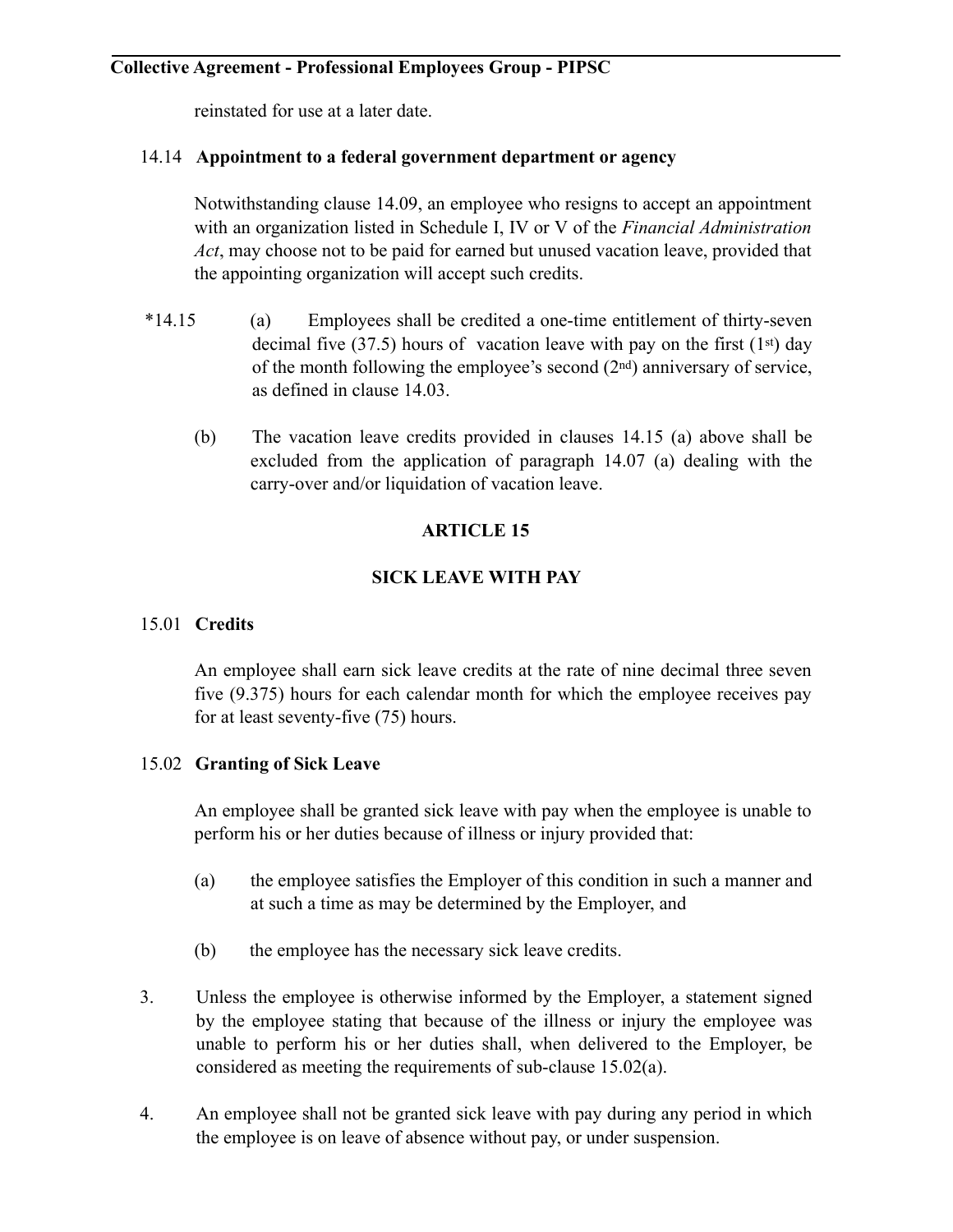reinstated for use at a later date.

14.14 **Appointment to a federal government department or agency**

Notwithstanding clause 14.09, an employee who resigns to accept an appointment with an organization listed in Schedule I, IV or V of the *Financial Administration Act*, may choose not to be paid for earned but unused vacation leave, provided that the appointing organization will accept such credits.

*14.15 (a) Employees shall be credited a one-time entitlement of thirty-seven decimal five (37.5) hours of vacation leave with pay on the first (1st) day of the month following the employee's second (2nd) anniversary of service, as defined in clause 14.03.

(b) The vacation leave credits provided in clauses 14.15 (a) above shall be excluded from the application of paragraph 14.07 (a) dealing with the carry-over and/or liquidation of vacation leave.

## ARTICLE 15

## SICK LEAVE WITH PAY

15.01 **Credits**

An employee shall earn sick leave credits at the rate of nine decimal three seven five (9.375) hours for each calendar month for which the employee receives pay for at least seventy-five (75) hours.

15.02 **Granting of Sick Leave**

An employee shall be granted sick leave with pay when the employee is unable to perform his or her duties because of illness or injury provided that:

(a) the employee satisfies the Employer of this condition in such a manner and at such a time as may be determined by the Employer, and

(b) the employee has the necessary sick leave credits.

3. Unless the employee is otherwise informed by the Employer, a statement signed by the employee stating that because of the illness or injury the employee was unable to perform his or her duties shall, when delivered to the Employer, be considered as meeting the requirements of sub-clause 15.02(a).

4. An employee shall not be granted sick leave with pay during any period in which the employee is on leave of absence without pay, or under suspension.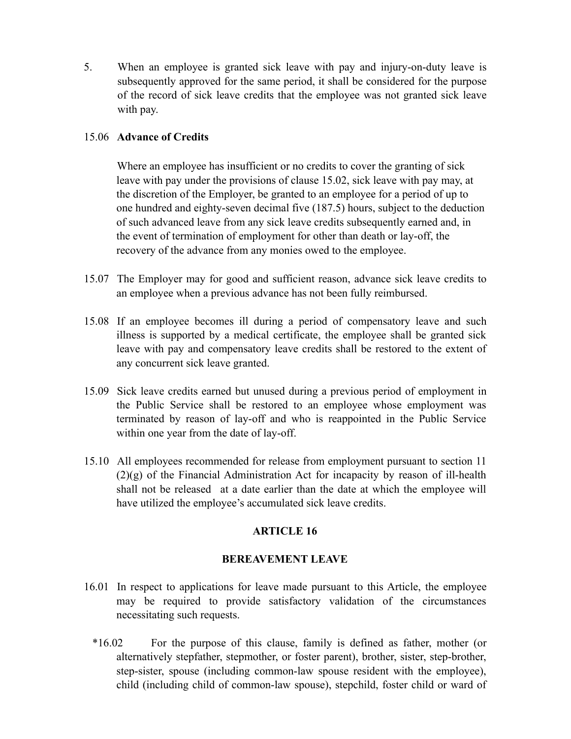5. When an employee is granted sick leave with pay and injury-on-duty leave is subsequently approved for the same period, it shall be considered for the purpose of the record of sick leave credits that the employee was not granted sick leave with pay.

15.06 **Advance of Credits**

Where an employee has insufficient or no credits to cover the granting of sick leave with pay under the provisions of clause 15.02, sick leave with pay may, at the discretion of the Employer, be granted to an employee for a period of up to one hundred and eighty-seven decimal five (187.5) hours, subject to the deduction of such advanced leave from any sick leave credits subsequently earned and, in the event of termination of employment for other than death or lay-off, the recovery of the advance from any monies owed to the employee.

15.07 The Employer may for good and sufficient reason, advance sick leave credits to an employee when a previous advance has not been fully reimbursed.

15.08 If an employee becomes ill during a period of compensatory leave and such illness is supported by a medical certificate, the employee shall be granted sick leave with pay and compensatory leave credits shall be restored to the extent of any concurrent sick leave granted.

15.09 Sick leave credits earned but unused during a previous period of employment in the Public Service shall be restored to an employee whose employment was terminated by reason of lay-off and who is reappointed in the Public Service within one year from the date of lay-off.

15.10 All employees recommended for release from employment pursuant to section 11 (2)(g) of the Financial Administration Act for incapacity by reason of ill-health shall not be released at a date earlier than the date at which the employee will have utilized the employee's accumulated sick leave credits.

## ARTICLE 16

## BEREAVEMENT LEAVE

16.01 In respect to applications for leave made pursuant to this Article, the employee may be required to provide satisfactory validation of the circumstances necessitating such requests.

*16.02 For the purpose of this clause, family is defined as father, mother (or alternatively stepfather, stepmother, or foster parent), brother, sister, step-brother, step-sister, spouse (including common-law spouse resident with the employee), child (including child of common-law spouse), stepchild, foster child or ward of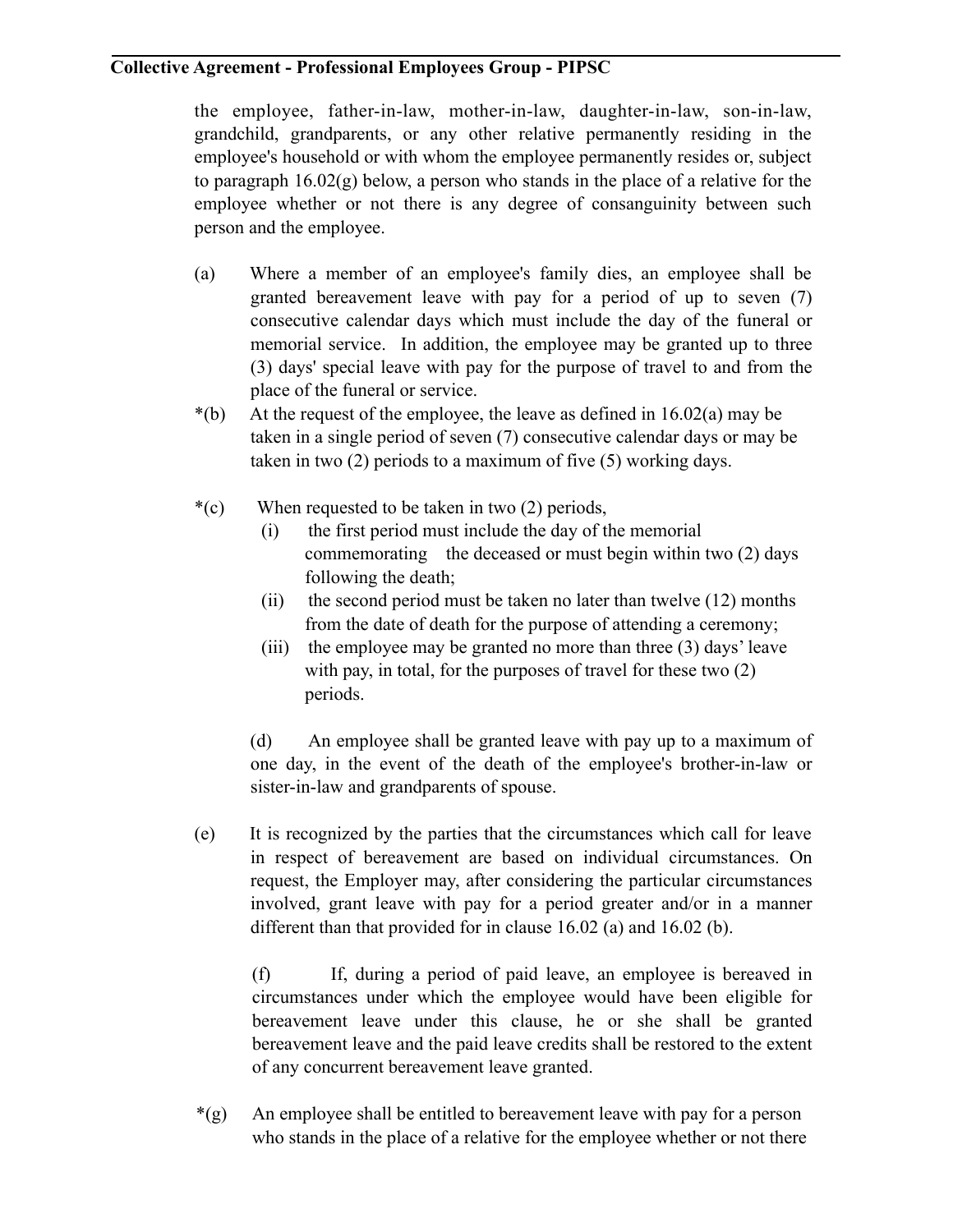the employee, father-in-law, mother-in-law, daughter-in-law, son-in-law, grandchild, grandparents, or any other relative permanently residing in the employee's household or with whom the employee permanently resides or, subject to paragraph 16.02(g) below, a person who stands in the place of a relative for the employee whether or not there is any degree of consanguinity between such person and the employee.

(a) Where a member of an employee's family dies, an employee shall be granted bereavement leave with pay for a period of up to seven (7) consecutive calendar days which must include the day of the funeral or memorial service. In addition, the employee may be granted up to three (3) days' special leave with pay for the purpose of travel to and from the place of the funeral or service.

*(b) At the request of the employee, the leave as defined in 16.02(a) may be taken in a single period of seven (7) consecutive calendar days or may be taken in two (2) periods to a maximum of five (5) working days.

*(c) When requested to be taken in two (2) periods,

(i) the first period must include the day of the memorial commemorating the deceased or must begin within two (2) days following the death;

(ii) the second period must be taken no later than twelve (12) months from the date of death for the purpose of attending a ceremony;

(iii) the employee may be granted no more than three (3) days' leave with pay, in total, for the purposes of travel for these two (2) periods.

(d) An employee shall be granted leave with pay up to a maximum of one day, in the event of the death of the employee's brother-in-law or sister-in-law and grandparents of spouse.

(e) It is recognized by the parties that the circumstances which call for leave in respect of bereavement are based on individual circumstances. On request, the Employer may, after considering the particular circumstances involved, grant leave with pay for a period greater and/or in a manner different than that provided for in clause 16.02 (a) and 16.02 (b).

(f) If, during a period of paid leave, an employee is bereaved in circumstances under which the employee would have been eligible for bereavement leave under this clause, he or she shall be granted bereavement leave and the paid leave credits shall be restored to the extent of any concurrent bereavement leave granted.

*(g) An employee shall be entitled to bereavement leave with pay for a person who stands in the place of a relative for the employee whether or not there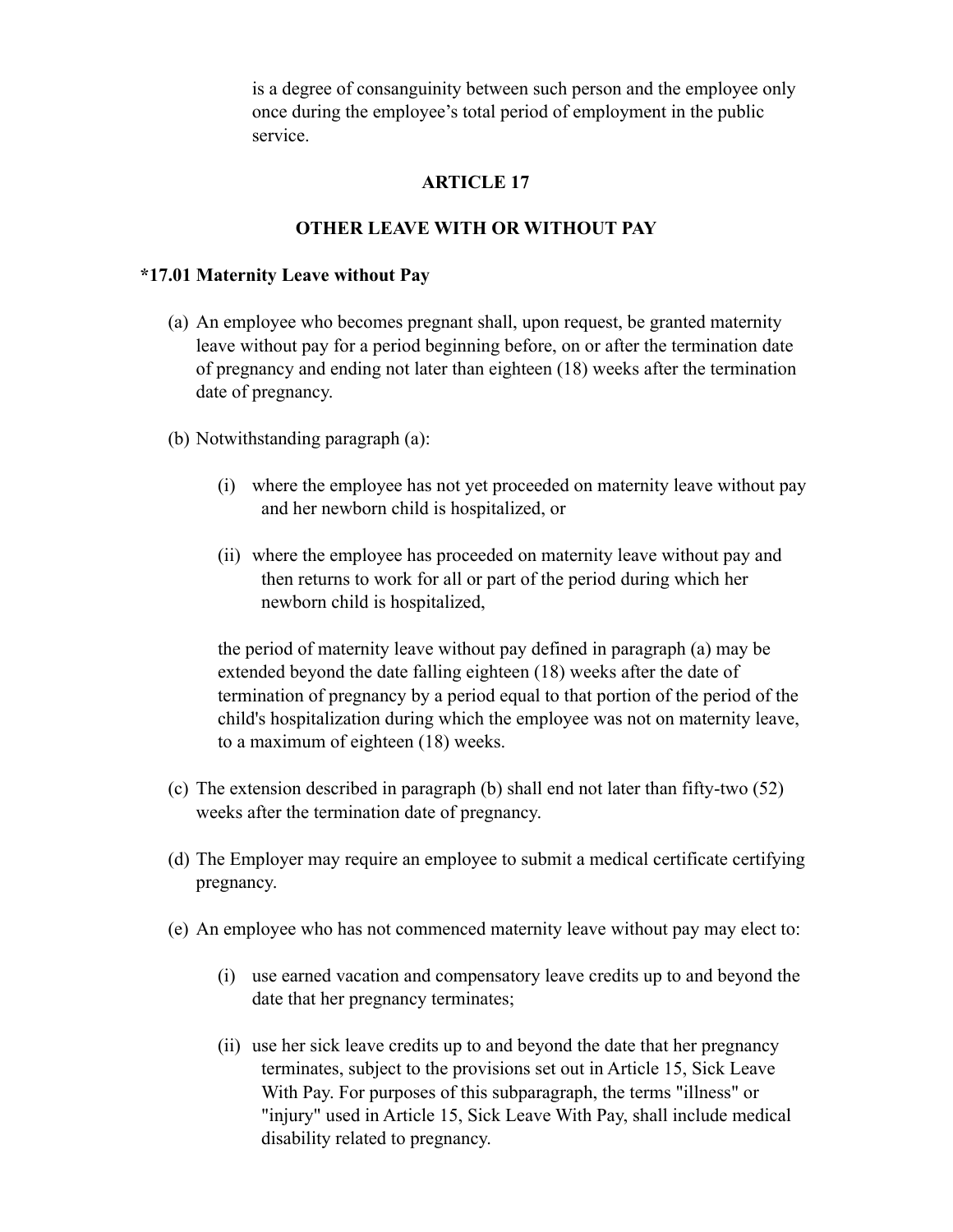is a degree of consanguinity between such person and the employee only once during the employee's total period of employment in the public service.

## ARTICLE 17

## OTHER LEAVE WITH OR WITHOUT PAY

### *17.01 Maternity Leave without Pay

(a) An employee who becomes pregnant shall, upon request, be granted maternity leave without pay for a period beginning before, on or after the termination date of pregnancy and ending not later than eighteen (18) weeks after the termination date of pregnancy.

(b) Notwithstanding paragraph (a):

   (i) where the employee has not yet proceeded on maternity leave without pay and her newborn child is hospitalized, or

   (ii) where the employee has proceeded on maternity leave without pay and then returns to work for all or part of the period during which her newborn child is hospitalized,

   the period of maternity leave without pay defined in paragraph (a) may be extended beyond the date falling eighteen (18) weeks after the date of termination of pregnancy by a period equal to that portion of the period of the child's hospitalization during which the employee was not on maternity leave, to a maximum of eighteen (18) weeks.

(c) The extension described in paragraph (b) shall end not later than fifty-two (52) weeks after the termination date of pregnancy.

(d) The Employer may require an employee to submit a medical certificate certifying pregnancy.

(e) An employee who has not commenced maternity leave without pay may elect to:

   (i) use earned vacation and compensatory leave credits up to and beyond the date that her pregnancy terminates;

   (ii) use her sick leave credits up to and beyond the date that her pregnancy terminates, subject to the provisions set out in Article 15, Sick Leave With Pay. For purposes of this subparagraph, the terms "illness" or "injury" used in Article 15, Sick Leave With Pay, shall include medical disability related to pregnancy.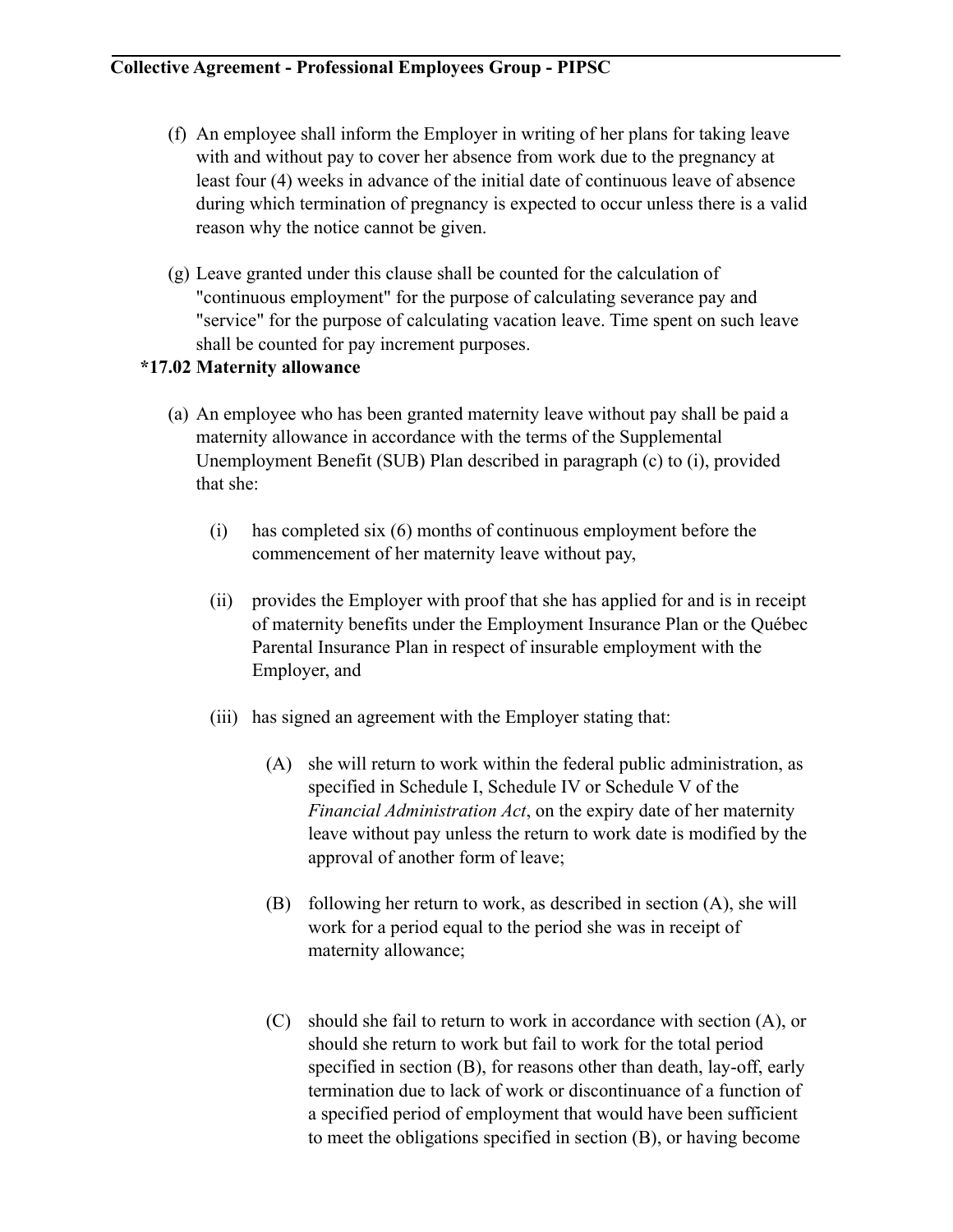(f) An employee shall inform the Employer in writing of her plans for taking leave with and without pay to cover her absence from work due to the pregnancy at least four (4) weeks in advance of the initial date of continuous leave of absence during which termination of pregnancy is expected to occur unless there is a valid reason why the notice cannot be given.

(g) Leave granted under this clause shall be counted for the calculation of "continuous employment" for the purpose of calculating severance pay and "service" for the purpose of calculating vacation leave. Time spent on such leave shall be counted for pay increment purposes.

**\*17.02 Maternity allowance**

(a) An employee who has been granted maternity leave without pay shall be paid a maternity allowance in accordance with the terms of the Supplemental Unemployment Benefit (SUB) Plan described in paragraph (c) to (i), provided that she:

(i) has completed six (6) months of continuous employment before the commencement of her maternity leave without pay,

(ii) provides the Employer with proof that she has applied for and is in receipt of maternity benefits under the Employment Insurance Plan or the Québec Parental Insurance Plan in respect of insurable employment with the Employer, and

(iii) has signed an agreement with the Employer stating that:

(A) she will return to work within the federal public administration, as specified in Schedule I, Schedule IV or Schedule V of the *Financial Administration Act*, on the expiry date of her maternity leave without pay unless the return to work date is modified by the approval of another form of leave;

(B) following her return to work, as described in section (A), she will work for a period equal to the period she was in receipt of maternity allowance;

(C) should she fail to return to work in accordance with section (A), or should she return to work but fail to work for the total period specified in section (B), for reasons other than death, lay-off, early termination due to lack of work or discontinuance of a function of a specified period of employment that would have been sufficient to meet the obligations specified in section (B), or having become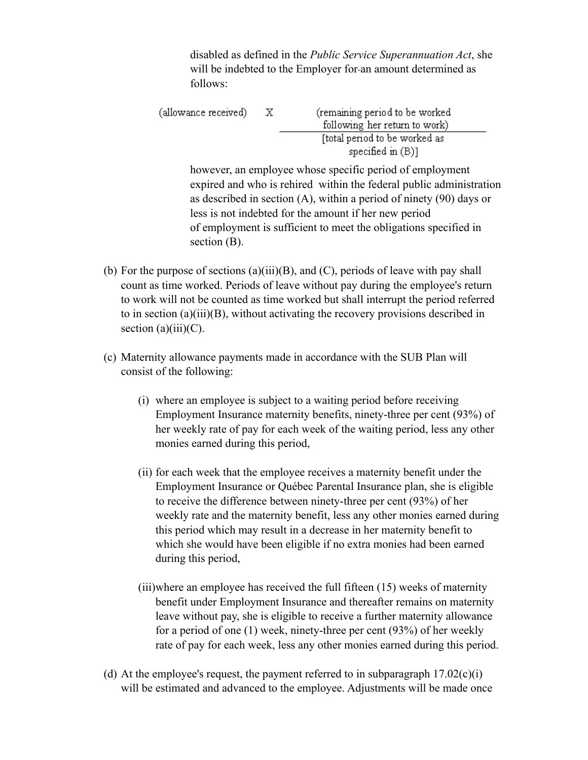disabled as defined in the *Public Service Superannuation Act*, she will be indebted to the Employer for an amount determined as follows:

$$\text{(allowance received)} \quad \times \quad \frac{\text{(remaining period to be worked following her return to work)}}{\text{[total period to be worked as specified in (B)]}}$$

however, an employee whose specific period of employment expired and who is rehired within the federal public administration as described in section (A), within a period of ninety (90) days or less is not indebted for the amount if her new period of employment is sufficient to meet the obligations specified in section (B).

(b) For the purpose of sections (a)(iii)(B), and (C), periods of leave with pay shall count as time worked. Periods of leave without pay during the employee's return to work will not be counted as time worked but shall interrupt the period referred to in section (a)(iii)(B), without activating the recovery provisions described in section (a)(iii)(C).

(c) Maternity allowance payments made in accordance with the SUB Plan will consist of the following:

(i) where an employee is subject to a waiting period before receiving Employment Insurance maternity benefits, ninety-three per cent (93%) of her weekly rate of pay for each week of the waiting period, less any other monies earned during this period,

(ii) for each week that the employee receives a maternity benefit under the Employment Insurance or Québec Parental Insurance plan, she is eligible to receive the difference between ninety-three per cent (93%) of her weekly rate and the maternity benefit, less any other monies earned during this period which may result in a decrease in her maternity benefit to which she would have been eligible if no extra monies had been earned during this period,

(iii) where an employee has received the full fifteen (15) weeks of maternity benefit under Employment Insurance and thereafter remains on maternity leave without pay, she is eligible to receive a further maternity allowance for a period of one (1) week, ninety-three per cent (93%) of her weekly rate of pay for each week, less any other monies earned during this period.

(d) At the employee's request, the payment referred to in subparagraph 17.02(c)(i) will be estimated and advanced to the employee. Adjustments will be made once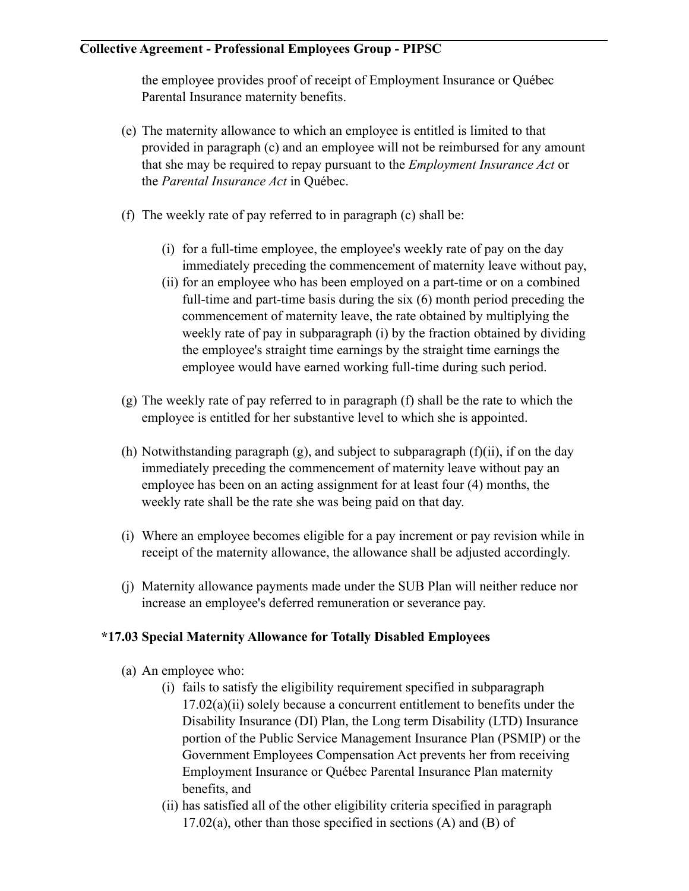the employee provides proof of receipt of Employment Insurance or Québec Parental Insurance maternity benefits.

(e) The maternity allowance to which an employee is entitled is limited to that provided in paragraph (c) and an employee will not be reimbursed for any amount that she may be required to repay pursuant to the *Employment Insurance Act* or the *Parental Insurance Act* in Québec.

(f) The weekly rate of pay referred to in paragraph (c) shall be:

   (i) for a full-time employee, the employee's weekly rate of pay on the day immediately preceding the commencement of maternity leave without pay,
   (ii) for an employee who has been employed on a part-time or on a combined full-time and part-time basis during the six (6) month period preceding the commencement of maternity leave, the rate obtained by multiplying the weekly rate of pay in subparagraph (i) by the fraction obtained by dividing the employee's straight time earnings by the straight time earnings the employee would have earned working full-time during such period.

(g) The weekly rate of pay referred to in paragraph (f) shall be the rate to which the employee is entitled for her substantive level to which she is appointed.

(h) Notwithstanding paragraph (g), and subject to subparagraph (f)(ii), if on the day immediately preceding the commencement of maternity leave without pay an employee has been on an acting assignment for at least four (4) months, the weekly rate shall be the rate she was being paid on that day.

(i) Where an employee becomes eligible for a pay increment or pay revision while in receipt of the maternity allowance, the allowance shall be adjusted accordingly.

(j) Maternity allowance payments made under the SUB Plan will neither reduce nor increase an employee's deferred remuneration or severance pay.

### *17.03 Special Maternity Allowance for Totally Disabled Employees

(a) An employee who:

   (i) fails to satisfy the eligibility requirement specified in subparagraph 17.02(a)(ii) solely because a concurrent entitlement to benefits under the Disability Insurance (DI) Plan, the Long term Disability (LTD) Insurance portion of the Public Service Management Insurance Plan (PSMIP) or the Government Employees Compensation Act prevents her from receiving Employment Insurance or Québec Parental Insurance Plan maternity benefits, and
   (ii) has satisfied all of the other eligibility criteria specified in paragraph 17.02(a), other than those specified in sections (A) and (B) of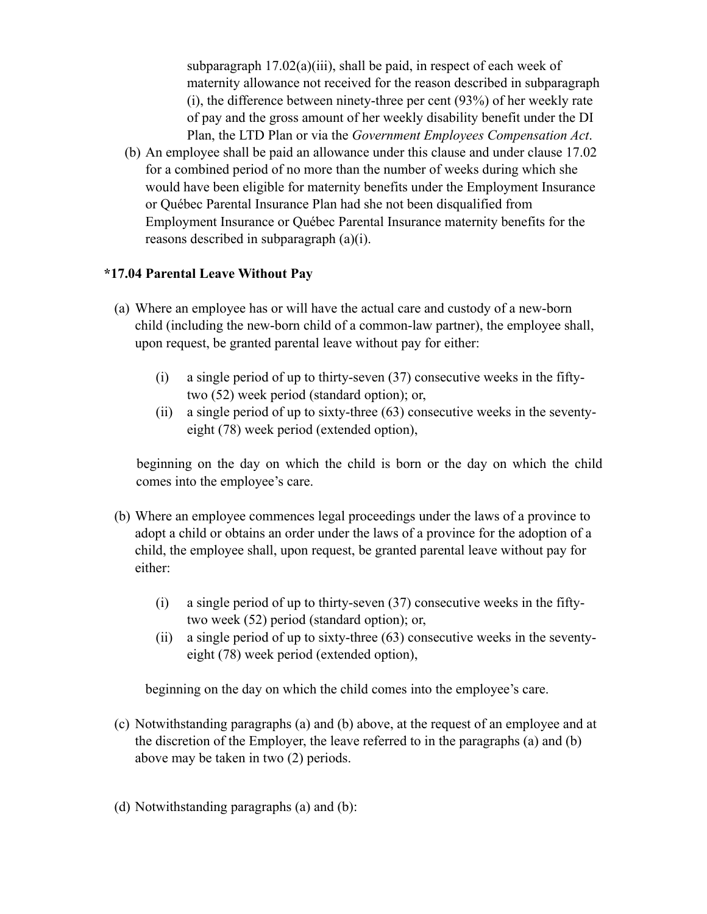subparagraph 17.02(a)(iii), shall be paid, in respect of each week of maternity allowance not received for the reason described in subparagraph (i), the difference between ninety-three per cent (93%) of her weekly rate of pay and the gross amount of her weekly disability benefit under the DI Plan, the LTD Plan or via the *Government Employees Compensation Act*.

(b) An employee shall be paid an allowance under this clause and under clause 17.02 for a combined period of no more than the number of weeks during which she would have been eligible for maternity benefits under the Employment Insurance or Québec Parental Insurance Plan had she not been disqualified from Employment Insurance or Québec Parental Insurance maternity benefits for the reasons described in subparagraph (a)(i).

**\*17.04 Parental Leave Without Pay**

(a) Where an employee has or will have the actual care and custody of a new-born child (including the new-born child of a common-law partner), the employee shall, upon request, be granted parental leave without pay for either:

  (i) a single period of up to thirty-seven (37) consecutive weeks in the fifty-two (52) week period (standard option); or,
  (ii) a single period of up to sixty-three (63) consecutive weeks in the seventy-eight (78) week period (extended option),

beginning on the day on which the child is born or the day on which the child comes into the employee's care.

(b) Where an employee commences legal proceedings under the laws of a province to adopt a child or obtains an order under the laws of a province for the adoption of a child, the employee shall, upon request, be granted parental leave without pay for either:

  (i) a single period of up to thirty-seven (37) consecutive weeks in the fifty-two week (52) period (standard option); or,
  (ii) a single period of up to sixty-three (63) consecutive weeks in the seventy-eight (78) week period (extended option),

beginning on the day on which the child comes into the employee's care.

(c) Notwithstanding paragraphs (a) and (b) above, at the request of an employee and at the discretion of the Employer, the leave referred to in the paragraphs (a) and (b) above may be taken in two (2) periods.

(d) Notwithstanding paragraphs (a) and (b):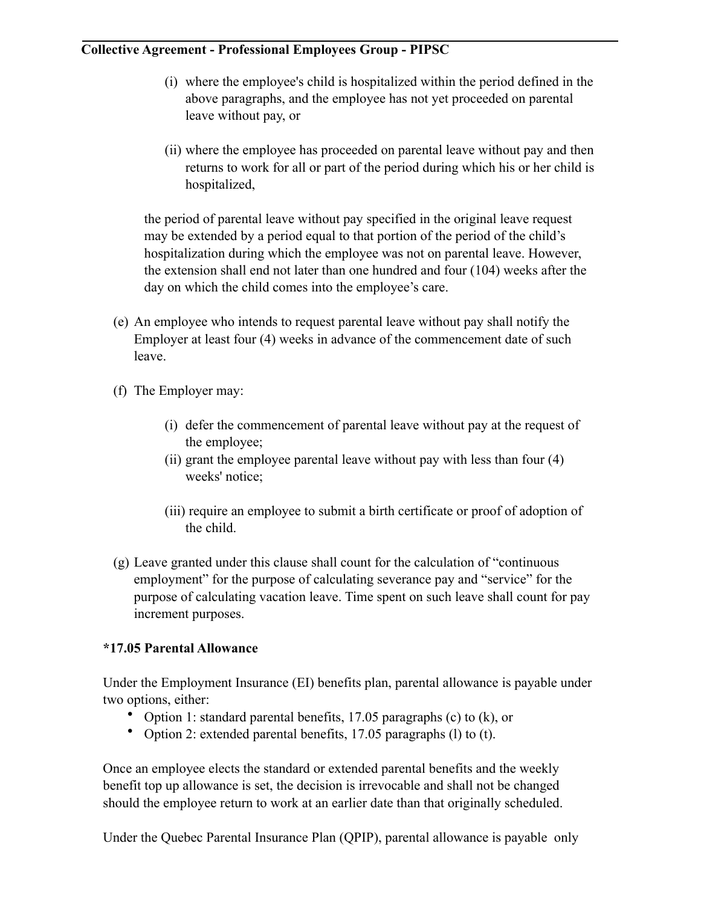(i) where the employee's child is hospitalized within the period defined in the above paragraphs, and the employee has not yet proceeded on parental leave without pay, or

(ii) where the employee has proceeded on parental leave without pay and then returns to work for all or part of the period during which his or her child is hospitalized,

the period of parental leave without pay specified in the original leave request may be extended by a period equal to that portion of the period of the child's hospitalization during which the employee was not on parental leave. However, the extension shall end not later than one hundred and four (104) weeks after the day on which the child comes into the employee's care.

(e) An employee who intends to request parental leave without pay shall notify the Employer at least four (4) weeks in advance of the commencement date of such leave.

(f) The Employer may:

(i) defer the commencement of parental leave without pay at the request of the employee;

(ii) grant the employee parental leave without pay with less than four (4) weeks' notice;

(iii) require an employee to submit a birth certificate or proof of adoption of the child.

(g) Leave granted under this clause shall count for the calculation of "continuous employment" for the purpose of calculating severance pay and "service" for the purpose of calculating vacation leave. Time spent on such leave shall count for pay increment purposes.

**\*17.05 Parental Allowance**

Under the Employment Insurance (EI) benefits plan, parental allowance is payable under two options, either:

- Option 1: standard parental benefits, 17.05 paragraphs (c) to (k), or
- Option 2: extended parental benefits, 17.05 paragraphs (l) to (t).

Once an employee elects the standard or extended parental benefits and the weekly benefit top up allowance is set, the decision is irrevocable and shall not be changed should the employee return to work at an earlier date than that originally scheduled.

Under the Quebec Parental Insurance Plan (QPIP), parental allowance is payable only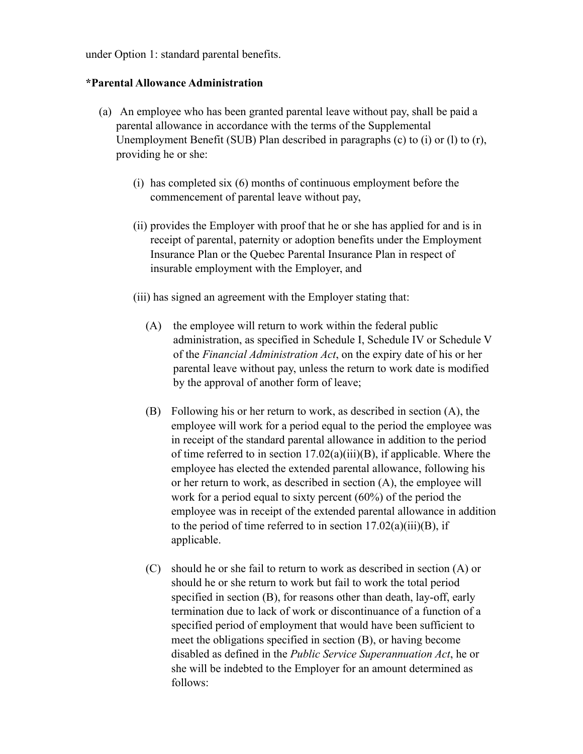under Option 1: standard parental benefits.

**\*Parental Allowance Administration**

(a) An employee who has been granted parental leave without pay, shall be paid a parental allowance in accordance with the terms of the Supplemental Unemployment Benefit (SUB) Plan described in paragraphs (c) to (i) or (l) to (r), providing he or she:

   (i) has completed six (6) months of continuous employment before the commencement of parental leave without pay,

   (ii) provides the Employer with proof that he or she has applied for and is in receipt of parental, paternity or adoption benefits under the Employment Insurance Plan or the Quebec Parental Insurance Plan in respect of insurable employment with the Employer, and

   (iii) has signed an agreement with the Employer stating that:

      (A) the employee will return to work within the federal public administration, as specified in Schedule I, Schedule IV or Schedule V of the *Financial Administration Act*, on the expiry date of his or her parental leave without pay, unless the return to work date is modified by the approval of another form of leave;

      (B) Following his or her return to work, as described in section (A), the employee will work for a period equal to the period the employee was in receipt of the standard parental allowance in addition to the period of time referred to in section 17.02(a)(iii)(B), if applicable. Where the employee has elected the extended parental allowance, following his or her return to work, as described in section (A), the employee will work for a period equal to sixty percent (60%) of the period the employee was in receipt of the extended parental allowance in addition to the period of time referred to in section 17.02(a)(iii)(B), if applicable.

      (C) should he or she fail to return to work as described in section (A) or should he or she return to work but fail to work the total period specified in section (B), for reasons other than death, lay-off, early termination due to lack of work or discontinuance of a function of a specified period of employment that would have been sufficient to meet the obligations specified in section (B), or having become disabled as defined in the *Public Service Superannuation Act*, he or she will be indebted to the Employer for an amount determined as follows: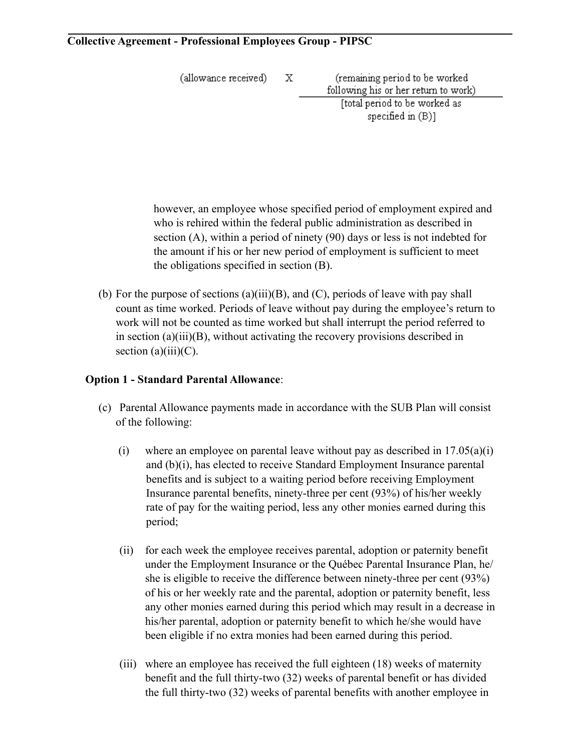$$(\text{allowance received}) \times \frac{(\text{remaining period to be worked following his or her return to work})}{[\text{total period to be worked as specified in (B)}]}$$

however, an employee whose specified period of employment expired and who is rehired within the federal public administration as described in section (A), within a period of ninety (90) days or less is not indebted for the amount if his or her new period of employment is sufficient to meet the obligations specified in section (B).

(b) For the purpose of sections (a)(iii)(B), and (C), periods of leave with pay shall count as time worked. Periods of leave without pay during the employee's return to work will not be counted as time worked but shall interrupt the period referred to in section (a)(iii)(B), without activating the recovery provisions described in section (a)(iii)(C).

**Option 1 - Standard Parental Allowance**:

(c) Parental Allowance payments made in accordance with the SUB Plan will consist of the following:

(i) where an employee on parental leave without pay as described in 17.05(a)(i) and (b)(i), has elected to receive Standard Employment Insurance parental benefits and is subject to a waiting period before receiving Employment Insurance parental benefits, ninety-three per cent (93%) of his/her weekly rate of pay for the waiting period, less any other monies earned during this period;

(ii) for each week the employee receives parental, adoption or paternity benefit under the Employment Insurance or the Québec Parental Insurance Plan, he/she is eligible to receive the difference between ninety-three per cent (93%) of his or her weekly rate and the parental, adoption or paternity benefit, less any other monies earned during this period which may result in a decrease in his/her parental, adoption or paternity benefit to which he/she would have been eligible if no extra monies had been earned during this period.

(iii) where an employee has received the full eighteen (18) weeks of maternity benefit and the full thirty-two (32) weeks of parental benefit or has divided the full thirty-two (32) weeks of parental benefits with another employee in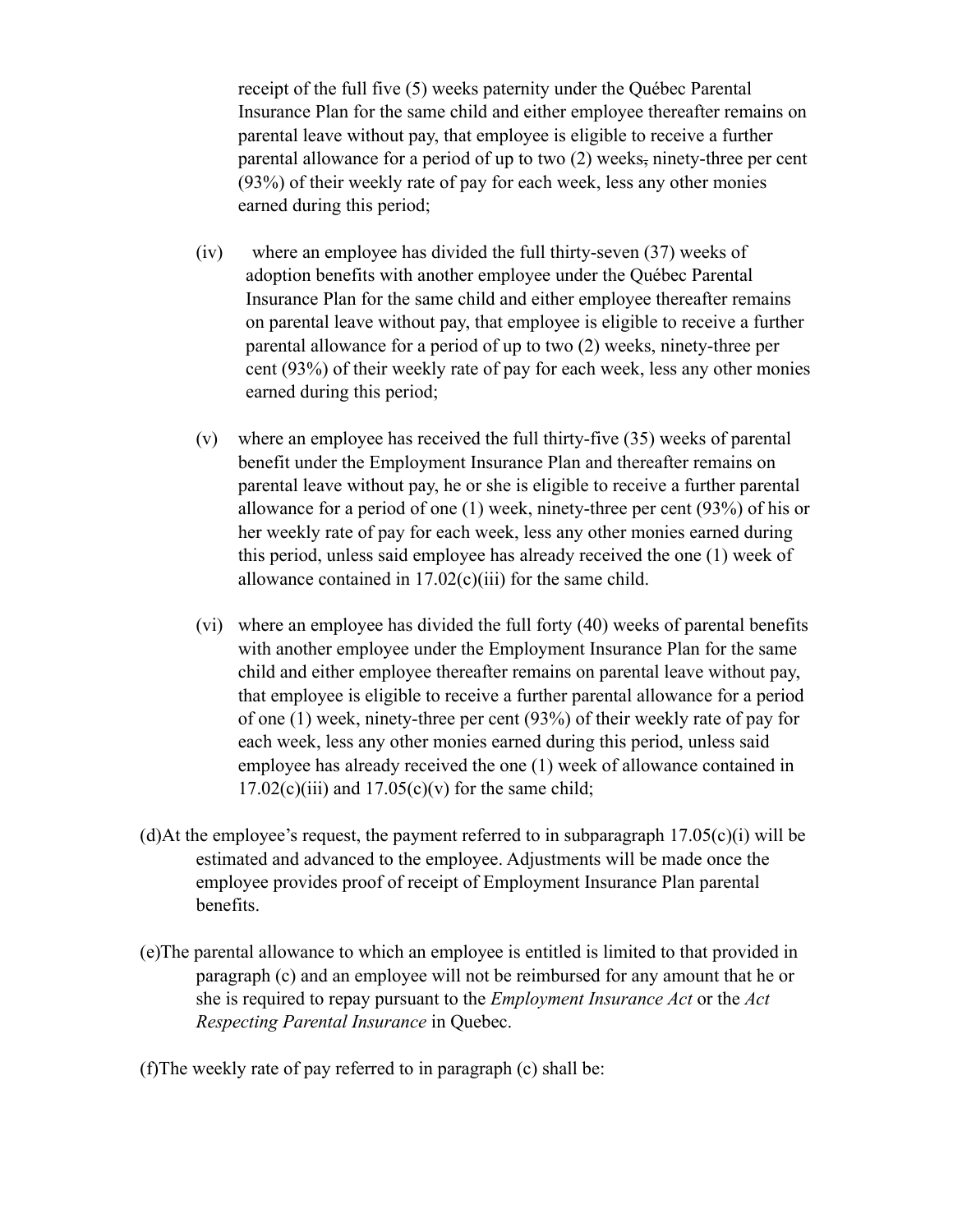receipt of the full five (5) weeks paternity under the Québec Parental Insurance Plan for the same child and either employee thereafter remains on parental leave without pay, that employee is eligible to receive a further parental allowance for a period of up to two (2) weeks, ninety-three per cent (93%) of their weekly rate of pay for each week, less any other monies earned during this period;

(iv) where an employee has divided the full thirty-seven (37) weeks of adoption benefits with another employee under the Québec Parental Insurance Plan for the same child and either employee thereafter remains on parental leave without pay, that employee is eligible to receive a further parental allowance for a period of up to two (2) weeks, ninety-three per cent (93%) of their weekly rate of pay for each week, less any other monies earned during this period;

(v) where an employee has received the full thirty-five (35) weeks of parental benefit under the Employment Insurance Plan and thereafter remains on parental leave without pay, he or she is eligible to receive a further parental allowance for a period of one (1) week, ninety-three per cent (93%) of his or her weekly rate of pay for each week, less any other monies earned during this period, unless said employee has already received the one (1) week of allowance contained in 17.02(c)(iii) for the same child.

(vi) where an employee has divided the full forty (40) weeks of parental benefits with another employee under the Employment Insurance Plan for the same child and either employee thereafter remains on parental leave without pay, that employee is eligible to receive a further parental allowance for a period of one (1) week, ninety-three per cent (93%) of their weekly rate of pay for each week, less any other monies earned during this period, unless said employee has already received the one (1) week of allowance contained in 17.02(c)(iii) and 17.05(c)(v) for the same child;

(d) At the employee's request, the payment referred to in subparagraph 17.05(c)(i) will be estimated and advanced to the employee. Adjustments will be made once the employee provides proof of receipt of Employment Insurance Plan parental benefits.

(e) The parental allowance to which an employee is entitled is limited to that provided in paragraph (c) and an employee will not be reimbursed for any amount that he or she is required to repay pursuant to the *Employment Insurance Act* or the *Act Respecting Parental Insurance* in Quebec.

(f) The weekly rate of pay referred to in paragraph (c) shall be: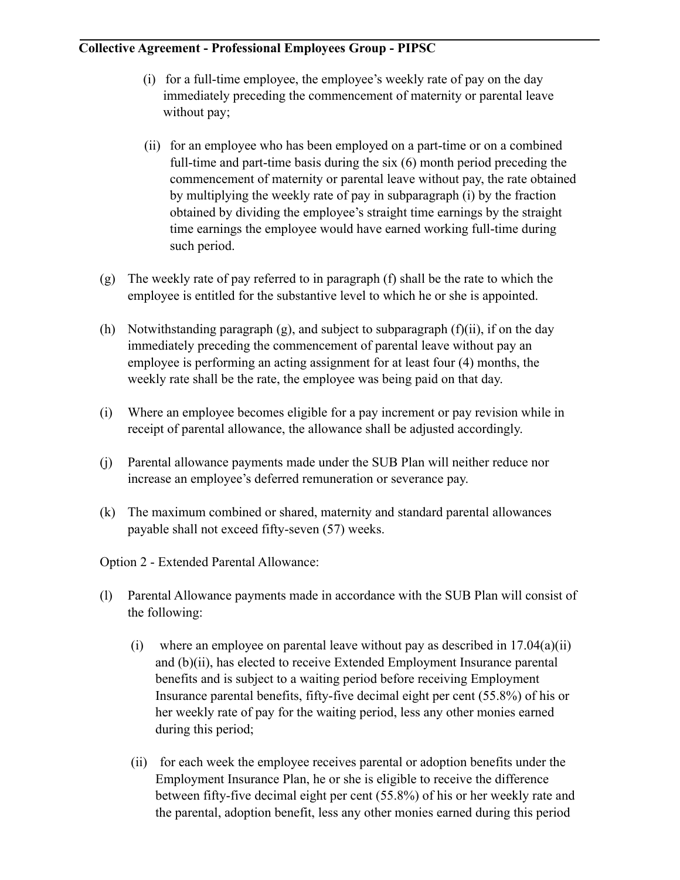(i) for a full-time employee, the employee's weekly rate of pay on the day immediately preceding the commencement of maternity or parental leave without pay;

(ii) for an employee who has been employed on a part-time or on a combined full-time and part-time basis during the six (6) month period preceding the commencement of maternity or parental leave without pay, the rate obtained by multiplying the weekly rate of pay in subparagraph (i) by the fraction obtained by dividing the employee's straight time earnings by the straight time earnings the employee would have earned working full-time during such period.

(g) The weekly rate of pay referred to in paragraph (f) shall be the rate to which the employee is entitled for the substantive level to which he or she is appointed.

(h) Notwithstanding paragraph (g), and subject to subparagraph (f)(ii), if on the day immediately preceding the commencement of parental leave without pay an employee is performing an acting assignment for at least four (4) months, the weekly rate shall be the rate, the employee was being paid on that day.

(i) Where an employee becomes eligible for a pay increment or pay revision while in receipt of parental allowance, the allowance shall be adjusted accordingly.

(j) Parental allowance payments made under the SUB Plan will neither reduce nor increase an employee's deferred remuneration or severance pay.

(k) The maximum combined or shared, maternity and standard parental allowances payable shall not exceed fifty-seven (57) weeks.

Option 2 - Extended Parental Allowance:

(l) Parental Allowance payments made in accordance with the SUB Plan will consist of the following:

(i) where an employee on parental leave without pay as described in 17.04(a)(ii) and (b)(ii), has elected to receive Extended Employment Insurance parental benefits and is subject to a waiting period before receiving Employment Insurance parental benefits, fifty-five decimal eight per cent (55.8%) of his or her weekly rate of pay for the waiting period, less any other monies earned during this period;

(ii) for each week the employee receives parental or adoption benefits under the Employment Insurance Plan, he or she is eligible to receive the difference between fifty-five decimal eight per cent (55.8%) of his or her weekly rate and the parental, adoption benefit, less any other monies earned during this period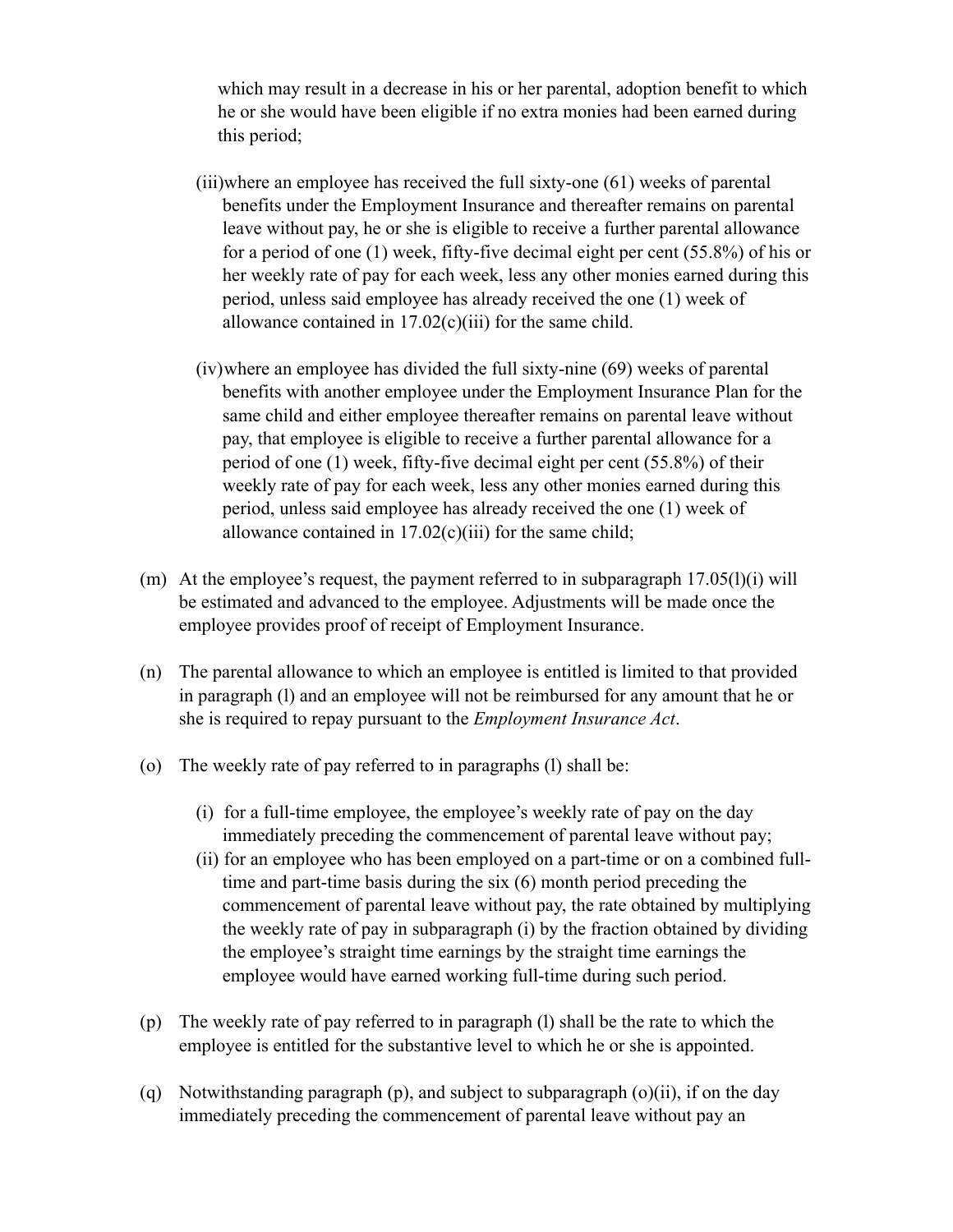which may result in a decrease in his or her parental, adoption benefit to which he or she would have been eligible if no extra monies had been earned during this period;

(iii) where an employee has received the full sixty-one (61) weeks of parental benefits under the Employment Insurance and thereafter remains on parental leave without pay, he or she is eligible to receive a further parental allowance for a period of one (1) week, fifty-five decimal eight per cent (55.8%) of his or her weekly rate of pay for each week, less any other monies earned during this period, unless said employee has already received the one (1) week of allowance contained in 17.02(c)(iii) for the same child.

(iv) where an employee has divided the full sixty-nine (69) weeks of parental benefits with another employee under the Employment Insurance Plan for the same child and either employee thereafter remains on parental leave without pay, that employee is eligible to receive a further parental allowance for a period of one (1) week, fifty-five decimal eight per cent (55.8%) of their weekly rate of pay for each week, less any other monies earned during this period, unless said employee has already received the one (1) week of allowance contained in 17.02(c)(iii) for the same child;

(m) At the employee's request, the payment referred to in subparagraph 17.05(l)(i) will be estimated and advanced to the employee. Adjustments will be made once the employee provides proof of receipt of Employment Insurance.

(n) The parental allowance to which an employee is entitled is limited to that provided in paragraph (l) and an employee will not be reimbursed for any amount that he or she is required to repay pursuant to the *Employment Insurance Act*.

(o) The weekly rate of pay referred to in paragraphs (l) shall be:

(i) for a full-time employee, the employee's weekly rate of pay on the day immediately preceding the commencement of parental leave without pay;

(ii) for an employee who has been employed on a part-time or on a combined full-time and part-time basis during the six (6) month period preceding the commencement of parental leave without pay, the rate obtained by multiplying the weekly rate of pay in subparagraph (i) by the fraction obtained by dividing the employee's straight time earnings by the straight time earnings the employee would have earned working full-time during such period.

(p) The weekly rate of pay referred to in paragraph (l) shall be the rate to which the employee is entitled for the substantive level to which he or she is appointed.

(q) Notwithstanding paragraph (p), and subject to subparagraph (o)(ii), if on the day immediately preceding the commencement of parental leave without pay an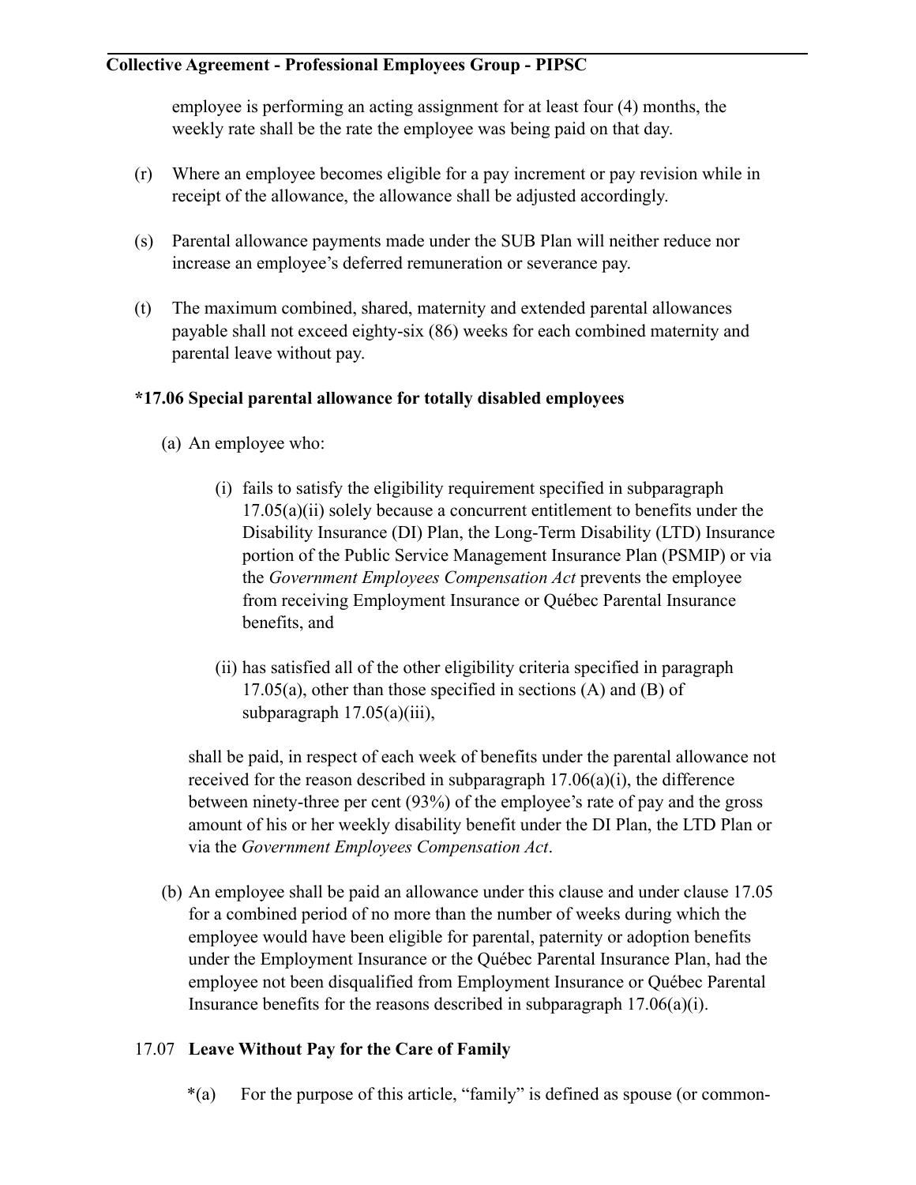employee is performing an acting assignment for at least four (4) months, the weekly rate shall be the rate the employee was being paid on that day.

(r) Where an employee becomes eligible for a pay increment or pay revision while in receipt of the allowance, the allowance shall be adjusted accordingly.

(s) Parental allowance payments made under the SUB Plan will neither reduce nor increase an employee's deferred remuneration or severance pay.

(t) The maximum combined, shared, maternity and extended parental allowances payable shall not exceed eighty-six (86) weeks for each combined maternity and parental leave without pay.

**\*17.06 Special parental allowance for totally disabled employees**

(a) An employee who:

(i) fails to satisfy the eligibility requirement specified in subparagraph 17.05(a)(ii) solely because a concurrent entitlement to benefits under the Disability Insurance (DI) Plan, the Long-Term Disability (LTD) Insurance portion of the Public Service Management Insurance Plan (PSMIP) or via the *Government Employees Compensation Act* prevents the employee from receiving Employment Insurance or Québec Parental Insurance benefits, and

(ii) has satisfied all of the other eligibility criteria specified in paragraph 17.05(a), other than those specified in sections (A) and (B) of subparagraph 17.05(a)(iii),

shall be paid, in respect of each week of benefits under the parental allowance not received for the reason described in subparagraph 17.06(a)(i), the difference between ninety-three per cent (93%) of the employee's rate of pay and the gross amount of his or her weekly disability benefit under the DI Plan, the LTD Plan or via the *Government Employees Compensation Act*.

(b) An employee shall be paid an allowance under this clause and under clause 17.05 for a combined period of no more than the number of weeks during which the employee would have been eligible for parental, paternity or adoption benefits under the Employment Insurance or the Québec Parental Insurance Plan, had the employee not been disqualified from Employment Insurance or Québec Parental Insurance benefits for the reasons described in subparagraph 17.06(a)(i).

17.07 **Leave Without Pay for the Care of Family**

*(a) For the purpose of this article, "family" is defined as spouse (or common-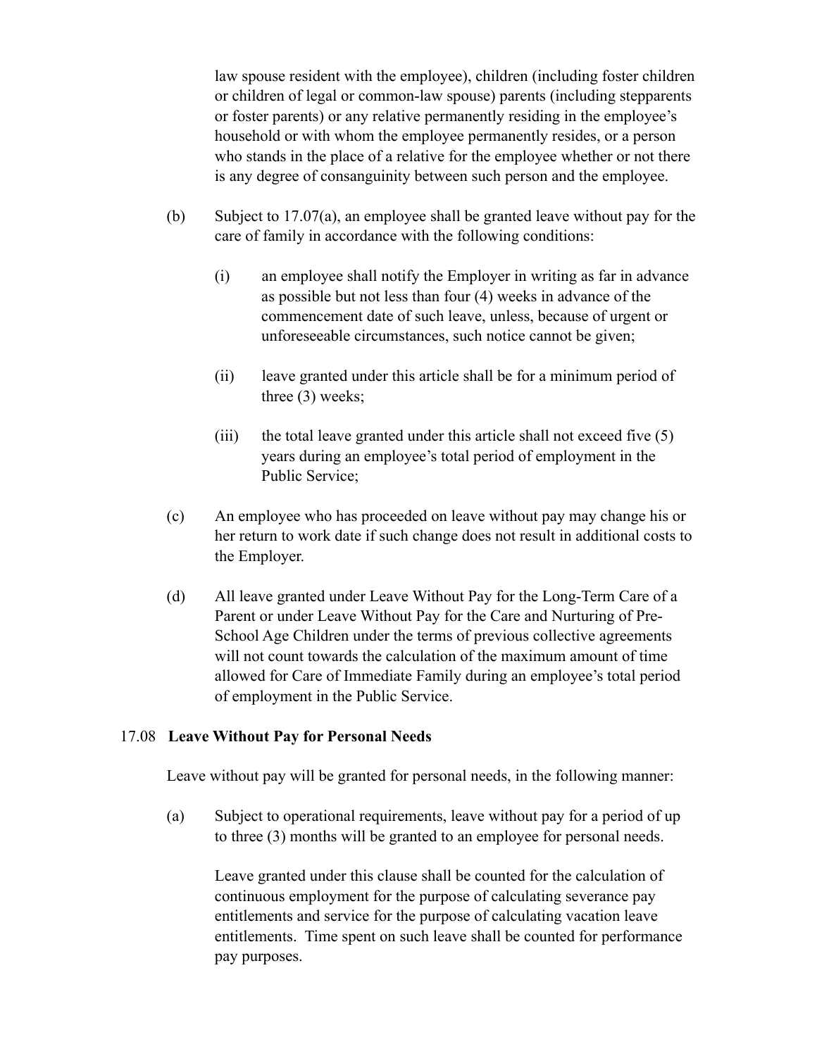law spouse resident with the employee), children (including foster children or children of legal or common-law spouse) parents (including stepparents or foster parents) or any relative permanently residing in the employee's household or with whom the employee permanently resides, or a person who stands in the place of a relative for the employee whether or not there is any degree of consanguinity between such person and the employee.

(b) Subject to 17.07(a), an employee shall be granted leave without pay for the care of family in accordance with the following conditions:

(i) an employee shall notify the Employer in writing as far in advance as possible but not less than four (4) weeks in advance of the commencement date of such leave, unless, because of urgent or unforeseeable circumstances, such notice cannot be given;

(ii) leave granted under this article shall be for a minimum period of three (3) weeks;

(iii) the total leave granted under this article shall not exceed five (5) years during an employee's total period of employment in the Public Service;

(c) An employee who has proceeded on leave without pay may change his or her return to work date if such change does not result in additional costs to the Employer.

(d) All leave granted under Leave Without Pay for the Long-Term Care of a Parent or under Leave Without Pay for the Care and Nurturing of Pre-School Age Children under the terms of previous collective agreements will not count towards the calculation of the maximum amount of time allowed for Care of Immediate Family during an employee's total period of employment in the Public Service.

17.08 **Leave Without Pay for Personal Needs**

Leave without pay will be granted for personal needs, in the following manner:

(a) Subject to operational requirements, leave without pay for a period of up to three (3) months will be granted to an employee for personal needs.

Leave granted under this clause shall be counted for the calculation of continuous employment for the purpose of calculating severance pay entitlements and service for the purpose of calculating vacation leave entitlements. Time spent on such leave shall be counted for performance pay purposes.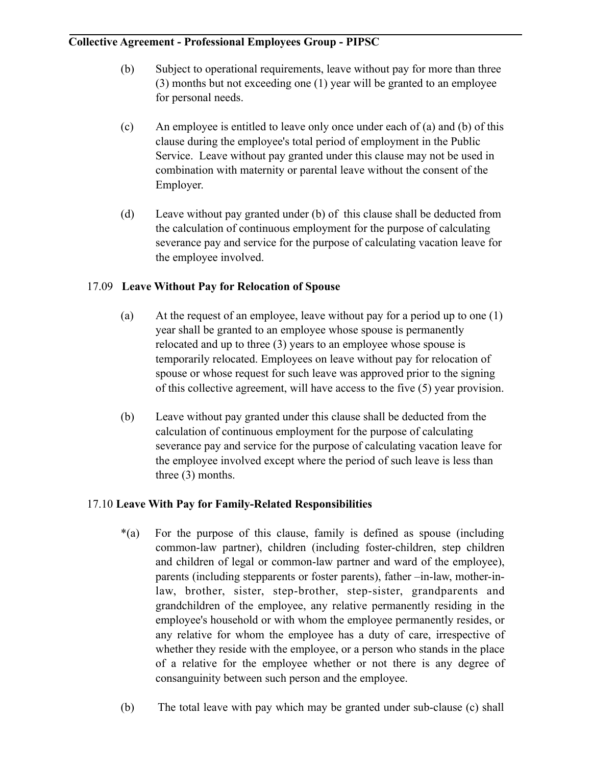(b) Subject to operational requirements, leave without pay for more than three (3) months but not exceeding one (1) year will be granted to an employee for personal needs.

(c) An employee is entitled to leave only once under each of (a) and (b) of this clause during the employee's total period of employment in the Public Service. Leave without pay granted under this clause may not be used in combination with maternity or parental leave without the consent of the Employer.

(d) Leave without pay granted under (b) of this clause shall be deducted from the calculation of continuous employment for the purpose of calculating severance pay and service for the purpose of calculating vacation leave for the employee involved.

17.09 **Leave Without Pay for Relocation of Spouse**

(a) At the request of an employee, leave without pay for a period up to one (1) year shall be granted to an employee whose spouse is permanently relocated and up to three (3) years to an employee whose spouse is temporarily relocated. Employees on leave without pay for relocation of spouse or whose request for such leave was approved prior to the signing of this collective agreement, will have access to the five (5) year provision.

(b) Leave without pay granted under this clause shall be deducted from the calculation of continuous employment for the purpose of calculating severance pay and service for the purpose of calculating vacation leave for the employee involved except where the period of such leave is less than three (3) months.

17.10 **Leave With Pay for Family-Related Responsibilities**

*(a) For the purpose of this clause, family is defined as spouse (including common-law partner), children (including foster-children, step children and children of legal or common-law partner and ward of the employee), parents (including stepparents or foster parents), father –in-law, mother-in-law, brother, sister, step-brother, step-sister, grandparents and grandchildren of the employee, any relative permanently residing in the employee's household or with whom the employee permanently resides, or any relative for whom the employee has a duty of care, irrespective of whether they reside with the employee, or a person who stands in the place of a relative for the employee whether or not there is any degree of consanguinity between such person and the employee.

(b) The total leave with pay which may be granted under sub-clause (c) shall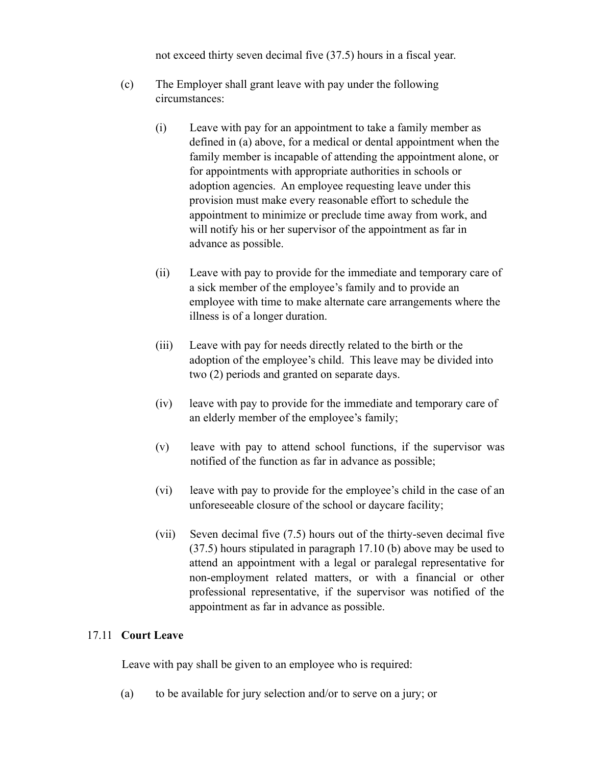not exceed thirty seven decimal five (37.5) hours in a fiscal year.

(c) The Employer shall grant leave with pay under the following circumstances:

(i) Leave with pay for an appointment to take a family member as defined in (a) above, for a medical or dental appointment when the family member is incapable of attending the appointment alone, or for appointments with appropriate authorities in schools or adoption agencies. An employee requesting leave under this provision must make every reasonable effort to schedule the appointment to minimize or preclude time away from work, and will notify his or her supervisor of the appointment as far in advance as possible.

(ii) Leave with pay to provide for the immediate and temporary care of a sick member of the employee's family and to provide an employee with time to make alternate care arrangements where the illness is of a longer duration.

(iii) Leave with pay for needs directly related to the birth or the adoption of the employee's child. This leave may be divided into two (2) periods and granted on separate days.

(iv) leave with pay to provide for the immediate and temporary care of an elderly member of the employee's family;

(v) leave with pay to attend school functions, if the supervisor was notified of the function as far in advance as possible;

(vi) leave with pay to provide for the employee's child in the case of an unforeseeable closure of the school or daycare facility;

(vii) Seven decimal five (7.5) hours out of the thirty-seven decimal five (37.5) hours stipulated in paragraph 17.10 (b) above may be used to attend an appointment with a legal or paralegal representative for non-employment related matters, or with a financial or other professional representative, if the supervisor was notified of the appointment as far in advance as possible.

### 17.11 **Court Leave**

Leave with pay shall be given to an employee who is required:

(a) to be available for jury selection and/or to serve on a jury; or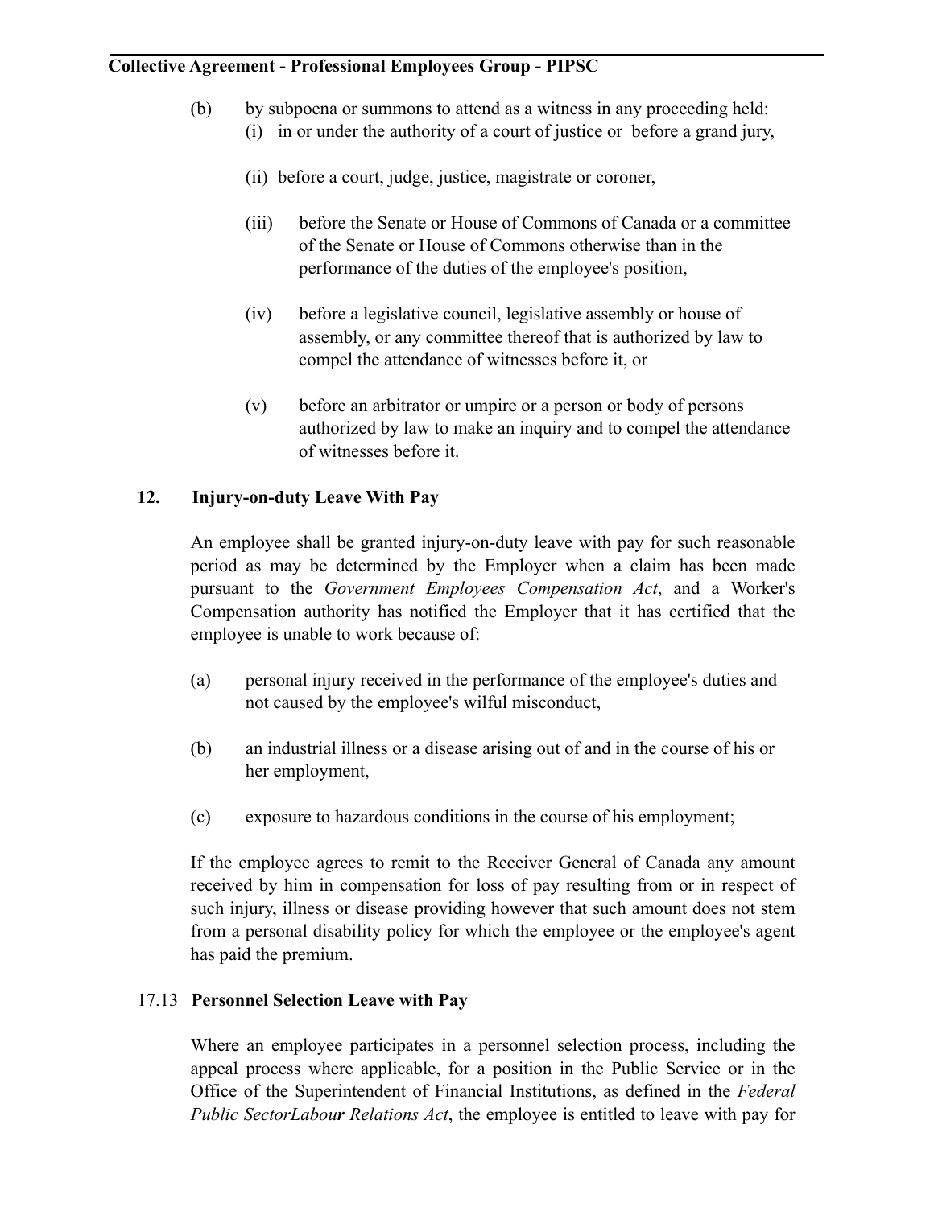(b) by subpoena or summons to attend as a witness in any proceeding held:

   (i) in or under the authority of a court of justice or before a grand jury,

   (ii) before a court, judge, justice, magistrate or coroner,

   (iii) before the Senate or House of Commons of Canada or a committee of the Senate or House of Commons otherwise than in the performance of the duties of the employee's position,

   (iv) before a legislative council, legislative assembly or house of assembly, or any committee thereof that is authorized by law to compel the attendance of witnesses before it, or

   (v) before an arbitrator or umpire or a person or body of persons authorized by law to make an inquiry and to compel the attendance of witnesses before it.

### 12. Injury-on-duty Leave With Pay

An employee shall be granted injury-on-duty leave with pay for such reasonable period as may be determined by the Employer when a claim has been made pursuant to the *Government Employees Compensation Act*, and a Worker's Compensation authority has notified the Employer that it has certified that the employee is unable to work because of:

(a) personal injury received in the performance of the employee's duties and not caused by the employee's wilful misconduct,

(b) an industrial illness or a disease arising out of and in the course of his or her employment,

(c) exposure to hazardous conditions in the course of his employment;

If the employee agrees to remit to the Receiver General of Canada any amount received by him in compensation for loss of pay resulting from or in respect of such injury, illness or disease providing however that such amount does not stem from a personal disability policy for which the employee or the employee's agent has paid the premium.

### 17.13 Personnel Selection Leave with Pay

Where an employee participates in a personnel selection process, including the appeal process where applicable, for a position in the Public Service or in the Office of the Superintendent of Financial Institutions, as defined in the *Federal Public SectorLabour Relations Act*, the employee is entitled to leave with pay for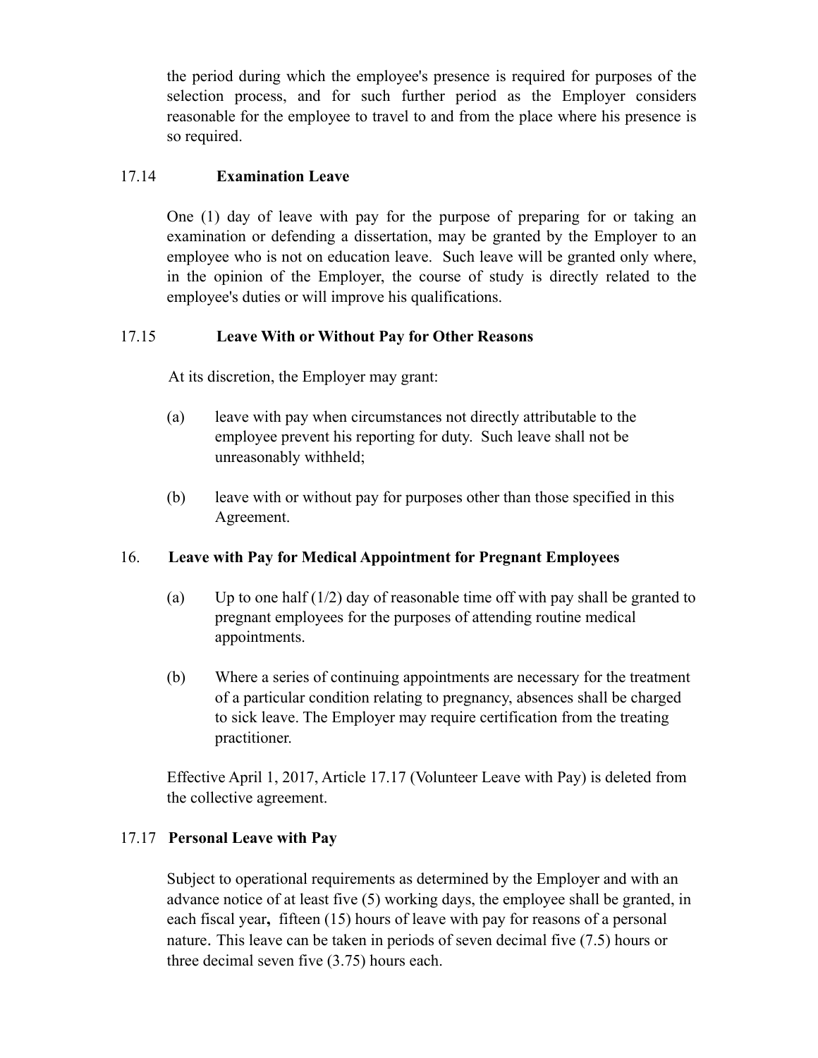the period during which the employee's presence is required for purposes of the selection process, and for such further period as the Employer considers reasonable for the employee to travel to and from the place where his presence is so required.

### 17.14 Examination Leave

One (1) day of leave with pay for the purpose of preparing for or taking an examination or defending a dissertation, may be granted by the Employer to an employee who is not on education leave. Such leave will be granted only where, in the opinion of the Employer, the course of study is directly related to the employee's duties or will improve his qualifications.

### 17.15 Leave With or Without Pay for Other Reasons

At its discretion, the Employer may grant:

(a) leave with pay when circumstances not directly attributable to the employee prevent his reporting for duty. Such leave shall not be unreasonably withheld;

(b) leave with or without pay for purposes other than those specified in this Agreement.

### 16. Leave with Pay for Medical Appointment for Pregnant Employees

(a) Up to one half (1/2) day of reasonable time off with pay shall be granted to pregnant employees for the purposes of attending routine medical appointments.

(b) Where a series of continuing appointments are necessary for the treatment of a particular condition relating to pregnancy, absences shall be charged to sick leave. The Employer may require certification from the treating practitioner.

Effective April 1, 2017, Article 17.17 (Volunteer Leave with Pay) is deleted from the collective agreement.

### 17.17 Personal Leave with Pay

Subject to operational requirements as determined by the Employer and with an advance notice of at least five (5) working days, the employee shall be granted, in each fiscal year, fifteen (15) hours of leave with pay for reasons of a personal nature. This leave can be taken in periods of seven decimal five (7.5) hours or three decimal seven five (3.75) hours each.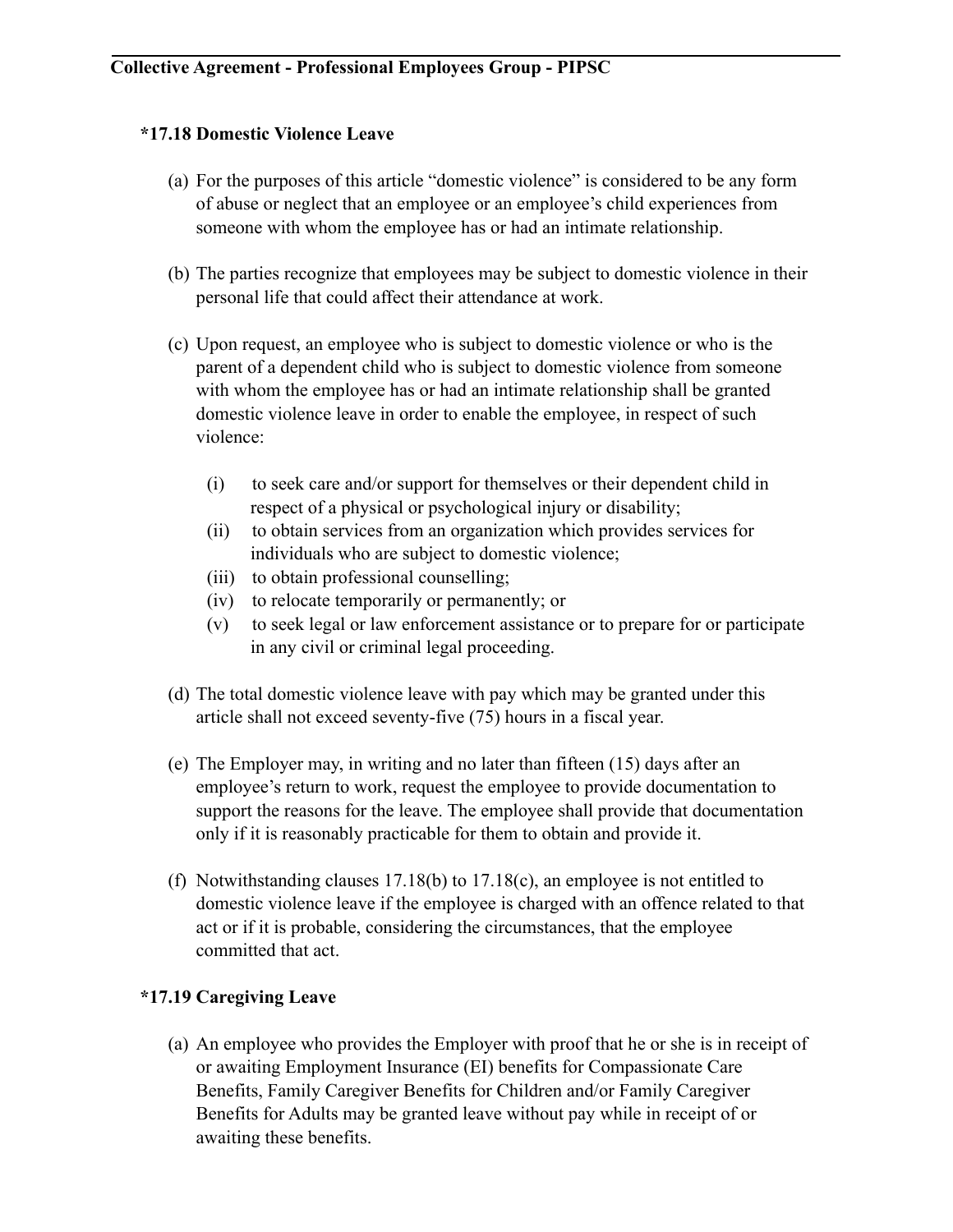### *17.18 Domestic Violence Leave

(a) For the purposes of this article "domestic violence" is considered to be any form of abuse or neglect that an employee or an employee's child experiences from someone with whom the employee has or had an intimate relationship.

(b) The parties recognize that employees may be subject to domestic violence in their personal life that could affect their attendance at work.

(c) Upon request, an employee who is subject to domestic violence or who is the parent of a dependent child who is subject to domestic violence from someone with whom the employee has or had an intimate relationship shall be granted domestic violence leave in order to enable the employee, in respect of such violence:

  (i) to seek care and/or support for themselves or their dependent child in respect of a physical or psychological injury or disability;
  (ii) to obtain services from an organization which provides services for individuals who are subject to domestic violence;
  (iii) to obtain professional counselling;
  (iv) to relocate temporarily or permanently; or
  (v) to seek legal or law enforcement assistance or to prepare for or participate in any civil or criminal legal proceeding.

(d) The total domestic violence leave with pay which may be granted under this article shall not exceed seventy-five (75) hours in a fiscal year.

(e) The Employer may, in writing and no later than fifteen (15) days after an employee's return to work, request the employee to provide documentation to support the reasons for the leave. The employee shall provide that documentation only if it is reasonably practicable for them to obtain and provide it.

(f) Notwithstanding clauses 17.18(b) to 17.18(c), an employee is not entitled to domestic violence leave if the employee is charged with an offence related to that act or if it is probable, considering the circumstances, that the employee committed that act.

### *17.19 Caregiving Leave

(a) An employee who provides the Employer with proof that he or she is in receipt of or awaiting Employment Insurance (EI) benefits for Compassionate Care Benefits, Family Caregiver Benefits for Children and/or Family Caregiver Benefits for Adults may be granted leave without pay while in receipt of or awaiting these benefits.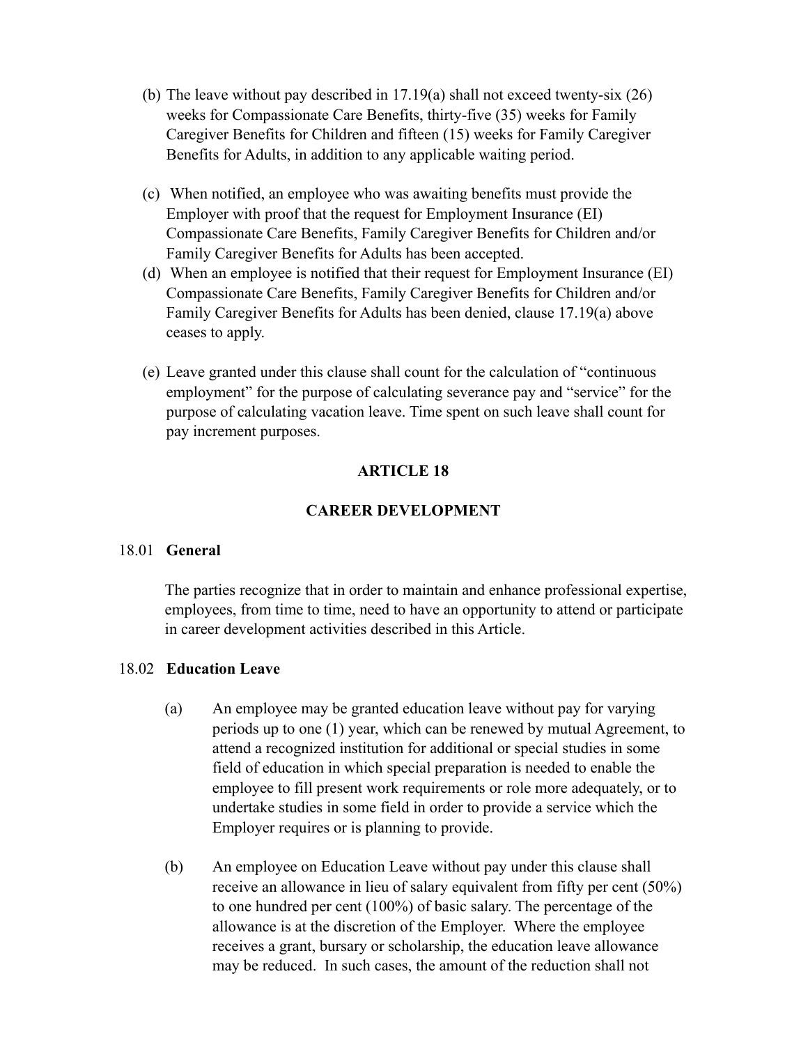(b) The leave without pay described in 17.19(a) shall not exceed twenty-six (26) weeks for Compassionate Care Benefits, thirty-five (35) weeks for Family Caregiver Benefits for Children and fifteen (15) weeks for Family Caregiver Benefits for Adults, in addition to any applicable waiting period.

(c) When notified, an employee who was awaiting benefits must provide the Employer with proof that the request for Employment Insurance (EI) Compassionate Care Benefits, Family Caregiver Benefits for Children and/or Family Caregiver Benefits for Adults has been accepted.

(d) When an employee is notified that their request for Employment Insurance (EI) Compassionate Care Benefits, Family Caregiver Benefits for Children and/or Family Caregiver Benefits for Adults has been denied, clause 17.19(a) above ceases to apply.

(e) Leave granted under this clause shall count for the calculation of "continuous employment" for the purpose of calculating severance pay and "service" for the purpose of calculating vacation leave. Time spent on such leave shall count for pay increment purposes.

## ARTICLE 18

## CAREER DEVELOPMENT

18.01 **General**

The parties recognize that in order to maintain and enhance professional expertise, employees, from time to time, need to have an opportunity to attend or participate in career development activities described in this Article.

18.02 **Education Leave**

(a) An employee may be granted education leave without pay for varying periods up to one (1) year, which can be renewed by mutual Agreement, to attend a recognized institution for additional or special studies in some field of education in which special preparation is needed to enable the employee to fill present work requirements or role more adequately, or to undertake studies in some field in order to provide a service which the Employer requires or is planning to provide.

(b) An employee on Education Leave without pay under this clause shall receive an allowance in lieu of salary equivalent from fifty per cent (50%) to one hundred per cent (100%) of basic salary. The percentage of the allowance is at the discretion of the Employer. Where the employee receives a grant, bursary or scholarship, the education leave allowance may be reduced. In such cases, the amount of the reduction shall not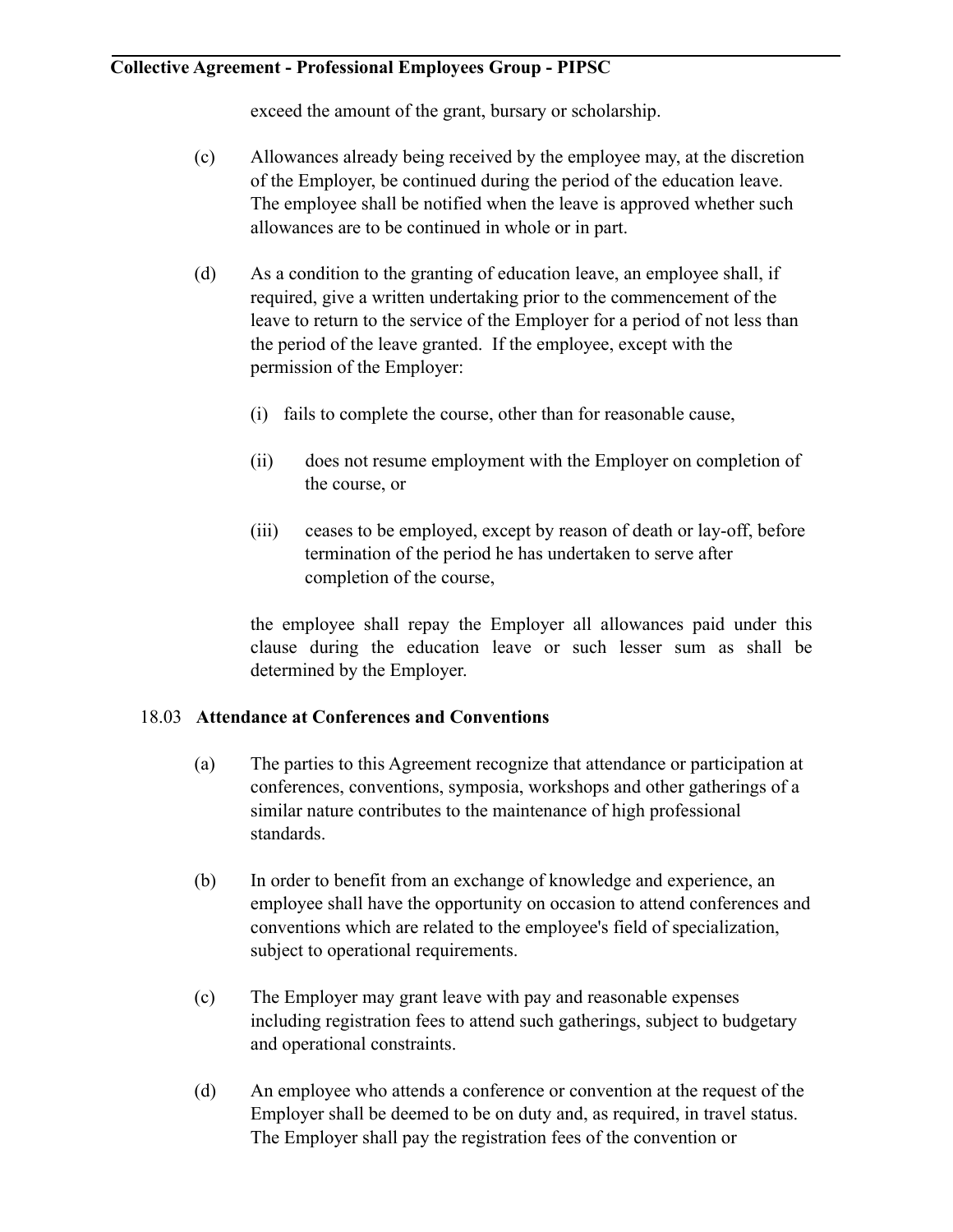exceed the amount of the grant, bursary or scholarship.

(c) Allowances already being received by the employee may, at the discretion of the Employer, be continued during the period of the education leave. The employee shall be notified when the leave is approved whether such allowances are to be continued in whole or in part.

(d) As a condition to the granting of education leave, an employee shall, if required, give a written undertaking prior to the commencement of the leave to return to the service of the Employer for a period of not less than the period of the leave granted. If the employee, except with the permission of the Employer:

(i) fails to complete the course, other than for reasonable cause,

(ii) does not resume employment with the Employer on completion of the course, or

(iii) ceases to be employed, except by reason of death or lay-off, before termination of the period he has undertaken to serve after completion of the course,

the employee shall repay the Employer all allowances paid under this clause during the education leave or such lesser sum as shall be determined by the Employer.

18.03 **Attendance at Conferences and Conventions**

(a) The parties to this Agreement recognize that attendance or participation at conferences, conventions, symposia, workshops and other gatherings of a similar nature contributes to the maintenance of high professional standards.

(b) In order to benefit from an exchange of knowledge and experience, an employee shall have the opportunity on occasion to attend conferences and conventions which are related to the employee's field of specialization, subject to operational requirements.

(c) The Employer may grant leave with pay and reasonable expenses including registration fees to attend such gatherings, subject to budgetary and operational constraints.

(d) An employee who attends a conference or convention at the request of the Employer shall be deemed to be on duty and, as required, in travel status. The Employer shall pay the registration fees of the convention or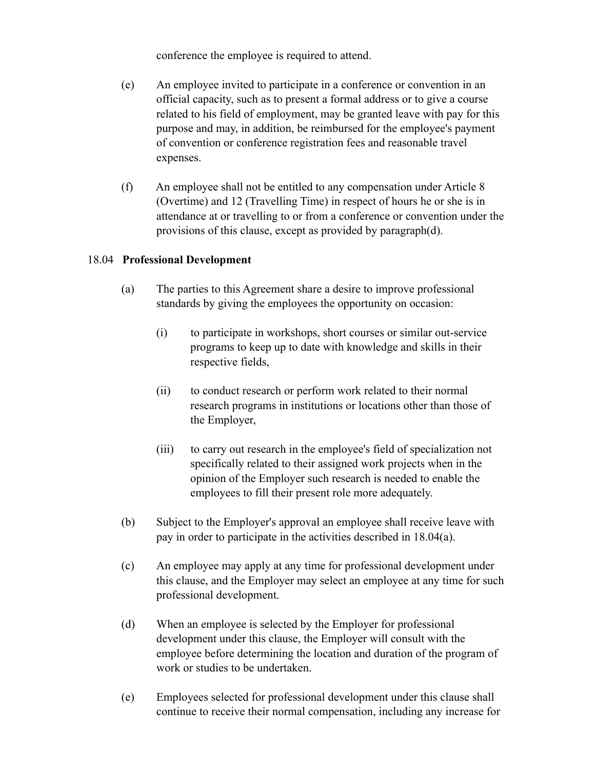conference the employee is required to attend.

(e) An employee invited to participate in a conference or convention in an official capacity, such as to present a formal address or to give a course related to his field of employment, may be granted leave with pay for this purpose and may, in addition, be reimbursed for the employee's payment of convention or conference registration fees and reasonable travel expenses.

(f) An employee shall not be entitled to any compensation under Article 8 (Overtime) and 12 (Travelling Time) in respect of hours he or she is in attendance at or travelling to or from a conference or convention under the provisions of this clause, except as provided by paragraph(d).

18.04 **Professional Development**

(a) The parties to this Agreement share a desire to improve professional standards by giving the employees the opportunity on occasion:

  (i) to participate in workshops, short courses or similar out-service programs to keep up to date with knowledge and skills in their respective fields,

  (ii) to conduct research or perform work related to their normal research programs in institutions or locations other than those of the Employer,

  (iii) to carry out research in the employee's field of specialization not specifically related to their assigned work projects when in the opinion of the Employer such research is needed to enable the employees to fill their present role more adequately.

(b) Subject to the Employer's approval an employee shall receive leave with pay in order to participate in the activities described in 18.04(a).

(c) An employee may apply at any time for professional development under this clause, and the Employer may select an employee at any time for such professional development.

(d) When an employee is selected by the Employer for professional development under this clause, the Employer will consult with the employee before determining the location and duration of the program of work or studies to be undertaken.

(e) Employees selected for professional development under this clause shall continue to receive their normal compensation, including any increase for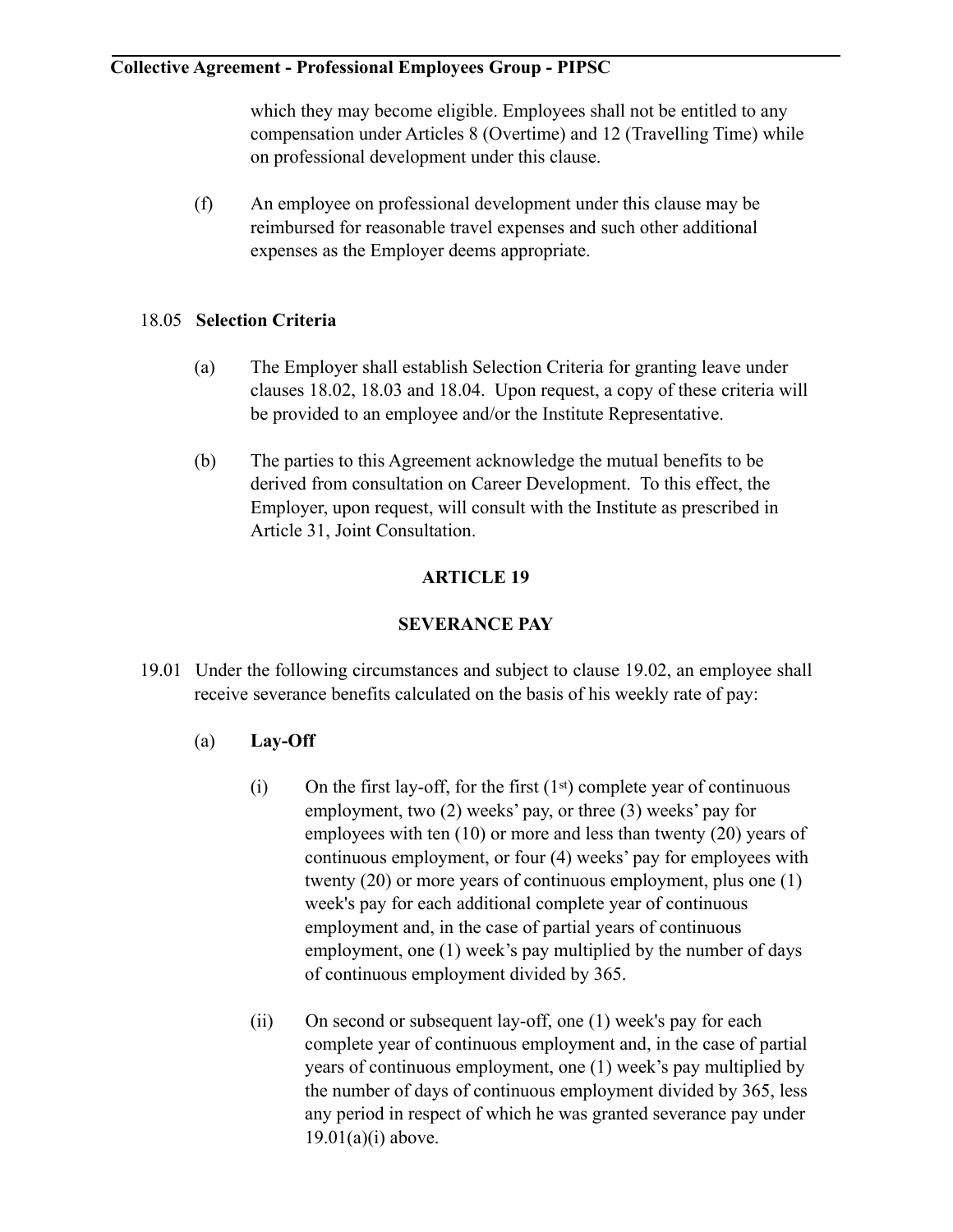which they may become eligible. Employees shall not be entitled to any compensation under Articles 8 (Overtime) and 12 (Travelling Time) while on professional development under this clause.

(f) An employee on professional development under this clause may be reimbursed for reasonable travel expenses and such other additional expenses as the Employer deems appropriate.

18.05 **Selection Criteria**

(a) The Employer shall establish Selection Criteria for granting leave under clauses 18.02, 18.03 and 18.04. Upon request, a copy of these criteria will be provided to an employee and/or the Institute Representative.

(b) The parties to this Agreement acknowledge the mutual benefits to be derived from consultation on Career Development. To this effect, the Employer, upon request, will consult with the Institute as prescribed in Article 31, Joint Consultation.

## ARTICLE 19

## SEVERANCE PAY

19.01 Under the following circumstances and subject to clause 19.02, an employee shall receive severance benefits calculated on the basis of his weekly rate of pay:

(a) **Lay-Off**

(i) On the first lay-off, for the first (1st) complete year of continuous employment, two (2) weeks' pay, or three (3) weeks' pay for employees with ten (10) or more and less than twenty (20) years of continuous employment, or four (4) weeks' pay for employees with twenty (20) or more years of continuous employment, plus one (1) week's pay for each additional complete year of continuous employment and, in the case of partial years of continuous employment, one (1) week's pay multiplied by the number of days of continuous employment divided by 365.

(ii) On second or subsequent lay-off, one (1) week's pay for each complete year of continuous employment and, in the case of partial years of continuous employment, one (1) week's pay multiplied by the number of days of continuous employment divided by 365, less any period in respect of which he was granted severance pay under 19.01(a)(i) above.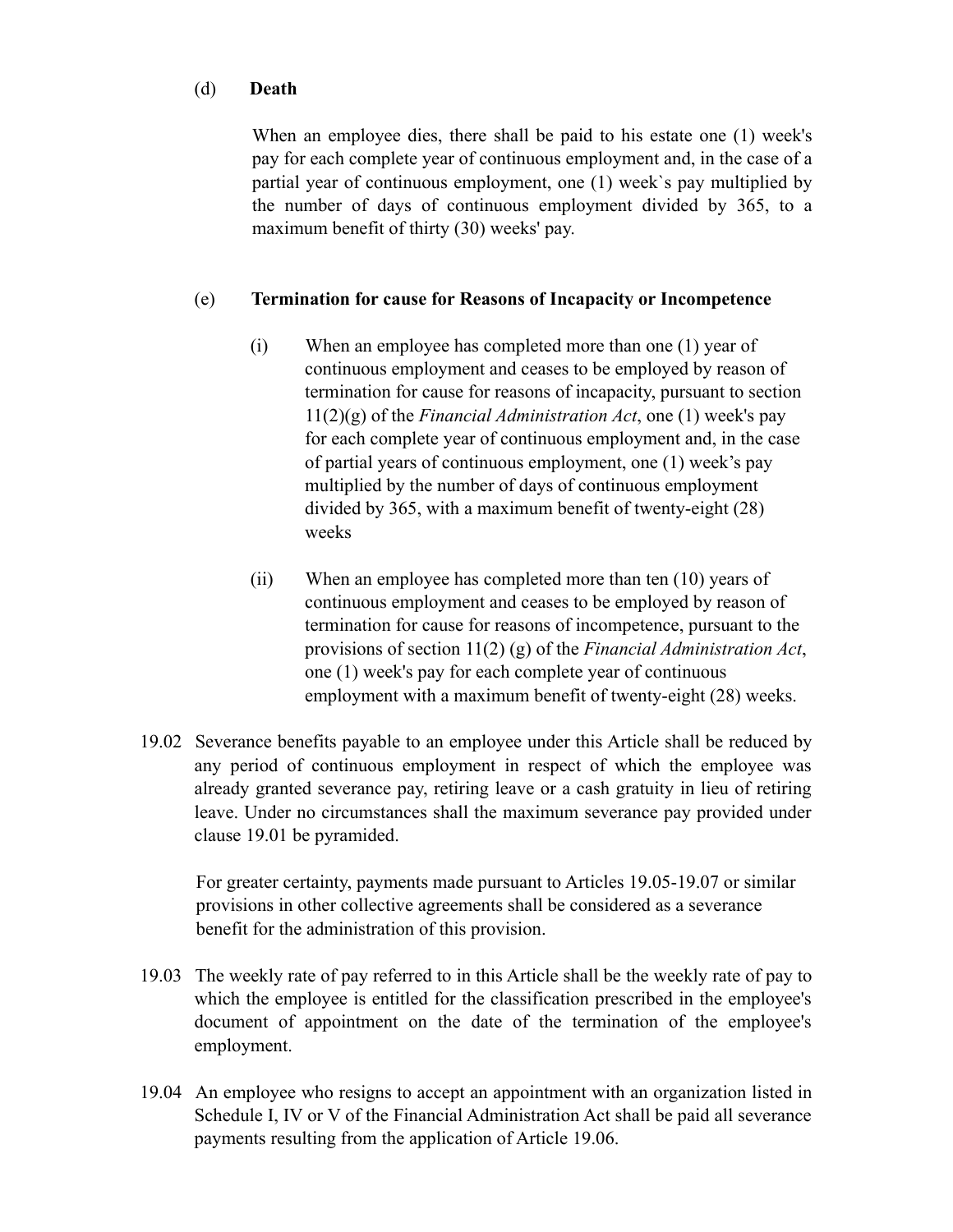(d) **Death**

When an employee dies, there shall be paid to his estate one (1) week's pay for each complete year of continuous employment and, in the case of a partial year of continuous employment, one (1) week`s pay multiplied by the number of days of continuous employment divided by 365, to a maximum benefit of thirty (30) weeks' pay.

(e) **Termination for cause for Reasons of Incapacity or Incompetence**

(i) When an employee has completed more than one (1) year of continuous employment and ceases to be employed by reason of termination for cause for reasons of incapacity, pursuant to section 11(2)(g) of the *Financial Administration Act*, one (1) week's pay for each complete year of continuous employment and, in the case of partial years of continuous employment, one (1) week's pay multiplied by the number of days of continuous employment divided by 365, with a maximum benefit of twenty-eight (28) weeks

(ii) When an employee has completed more than ten (10) years of continuous employment and ceases to be employed by reason of termination for cause for reasons of incompetence, pursuant to the provisions of section 11(2) (g) of the *Financial Administration Act*, one (1) week's pay for each complete year of continuous employment with a maximum benefit of twenty-eight (28) weeks.

19.02 Severance benefits payable to an employee under this Article shall be reduced by any period of continuous employment in respect of which the employee was already granted severance pay, retiring leave or a cash gratuity in lieu of retiring leave. Under no circumstances shall the maximum severance pay provided under clause 19.01 be pyramided.

For greater certainty, payments made pursuant to Articles 19.05-19.07 or similar provisions in other collective agreements shall be considered as a severance benefit for the administration of this provision.

19.03 The weekly rate of pay referred to in this Article shall be the weekly rate of pay to which the employee is entitled for the classification prescribed in the employee's document of appointment on the date of the termination of the employee's employment.

19.04 An employee who resigns to accept an appointment with an organization listed in Schedule I, IV or V of the Financial Administration Act shall be paid all severance payments resulting from the application of Article 19.06.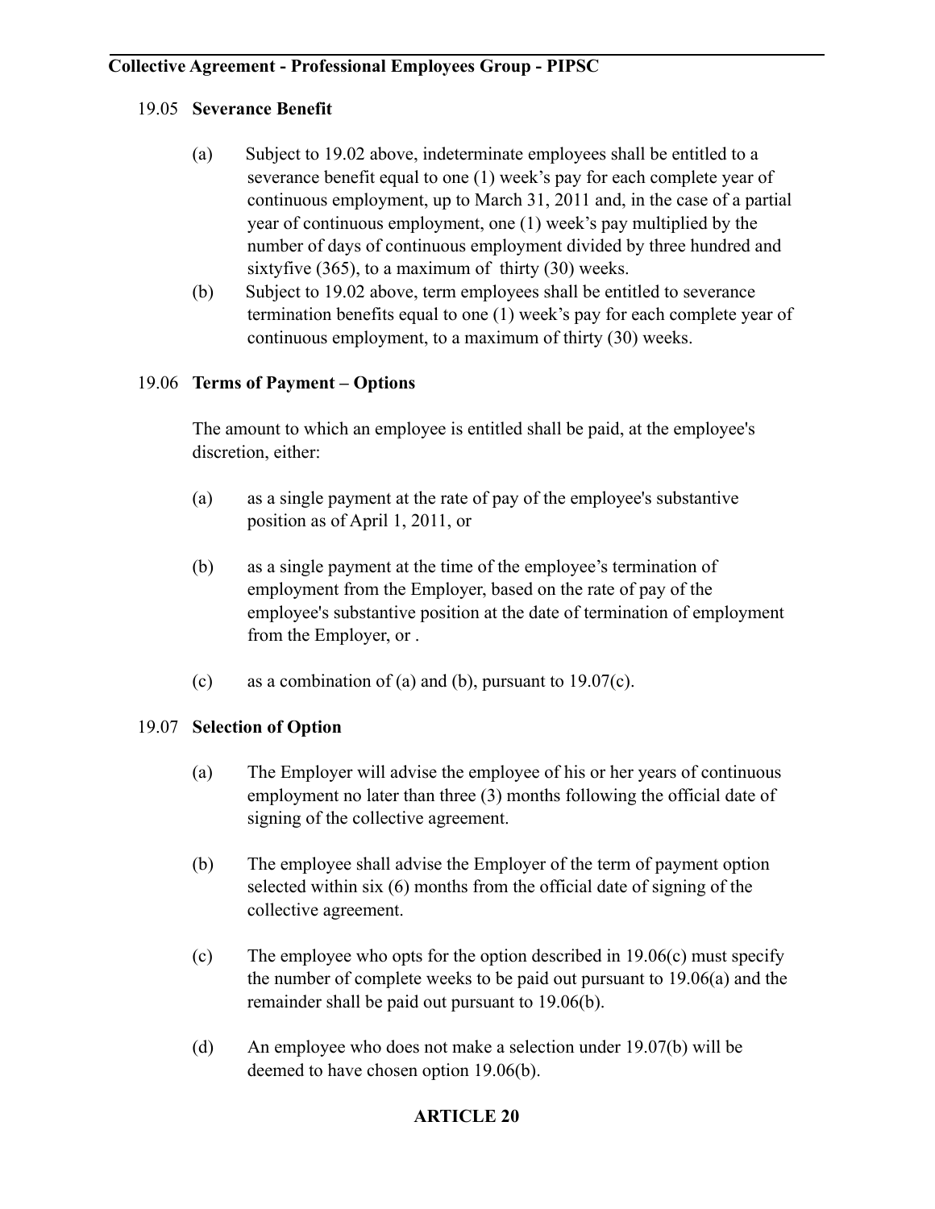**19.05 Severance Benefit**

(a) Subject to 19.02 above, indeterminate employees shall be entitled to a severance benefit equal to one (1) week's pay for each complete year of continuous employment, up to March 31, 2011 and, in the case of a partial year of continuous employment, one (1) week's pay multiplied by the number of days of continuous employment divided by three hundred and sixtyfive (365), to a maximum of thirty (30) weeks.

(b) Subject to 19.02 above, term employees shall be entitled to severance termination benefits equal to one (1) week's pay for each complete year of continuous employment, to a maximum of thirty (30) weeks.

**19.06 Terms of Payment – Options**

The amount to which an employee is entitled shall be paid, at the employee's discretion, either:

(a) as a single payment at the rate of pay of the employee's substantive position as of April 1, 2011, or

(b) as a single payment at the time of the employee's termination of employment from the Employer, based on the rate of pay of the employee's substantive position at the date of termination of employment from the Employer, or .

(c) as a combination of (a) and (b), pursuant to 19.07(c).

**19.07 Selection of Option**

(a) The Employer will advise the employee of his or her years of continuous employment no later than three (3) months following the official date of signing of the collective agreement.

(b) The employee shall advise the Employer of the term of payment option selected within six (6) months from the official date of signing of the collective agreement.

(c) The employee who opts for the option described in 19.06(c) must specify the number of complete weeks to be paid out pursuant to 19.06(a) and the remainder shall be paid out pursuant to 19.06(b).

(d) An employee who does not make a selection under 19.07(b) will be deemed to have chosen option 19.06(b).

## ARTICLE 20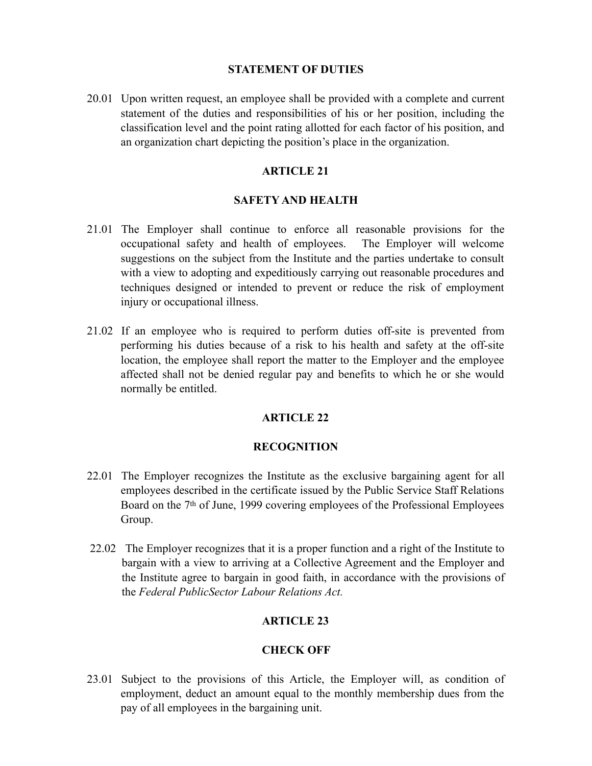## STATEMENT OF DUTIES

20.01 Upon written request, an employee shall be provided with a complete and current statement of the duties and responsibilities of his or her position, including the classification level and the point rating allotted for each factor of his position, and an organization chart depicting the position's place in the organization.

# ARTICLE 21

## SAFETY AND HEALTH

21.01 The Employer shall continue to enforce all reasonable provisions for the occupational safety and health of employees. The Employer will welcome suggestions on the subject from the Institute and the parties undertake to consult with a view to adopting and expeditiously carrying out reasonable procedures and techniques designed or intended to prevent or reduce the risk of employment injury or occupational illness.

21.02 If an employee who is required to perform duties off-site is prevented from performing his duties because of a risk to his health and safety at the off-site location, the employee shall report the matter to the Employer and the employee affected shall not be denied regular pay and benefits to which he or she would normally be entitled.

# ARTICLE 22

## RECOGNITION

22.01 The Employer recognizes the Institute as the exclusive bargaining agent for all employees described in the certificate issued by the Public Service Staff Relations Board on the 7th of June, 1999 covering employees of the Professional Employees Group.

22.02 The Employer recognizes that it is a proper function and a right of the Institute to bargain with a view to arriving at a Collective Agreement and the Employer and the Institute agree to bargain in good faith, in accordance with the provisions of the *Federal PublicSector Labour Relations Act.*

# ARTICLE 23

## CHECK OFF

23.01 Subject to the provisions of this Article, the Employer will, as condition of employment, deduct an amount equal to the monthly membership dues from the pay of all employees in the bargaining unit.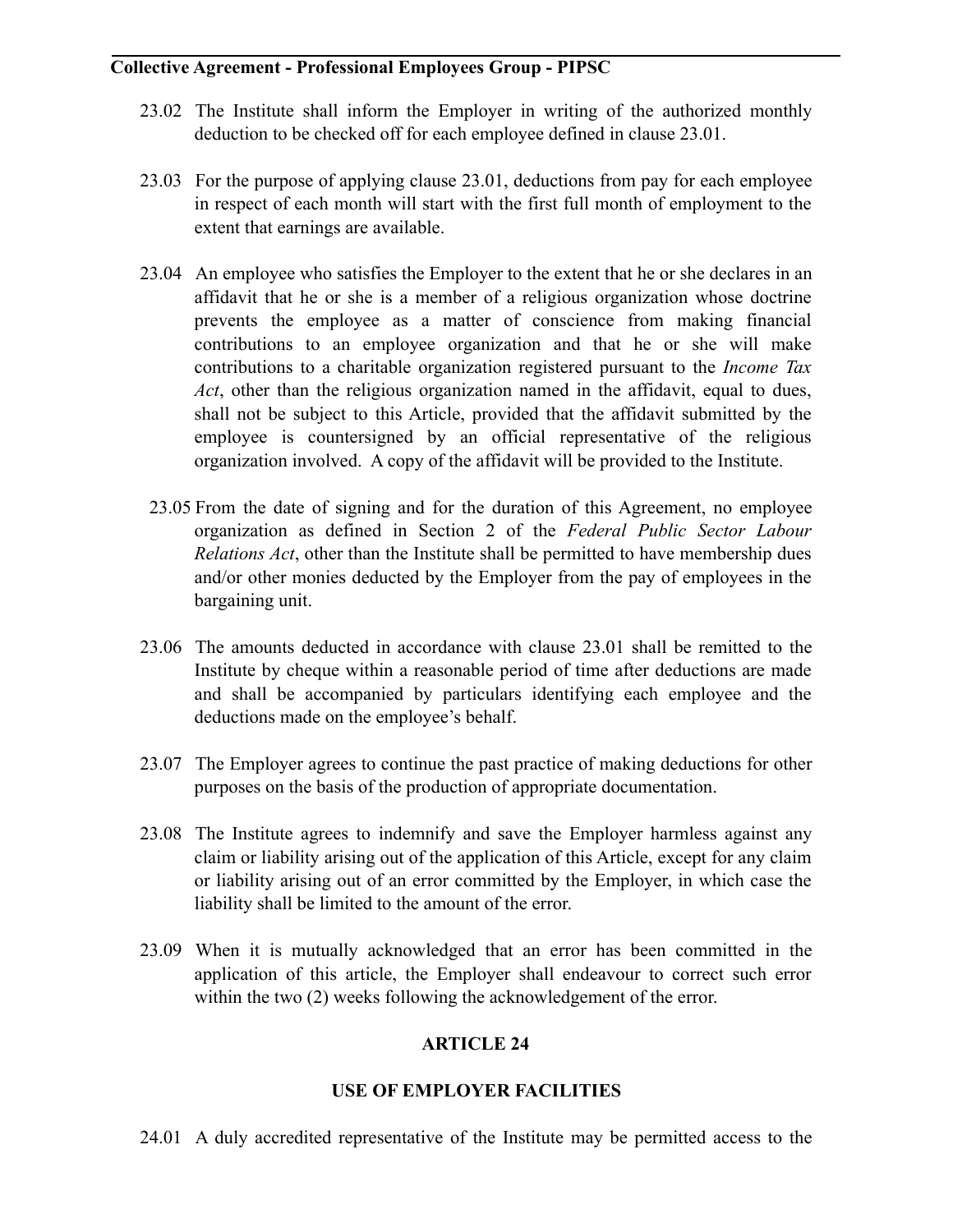23.02 The Institute shall inform the Employer in writing of the authorized monthly deduction to be checked off for each employee defined in clause 23.01.

23.03 For the purpose of applying clause 23.01, deductions from pay for each employee in respect of each month will start with the first full month of employment to the extent that earnings are available.

23.04 An employee who satisfies the Employer to the extent that he or she declares in an affidavit that he or she is a member of a religious organization whose doctrine prevents the employee as a matter of conscience from making financial contributions to an employee organization and that he or she will make contributions to a charitable organization registered pursuant to the *Income Tax Act*, other than the religious organization named in the affidavit, equal to dues, shall not be subject to this Article, provided that the affidavit submitted by the employee is countersigned by an official representative of the religious organization involved. A copy of the affidavit will be provided to the Institute.

23.05 From the date of signing and for the duration of this Agreement, no employee organization as defined in Section 2 of the *Federal Public Sector Labour Relations Act*, other than the Institute shall be permitted to have membership dues and/or other monies deducted by the Employer from the pay of employees in the bargaining unit.

23.06 The amounts deducted in accordance with clause 23.01 shall be remitted to the Institute by cheque within a reasonable period of time after deductions are made and shall be accompanied by particulars identifying each employee and the deductions made on the employee's behalf.

23.07 The Employer agrees to continue the past practice of making deductions for other purposes on the basis of the production of appropriate documentation.

23.08 The Institute agrees to indemnify and save the Employer harmless against any claim or liability arising out of the application of this Article, except for any claim or liability arising out of an error committed by the Employer, in which case the liability shall be limited to the amount of the error.

23.09 When it is mutually acknowledged that an error has been committed in the application of this article, the Employer shall endeavour to correct such error within the two (2) weeks following the acknowledgement of the error.

## ARTICLE 24

## USE OF EMPLOYER FACILITIES

24.01 A duly accredited representative of the Institute may be permitted access to the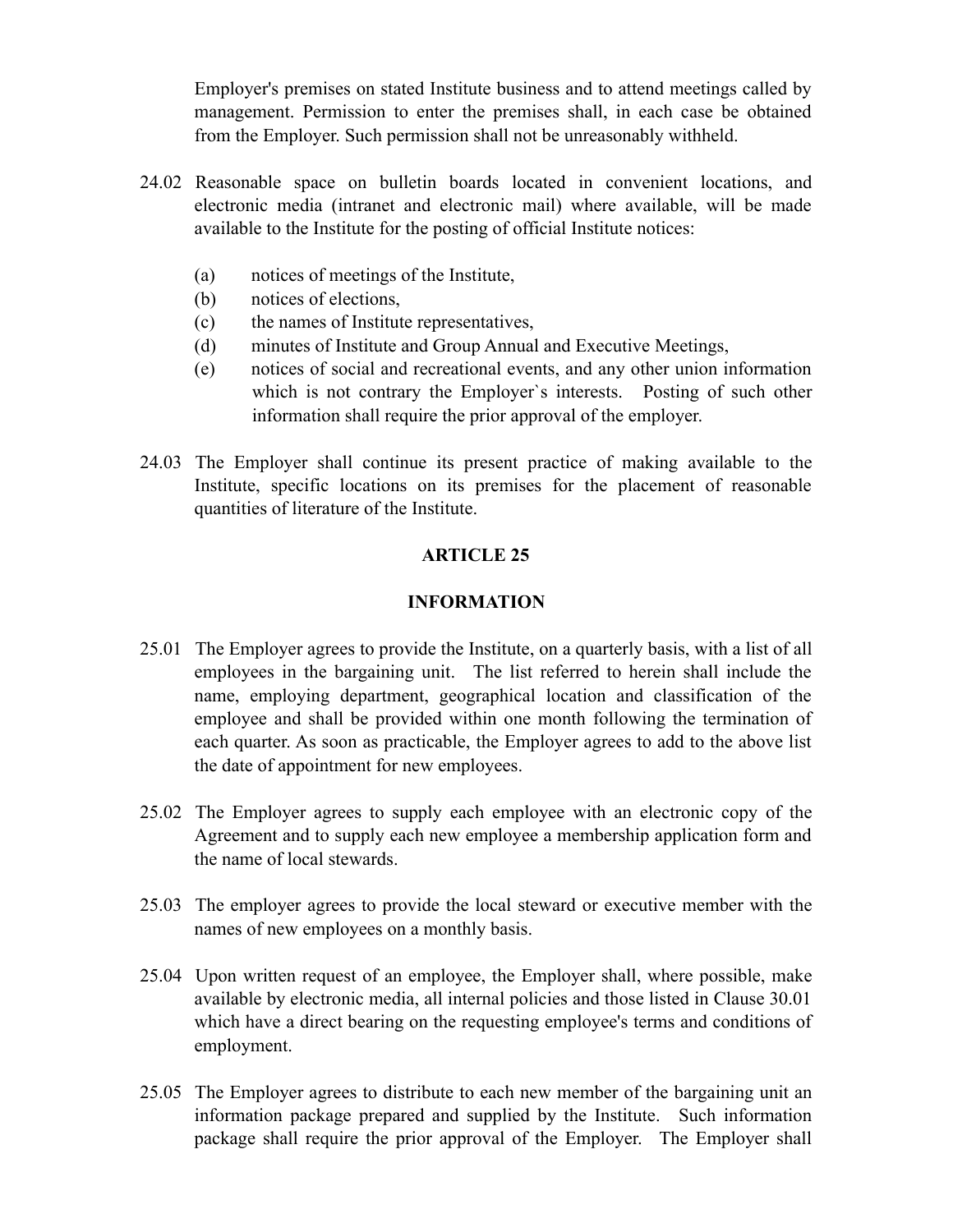Employer's premises on stated Institute business and to attend meetings called by management. Permission to enter the premises shall, in each case be obtained from the Employer. Such permission shall not be unreasonably withheld.

24.02 Reasonable space on bulletin boards located in convenient locations, and electronic media (intranet and electronic mail) where available, will be made available to the Institute for the posting of official Institute notices:

(a) notices of meetings of the Institute,
(b) notices of elections,
(c) the names of Institute representatives,
(d) minutes of Institute and Group Annual and Executive Meetings,
(e) notices of social and recreational events, and any other union information which is not contrary the Employer`s interests. Posting of such other information shall require the prior approval of the employer.

24.03 The Employer shall continue its present practice of making available to the Institute, specific locations on its premises for the placement of reasonable quantities of literature of the Institute.

## ARTICLE 25

## INFORMATION

25.01 The Employer agrees to provide the Institute, on a quarterly basis, with a list of all employees in the bargaining unit. The list referred to herein shall include the name, employing department, geographical location and classification of the employee and shall be provided within one month following the termination of each quarter. As soon as practicable, the Employer agrees to add to the above list the date of appointment for new employees.

25.02 The Employer agrees to supply each employee with an electronic copy of the Agreement and to supply each new employee a membership application form and the name of local stewards.

25.03 The employer agrees to provide the local steward or executive member with the names of new employees on a monthly basis.

25.04 Upon written request of an employee, the Employer shall, where possible, make available by electronic media, all internal policies and those listed in Clause 30.01 which have a direct bearing on the requesting employee's terms and conditions of employment.

25.05 The Employer agrees to distribute to each new member of the bargaining unit an information package prepared and supplied by the Institute. Such information package shall require the prior approval of the Employer. The Employer shall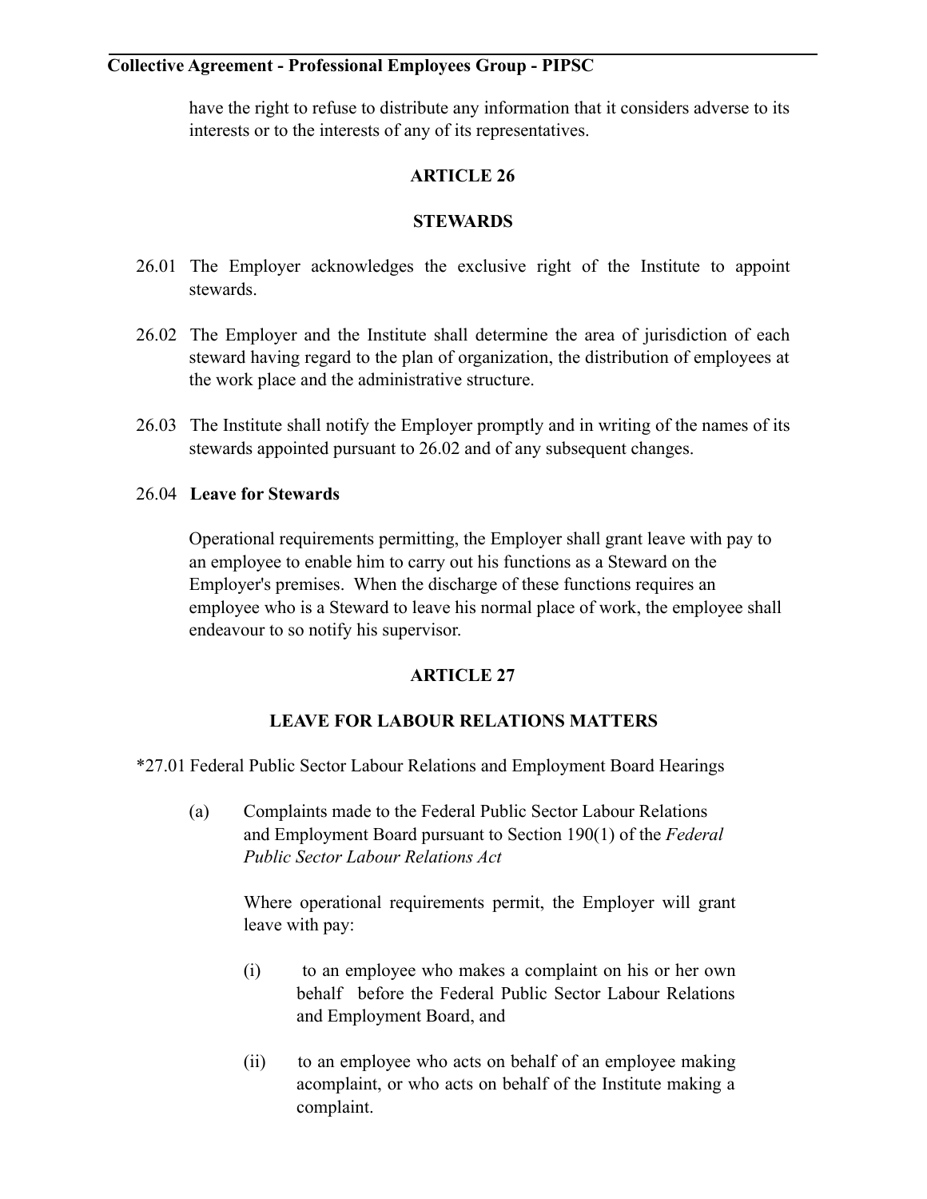have the right to refuse to distribute any information that it considers adverse to its interests or to the interests of any of its representatives.

## ARTICLE 26

## STEWARDS

26.01 The Employer acknowledges the exclusive right of the Institute to appoint stewards.

26.02 The Employer and the Institute shall determine the area of jurisdiction of each steward having regard to the plan of organization, the distribution of employees at the work place and the administrative structure.

26.03 The Institute shall notify the Employer promptly and in writing of the names of its stewards appointed pursuant to 26.02 and of any subsequent changes.

26.04 **Leave for Stewards**

Operational requirements permitting, the Employer shall grant leave with pay to an employee to enable him to carry out his functions as a Steward on the Employer's premises. When the discharge of these functions requires an employee who is a Steward to leave his normal place of work, the employee shall endeavour to so notify his supervisor.

## ARTICLE 27

## LEAVE FOR LABOUR RELATIONS MATTERS

*27.01 Federal Public Sector Labour Relations and Employment Board Hearings

(a) Complaints made to the Federal Public Sector Labour Relations and Employment Board pursuant to Section 190(1) of the *Federal Public Sector Labour Relations Act*

Where operational requirements permit, the Employer will grant leave with pay:

(i) to an employee who makes a complaint on his or her own behalf before the Federal Public Sector Labour Relations and Employment Board, and

(ii) to an employee who acts on behalf of an employee making acomplaint, or who acts on behalf of the Institute making a complaint.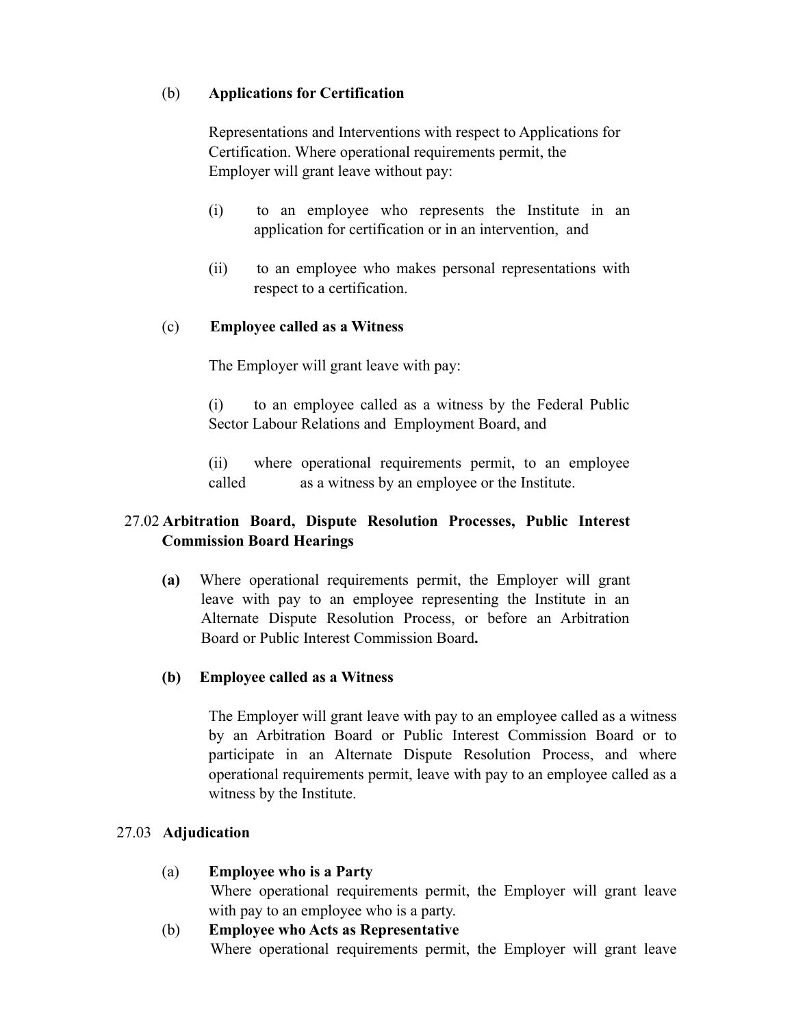(b) **Applications for Certification**

Representations and Interventions with respect to Applications for Certification. Where operational requirements permit, the Employer will grant leave without pay:

(i) to an employee who represents the Institute in an application for certification or in an intervention, and

(ii) to an employee who makes personal representations with respect to a certification.

(c) **Employee called as a Witness**

The Employer will grant leave with pay:

(i) to an employee called as a witness by the Federal Public Sector Labour Relations and Employment Board, and

(ii) where operational requirements permit, to an employee called as a witness by an employee or the Institute.

27.02 **Arbitration Board, Dispute Resolution Processes, Public Interest Commission Board Hearings**

**(a)** Where operational requirements permit, the Employer will grant leave with pay to an employee representing the Institute in an Alternate Dispute Resolution Process, or before an Arbitration Board or Public Interest Commission Board**.**

**(b) Employee called as a Witness**

The Employer will grant leave with pay to an employee called as a witness by an Arbitration Board or Public Interest Commission Board or to participate in an Alternate Dispute Resolution Process, and where operational requirements permit, leave with pay to an employee called as a witness by the Institute.

27.03 **Adjudication**

(a) **Employee who is a Party**
Where operational requirements permit, the Employer will grant leave with pay to an employee who is a party.

(b) **Employee who Acts as Representative**
Where operational requirements permit, the Employer will grant leave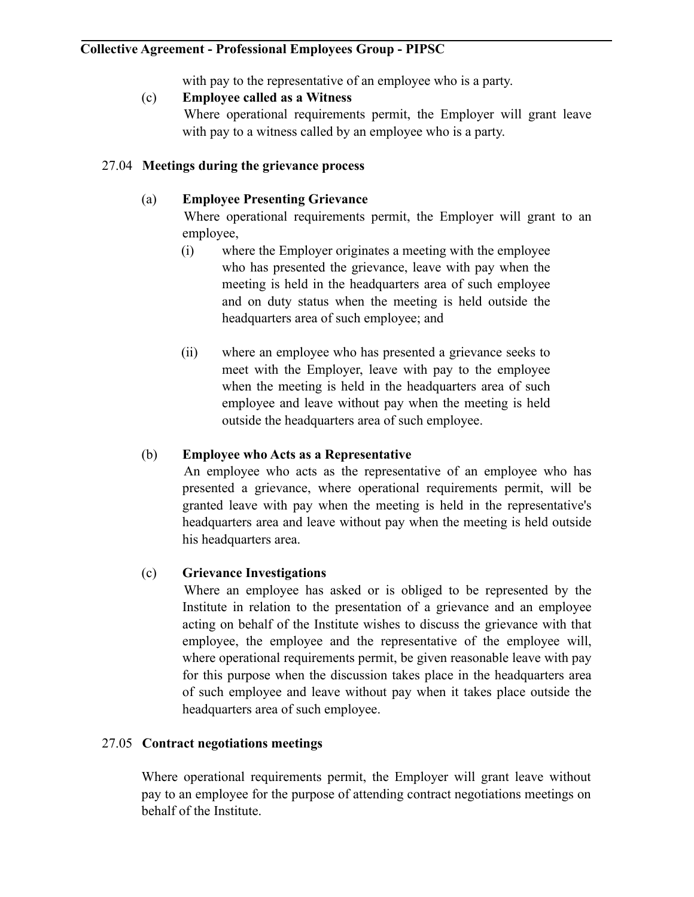with pay to the representative of an employee who is a party.

(c) **Employee called as a Witness**

Where operational requirements permit, the Employer will grant leave with pay to a witness called by an employee who is a party.

27.04 **Meetings during the grievance process**

(a) **Employee Presenting Grievance**

Where operational requirements permit, the Employer will grant to an employee,

(i) where the Employer originates a meeting with the employee who has presented the grievance, leave with pay when the meeting is held in the headquarters area of such employee and on duty status when the meeting is held outside the headquarters area of such employee; and

(ii) where an employee who has presented a grievance seeks to meet with the Employer, leave with pay to the employee when the meeting is held in the headquarters area of such employee and leave without pay when the meeting is held outside the headquarters area of such employee.

(b) **Employee who Acts as a Representative**

An employee who acts as the representative of an employee who has presented a grievance, where operational requirements permit, will be granted leave with pay when the meeting is held in the representative's headquarters area and leave without pay when the meeting is held outside his headquarters area.

(c) **Grievance Investigations**

Where an employee has asked or is obliged to be represented by the Institute in relation to the presentation of a grievance and an employee acting on behalf of the Institute wishes to discuss the grievance with that employee, the employee and the representative of the employee will, where operational requirements permit, be given reasonable leave with pay for this purpose when the discussion takes place in the headquarters area of such employee and leave without pay when it takes place outside the headquarters area of such employee.

27.05 **Contract negotiations meetings**

Where operational requirements permit, the Employer will grant leave without pay to an employee for the purpose of attending contract negotiations meetings on behalf of the Institute.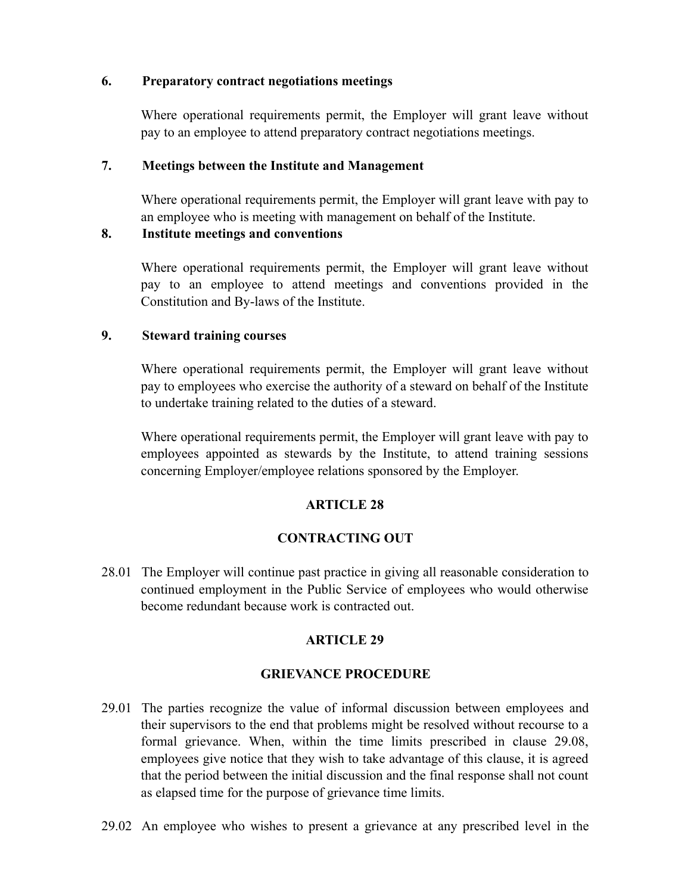**6. Preparatory contract negotiations meetings**

Where operational requirements permit, the Employer will grant leave without pay to an employee to attend preparatory contract negotiations meetings.

**7. Meetings between the Institute and Management**

Where operational requirements permit, the Employer will grant leave with pay to an employee who is meeting with management on behalf of the Institute.

**8. Institute meetings and conventions**

Where operational requirements permit, the Employer will grant leave without pay to an employee to attend meetings and conventions provided in the Constitution and By-laws of the Institute.

**9. Steward training courses**

Where operational requirements permit, the Employer will grant leave without pay to employees who exercise the authority of a steward on behalf of the Institute to undertake training related to the duties of a steward.

Where operational requirements permit, the Employer will grant leave with pay to employees appointed as stewards by the Institute, to attend training sessions concerning Employer/employee relations sponsored by the Employer.

## ARTICLE 28

## CONTRACTING OUT

28.01 The Employer will continue past practice in giving all reasonable consideration to continued employment in the Public Service of employees who would otherwise become redundant because work is contracted out.

## ARTICLE 29

## GRIEVANCE PROCEDURE

29.01 The parties recognize the value of informal discussion between employees and their supervisors to the end that problems might be resolved without recourse to a formal grievance. When, within the time limits prescribed in clause 29.08, employees give notice that they wish to take advantage of this clause, it is agreed that the period between the initial discussion and the final response shall not count as elapsed time for the purpose of grievance time limits.

29.02 An employee who wishes to present a grievance at any prescribed level in the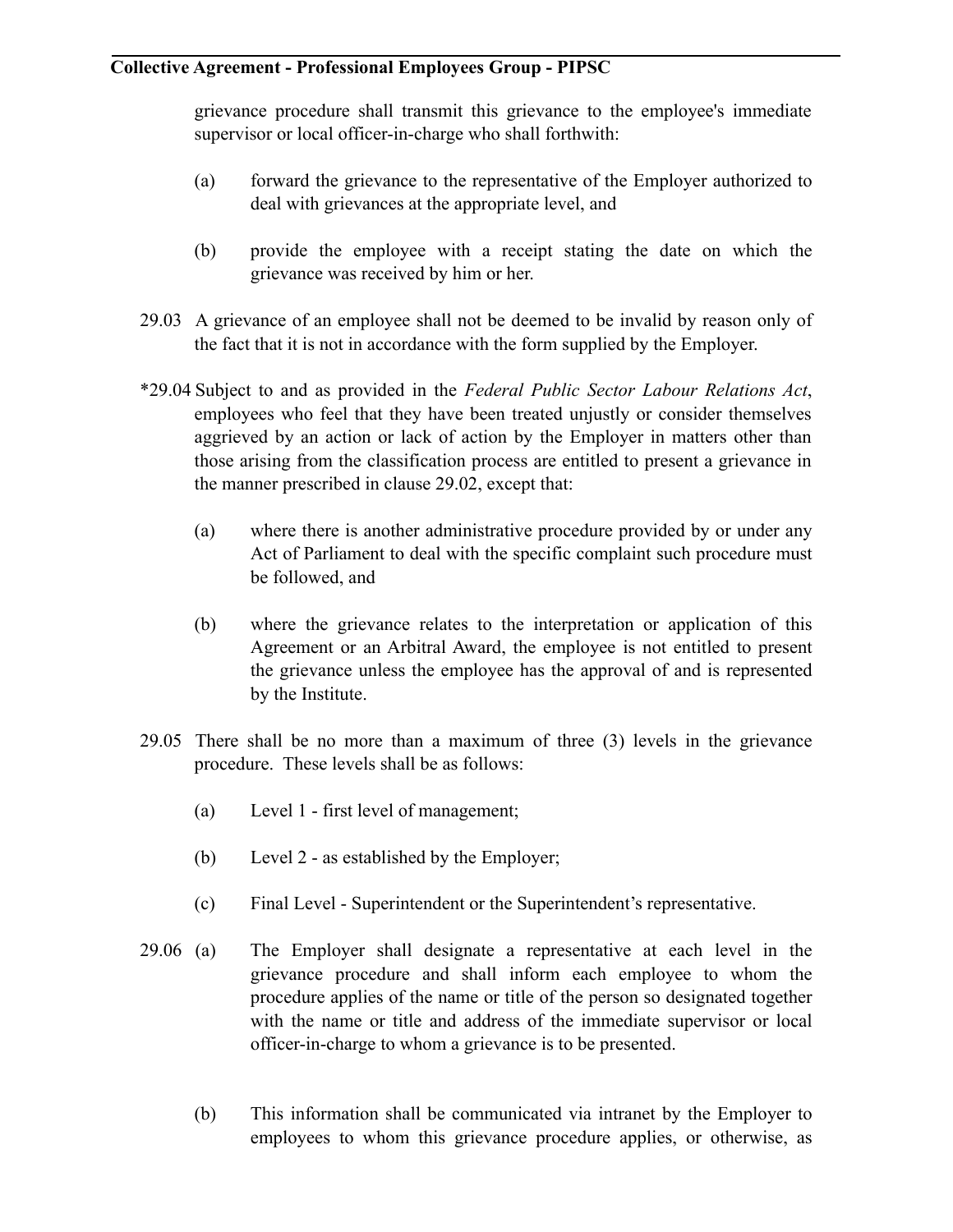grievance procedure shall transmit this grievance to the employee's immediate supervisor or local officer-in-charge who shall forthwith:

(a) forward the grievance to the representative of the Employer authorized to deal with grievances at the appropriate level, and

(b) provide the employee with a receipt stating the date on which the grievance was received by him or her.

29.03 A grievance of an employee shall not be deemed to be invalid by reason only of the fact that it is not in accordance with the form supplied by the Employer.

*29.04 Subject to and as provided in the *Federal Public Sector Labour Relations Act*, employees who feel that they have been treated unjustly or consider themselves aggrieved by an action or lack of action by the Employer in matters other than those arising from the classification process are entitled to present a grievance in the manner prescribed in clause 29.02, except that:

(a) where there is another administrative procedure provided by or under any Act of Parliament to deal with the specific complaint such procedure must be followed, and

(b) where the grievance relates to the interpretation or application of this Agreement or an Arbitral Award, the employee is not entitled to present the grievance unless the employee has the approval of and is represented by the Institute.

29.05 There shall be no more than a maximum of three (3) levels in the grievance procedure. These levels shall be as follows:

(a) Level 1 - first level of management;

(b) Level 2 - as established by the Employer;

(c) Final Level - Superintendent or the Superintendent's representative.

29.06 (a) The Employer shall designate a representative at each level in the grievance procedure and shall inform each employee to whom the procedure applies of the name or title of the person so designated together with the name or title and address of the immediate supervisor or local officer-in-charge to whom a grievance is to be presented.

(b) This information shall be communicated via intranet by the Employer to employees to whom this grievance procedure applies, or otherwise, as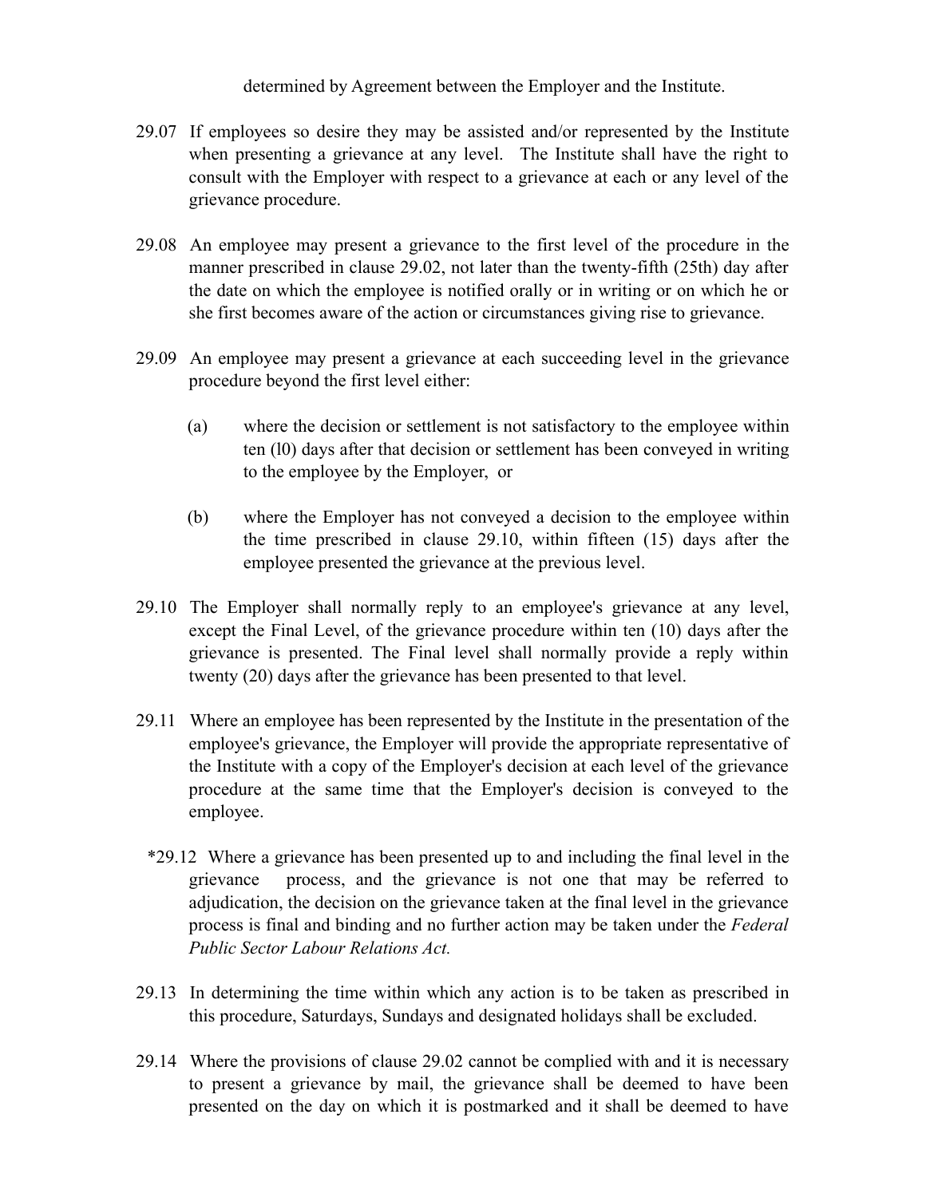determined by Agreement between the Employer and the Institute.

29.07 If employees so desire they may be assisted and/or represented by the Institute when presenting a grievance at any level. The Institute shall have the right to consult with the Employer with respect to a grievance at each or any level of the grievance procedure.

29.08 An employee may present a grievance to the first level of the procedure in the manner prescribed in clause 29.02, not later than the twenty-fifth (25th) day after the date on which the employee is notified orally or in writing or on which he or she first becomes aware of the action or circumstances giving rise to grievance.

29.09 An employee may present a grievance at each succeeding level in the grievance procedure beyond the first level either:

(a) where the decision or settlement is not satisfactory to the employee within ten (l0) days after that decision or settlement has been conveyed in writing to the employee by the Employer, or

(b) where the Employer has not conveyed a decision to the employee within the time prescribed in clause 29.10, within fifteen (15) days after the employee presented the grievance at the previous level.

29.10 The Employer shall normally reply to an employee's grievance at any level, except the Final Level, of the grievance procedure within ten (10) days after the grievance is presented. The Final level shall normally provide a reply within twenty (20) days after the grievance has been presented to that level.

29.11 Where an employee has been represented by the Institute in the presentation of the employee's grievance, the Employer will provide the appropriate representative of the Institute with a copy of the Employer's decision at each level of the grievance procedure at the same time that the Employer's decision is conveyed to the employee.

*29.12 Where a grievance has been presented up to and including the final level in the grievance process, and the grievance is not one that may be referred to adjudication, the decision on the grievance taken at the final level in the grievance process is final and binding and no further action may be taken under the *Federal Public Sector Labour Relations Act.*

29.13 In determining the time within which any action is to be taken as prescribed in this procedure, Saturdays, Sundays and designated holidays shall be excluded.

29.14 Where the provisions of clause 29.02 cannot be complied with and it is necessary to present a grievance by mail, the grievance shall be deemed to have been presented on the day on which it is postmarked and it shall be deemed to have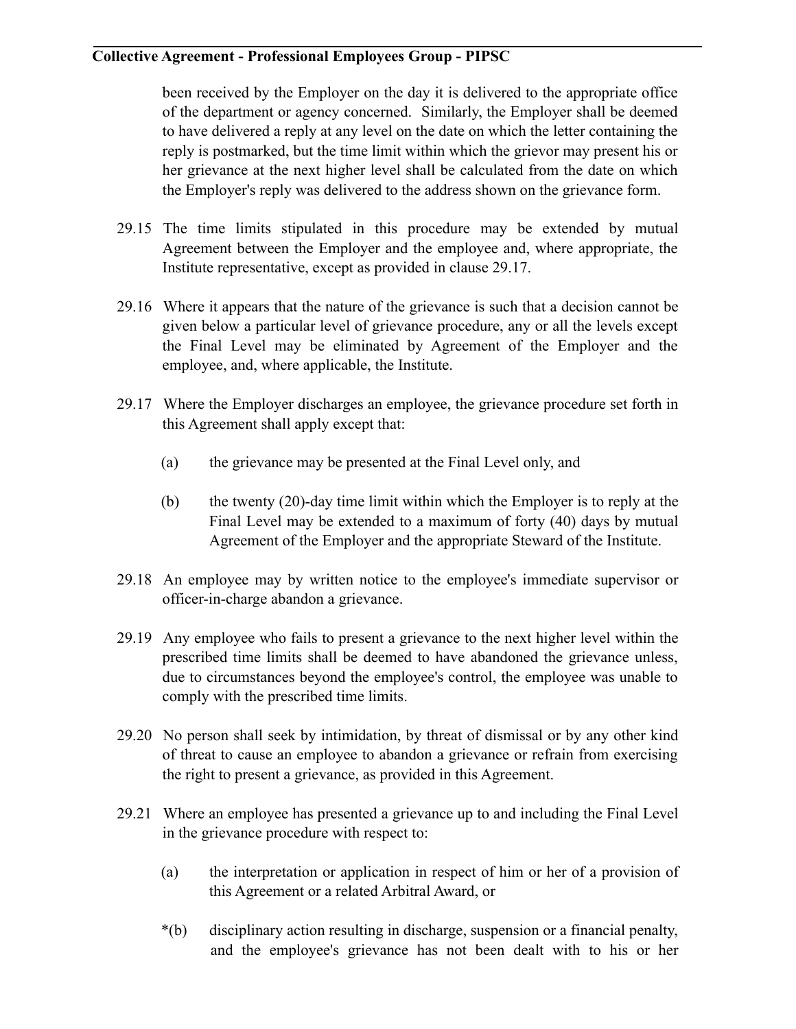been received by the Employer on the day it is delivered to the appropriate office of the department or agency concerned. Similarly, the Employer shall be deemed to have delivered a reply at any level on the date on which the letter containing the reply is postmarked, but the time limit within which the grievor may present his or her grievance at the next higher level shall be calculated from the date on which the Employer's reply was delivered to the address shown on the grievance form.

29.15 The time limits stipulated in this procedure may be extended by mutual Agreement between the Employer and the employee and, where appropriate, the Institute representative, except as provided in clause 29.17.

29.16 Where it appears that the nature of the grievance is such that a decision cannot be given below a particular level of grievance procedure, any or all the levels except the Final Level may be eliminated by Agreement of the Employer and the employee, and, where applicable, the Institute.

29.17 Where the Employer discharges an employee, the grievance procedure set forth in this Agreement shall apply except that:

(a) the grievance may be presented at the Final Level only, and

(b) the twenty (20)-day time limit within which the Employer is to reply at the Final Level may be extended to a maximum of forty (40) days by mutual Agreement of the Employer and the appropriate Steward of the Institute.

29.18 An employee may by written notice to the employee's immediate supervisor or officer-in-charge abandon a grievance.

29.19 Any employee who fails to present a grievance to the next higher level within the prescribed time limits shall be deemed to have abandoned the grievance unless, due to circumstances beyond the employee's control, the employee was unable to comply with the prescribed time limits.

29.20 No person shall seek by intimidation, by threat of dismissal or by any other kind of threat to cause an employee to abandon a grievance or refrain from exercising the right to present a grievance, as provided in this Agreement.

29.21 Where an employee has presented a grievance up to and including the Final Level in the grievance procedure with respect to:

(a) the interpretation or application in respect of him or her of a provision of this Agreement or a related Arbitral Award, or

*(b) disciplinary action resulting in discharge, suspension or a financial penalty, and the employee's grievance has not been dealt with to his or her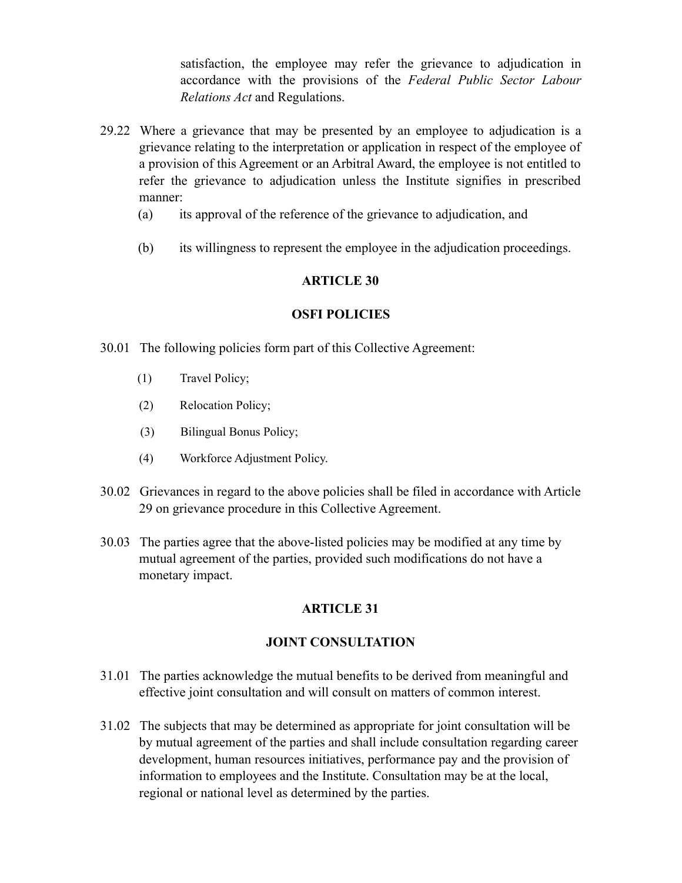satisfaction, the employee may refer the grievance to adjudication in accordance with the provisions of the *Federal Public Sector Labour Relations Act* and Regulations.

29.22 Where a grievance that may be presented by an employee to adjudication is a grievance relating to the interpretation or application in respect of the employee of a provision of this Agreement or an Arbitral Award, the employee is not entitled to refer the grievance to adjudication unless the Institute signifies in prescribed manner:

(a) its approval of the reference of the grievance to adjudication, and

(b) its willingness to represent the employee in the adjudication proceedings.

## ARTICLE 30

## OSFI POLICIES

30.01 The following policies form part of this Collective Agreement:

(1) Travel Policy;

(2) Relocation Policy;

(3) Bilingual Bonus Policy;

(4) Workforce Adjustment Policy.

30.02 Grievances in regard to the above policies shall be filed in accordance with Article 29 on grievance procedure in this Collective Agreement.

30.03 The parties agree that the above-listed policies may be modified at any time by mutual agreement of the parties, provided such modifications do not have a monetary impact.

## ARTICLE 31

## JOINT CONSULTATION

31.01 The parties acknowledge the mutual benefits to be derived from meaningful and effective joint consultation and will consult on matters of common interest.

31.02 The subjects that may be determined as appropriate for joint consultation will be by mutual agreement of the parties and shall include consultation regarding career development, human resources initiatives, performance pay and the provision of information to employees and the Institute. Consultation may be at the local, regional or national level as determined by the parties.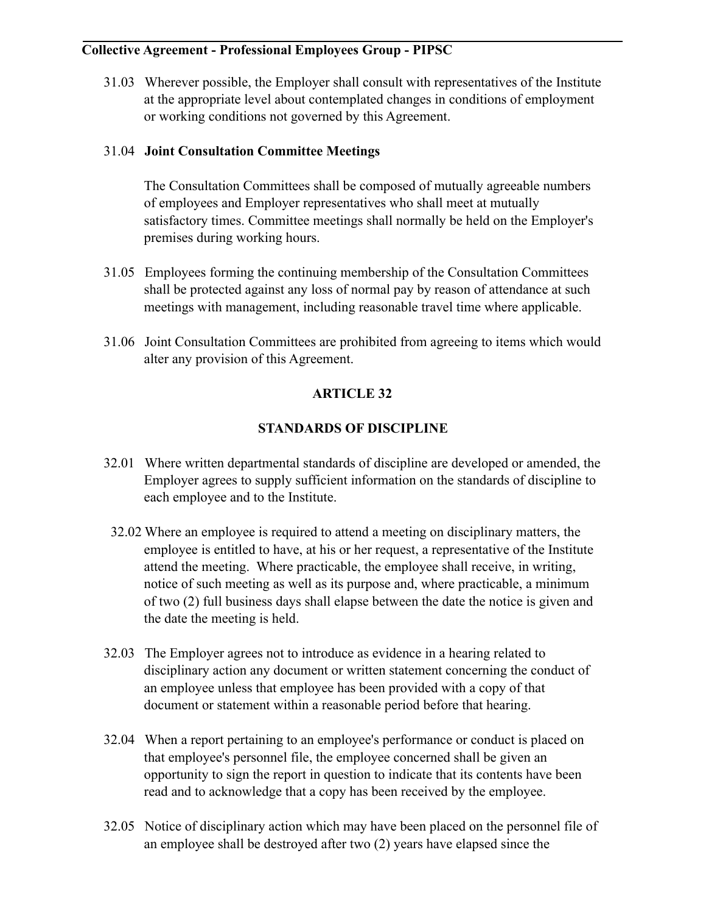31.03 Wherever possible, the Employer shall consult with representatives of the Institute at the appropriate level about contemplated changes in conditions of employment or working conditions not governed by this Agreement.

31.04 **Joint Consultation Committee Meetings**

The Consultation Committees shall be composed of mutually agreeable numbers of employees and Employer representatives who shall meet at mutually satisfactory times. Committee meetings shall normally be held on the Employer's premises during working hours.

31.05 Employees forming the continuing membership of the Consultation Committees shall be protected against any loss of normal pay by reason of attendance at such meetings with management, including reasonable travel time where applicable.

31.06 Joint Consultation Committees are prohibited from agreeing to items which would alter any provision of this Agreement.

## ARTICLE 32

## STANDARDS OF DISCIPLINE

32.01 Where written departmental standards of discipline are developed or amended, the Employer agrees to supply sufficient information on the standards of discipline to each employee and to the Institute.

32.02 Where an employee is required to attend a meeting on disciplinary matters, the employee is entitled to have, at his or her request, a representative of the Institute attend the meeting. Where practicable, the employee shall receive, in writing, notice of such meeting as well as its purpose and, where practicable, a minimum of two (2) full business days shall elapse between the date the notice is given and the date the meeting is held.

32.03 The Employer agrees not to introduce as evidence in a hearing related to disciplinary action any document or written statement concerning the conduct of an employee unless that employee has been provided with a copy of that document or statement within a reasonable period before that hearing.

32.04 When a report pertaining to an employee's performance or conduct is placed on that employee's personnel file, the employee concerned shall be given an opportunity to sign the report in question to indicate that its contents have been read and to acknowledge that a copy has been received by the employee.

32.05 Notice of disciplinary action which may have been placed on the personnel file of an employee shall be destroyed after two (2) years have elapsed since the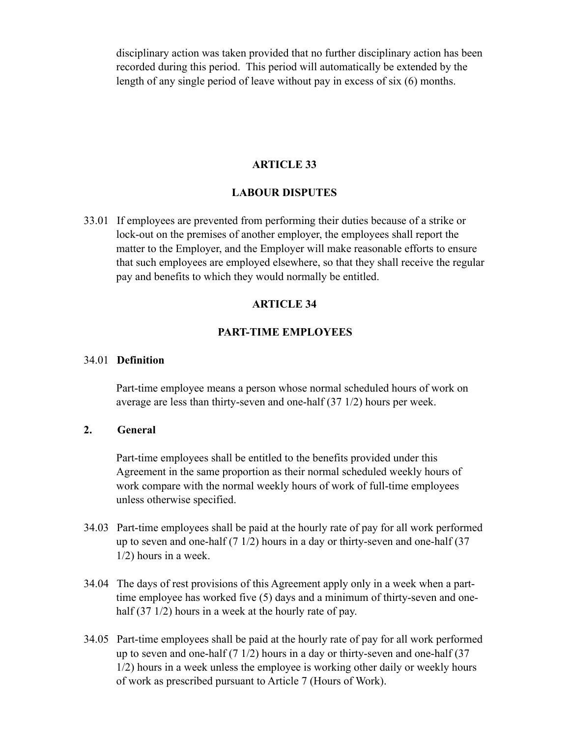disciplinary action was taken provided that no further disciplinary action has been recorded during this period. This period will automatically be extended by the length of any single period of leave without pay in excess of six (6) months.

## ARTICLE 33

## LABOUR DISPUTES

33.01 If employees are prevented from performing their duties because of a strike or lock-out on the premises of another employer, the employees shall report the matter to the Employer, and the Employer will make reasonable efforts to ensure that such employees are employed elsewhere, so that they shall receive the regular pay and benefits to which they would normally be entitled.

## ARTICLE 34

## PART-TIME EMPLOYEES

34.01 **Definition**

Part-time employee means a person whose normal scheduled hours of work on average are less than thirty-seven and one-half (37 1/2) hours per week.

**2. General**

Part-time employees shall be entitled to the benefits provided under this Agreement in the same proportion as their normal scheduled weekly hours of work compare with the normal weekly hours of work of full-time employees unless otherwise specified.

34.03 Part-time employees shall be paid at the hourly rate of pay for all work performed up to seven and one-half (7 1/2) hours in a day or thirty-seven and one-half (37 1/2) hours in a week.

34.04 The days of rest provisions of this Agreement apply only in a week when a part-time employee has worked five (5) days and a minimum of thirty-seven and one-half (37 1/2) hours in a week at the hourly rate of pay.

34.05 Part-time employees shall be paid at the hourly rate of pay for all work performed up to seven and one-half (7 1/2) hours in a day or thirty-seven and one-half (37 1/2) hours in a week unless the employee is working other daily or weekly hours of work as prescribed pursuant to Article 7 (Hours of Work).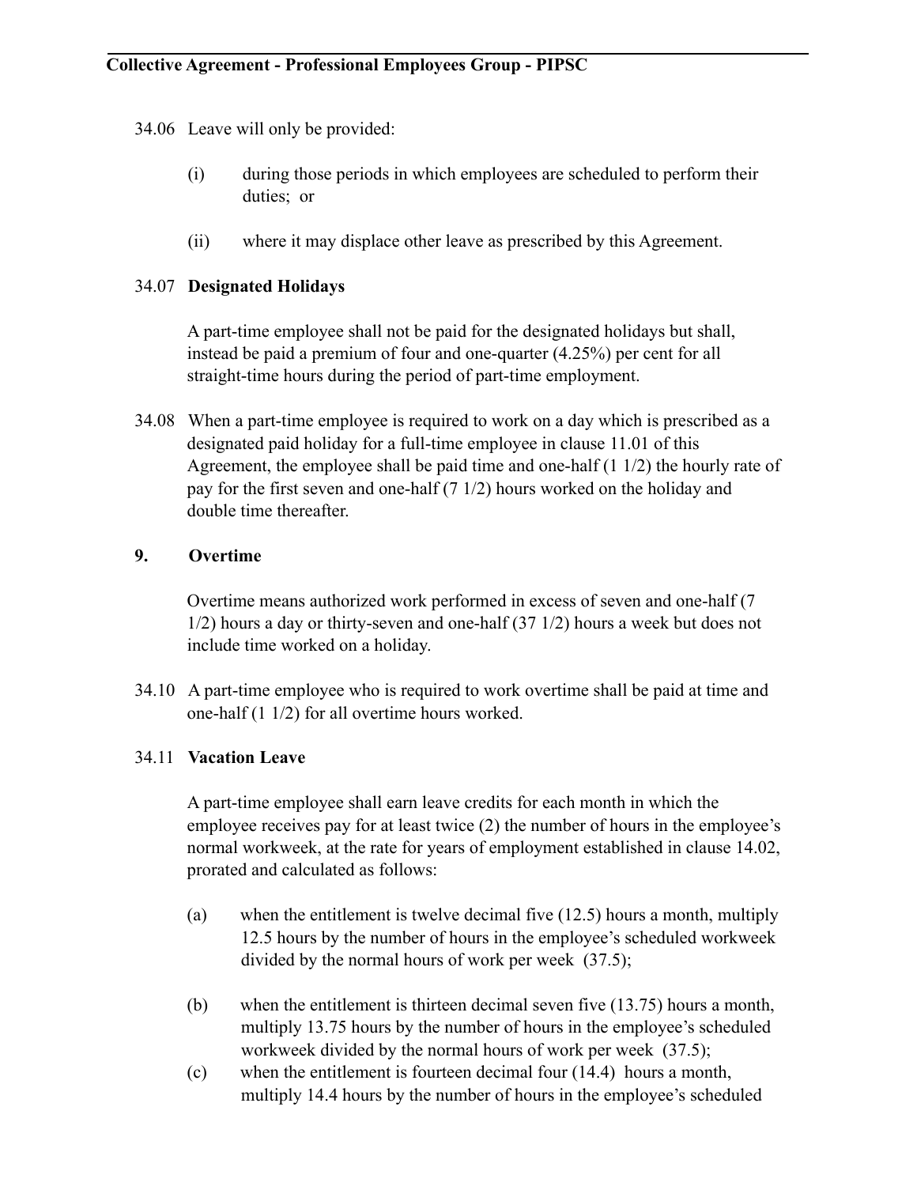34.06 Leave will only be provided:

(i) during those periods in which employees are scheduled to perform their duties; or

(ii) where it may displace other leave as prescribed by this Agreement.

34.07 **Designated Holidays**

A part-time employee shall not be paid for the designated holidays but shall, instead be paid a premium of four and one-quarter (4.25%) per cent for all straight-time hours during the period of part-time employment.

34.08 When a part-time employee is required to work on a day which is prescribed as a designated paid holiday for a full-time employee in clause 11.01 of this Agreement, the employee shall be paid time and one-half (1 1/2) the hourly rate of pay for the first seven and one-half (7 1/2) hours worked on the holiday and double time thereafter.

**9. Overtime**

Overtime means authorized work performed in excess of seven and one-half (7 1/2) hours a day or thirty-seven and one-half (37 1/2) hours a week but does not include time worked on a holiday.

34.10 A part-time employee who is required to work overtime shall be paid at time and one-half (1 1/2) for all overtime hours worked.

34.11 **Vacation Leave**

A part-time employee shall earn leave credits for each month in which the employee receives pay for at least twice (2) the number of hours in the employee's normal workweek, at the rate for years of employment established in clause 14.02, prorated and calculated as follows:

(a) when the entitlement is twelve decimal five (12.5) hours a month, multiply 12.5 hours by the number of hours in the employee's scheduled workweek divided by the normal hours of work per week (37.5);

(b) when the entitlement is thirteen decimal seven five (13.75) hours a month, multiply 13.75 hours by the number of hours in the employee's scheduled workweek divided by the normal hours of work per week (37.5);

(c) when the entitlement is fourteen decimal four (14.4) hours a month, multiply 14.4 hours by the number of hours in the employee's scheduled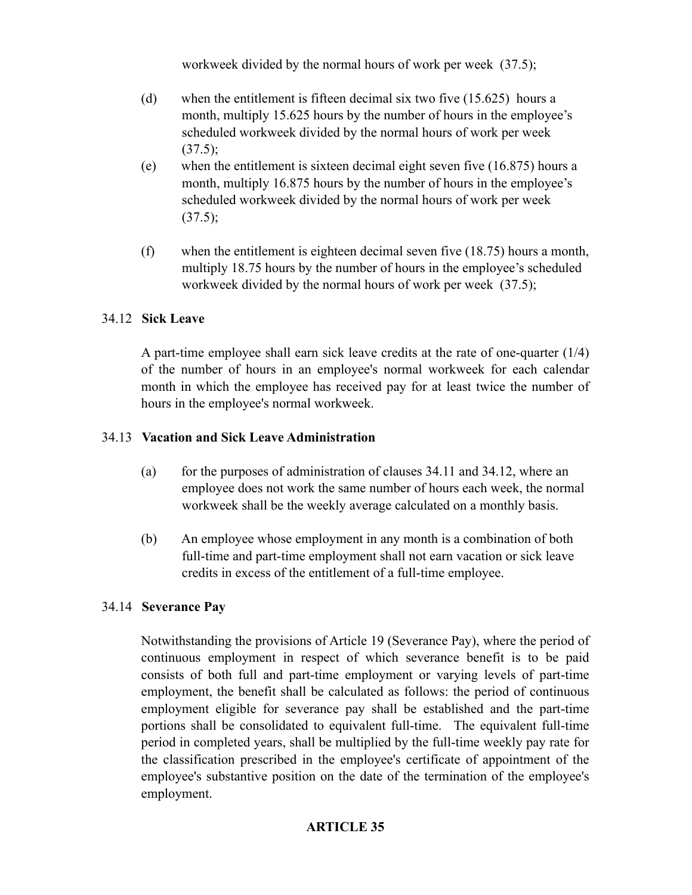workweek divided by the normal hours of work per week (37.5);

(d) when the entitlement is fifteen decimal six two five (15.625) hours a month, multiply 15.625 hours by the number of hours in the employee's scheduled workweek divided by the normal hours of work per week (37.5);

(e) when the entitlement is sixteen decimal eight seven five (16.875) hours a month, multiply 16.875 hours by the number of hours in the employee's scheduled workweek divided by the normal hours of work per week (37.5);

(f) when the entitlement is eighteen decimal seven five (18.75) hours a month, multiply 18.75 hours by the number of hours in the employee's scheduled workweek divided by the normal hours of work per week (37.5);

34.12 **Sick Leave**

A part-time employee shall earn sick leave credits at the rate of one-quarter (1/4) of the number of hours in an employee's normal workweek for each calendar month in which the employee has received pay for at least twice the number of hours in the employee's normal workweek.

34.13 **Vacation and Sick Leave Administration**

(a) for the purposes of administration of clauses 34.11 and 34.12, where an employee does not work the same number of hours each week, the normal workweek shall be the weekly average calculated on a monthly basis.

(b) An employee whose employment in any month is a combination of both full-time and part-time employment shall not earn vacation or sick leave credits in excess of the entitlement of a full-time employee.

34.14 **Severance Pay**

Notwithstanding the provisions of Article 19 (Severance Pay), where the period of continuous employment in respect of which severance benefit is to be paid consists of both full and part-time employment or varying levels of part-time employment, the benefit shall be calculated as follows: the period of continuous employment eligible for severance pay shall be established and the part-time portions shall be consolidated to equivalent full-time. The equivalent full-time period in completed years, shall be multiplied by the full-time weekly pay rate for the classification prescribed in the employee's certificate of appointment of the employee's substantive position on the date of the termination of the employee's employment.

**ARTICLE 35**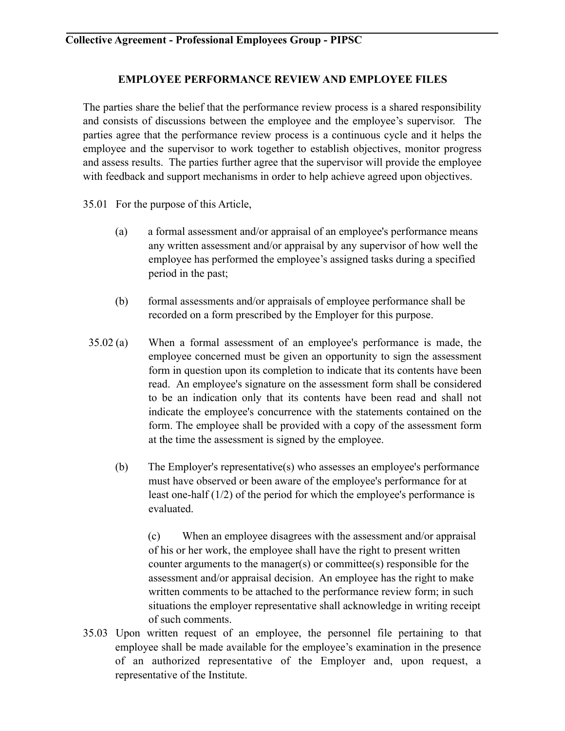## EMPLOYEE PERFORMANCE REVIEW AND EMPLOYEE FILES

The parties share the belief that the performance review process is a shared responsibility and consists of discussions between the employee and the employee's supervisor. The parties agree that the performance review process is a continuous cycle and it helps the employee and the supervisor to work together to establish objectives, monitor progress and assess results. The parties further agree that the supervisor will provide the employee with feedback and support mechanisms in order to help achieve agreed upon objectives.

35.01 For the purpose of this Article,

(a) a formal assessment and/or appraisal of an employee's performance means any written assessment and/or appraisal by any supervisor of how well the employee has performed the employee's assigned tasks during a specified period in the past;

(b) formal assessments and/or appraisals of employee performance shall be recorded on a form prescribed by the Employer for this purpose.

35.02 (a) When a formal assessment of an employee's performance is made, the employee concerned must be given an opportunity to sign the assessment form in question upon its completion to indicate that its contents have been read. An employee's signature on the assessment form shall be considered to be an indication only that its contents have been read and shall not indicate the employee's concurrence with the statements contained on the form. The employee shall be provided with a copy of the assessment form at the time the assessment is signed by the employee.

(b) The Employer's representative(s) who assesses an employee's performance must have observed or been aware of the employee's performance for at least one-half (1/2) of the period for which the employee's performance is evaluated.

(c) When an employee disagrees with the assessment and/or appraisal of his or her work, the employee shall have the right to present written counter arguments to the manager(s) or committee(s) responsible for the assessment and/or appraisal decision. An employee has the right to make written comments to be attached to the performance review form; in such situations the employer representative shall acknowledge in writing receipt of such comments.

35.03 Upon written request of an employee, the personnel file pertaining to that employee shall be made available for the employee's examination in the presence of an authorized representative of the Employer and, upon request, a representative of the Institute.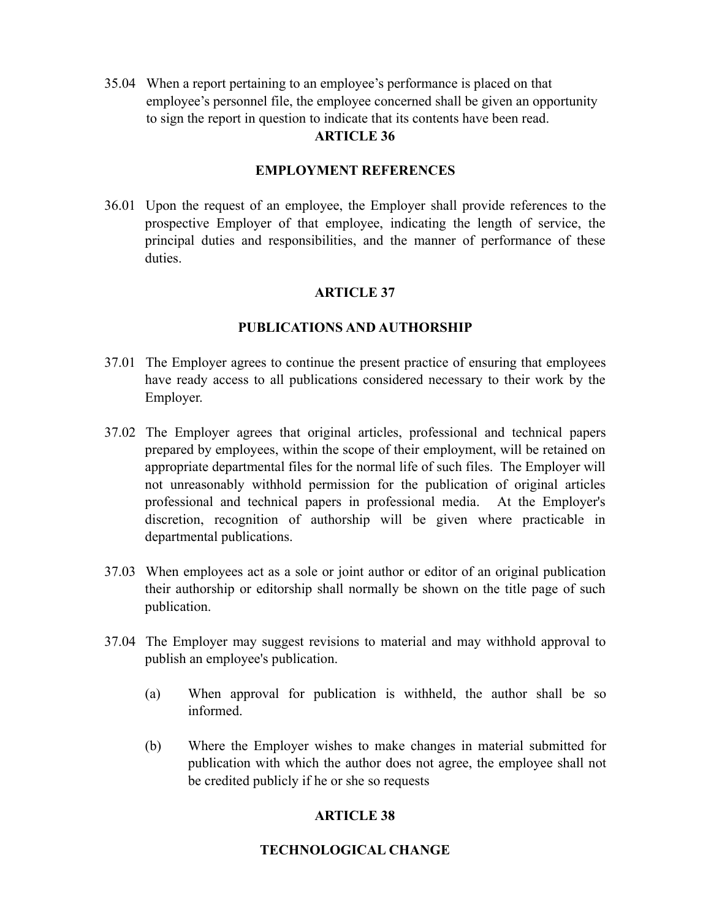35.04 When a report pertaining to an employee's performance is placed on that employee's personnel file, the employee concerned shall be given an opportunity to sign the report in question to indicate that its contents have been read.

## ARTICLE 36

## EMPLOYMENT REFERENCES

36.01 Upon the request of an employee, the Employer shall provide references to the prospective Employer of that employee, indicating the length of service, the principal duties and responsibilities, and the manner of performance of these duties.

## ARTICLE 37

## PUBLICATIONS AND AUTHORSHIP

37.01 The Employer agrees to continue the present practice of ensuring that employees have ready access to all publications considered necessary to their work by the Employer.

37.02 The Employer agrees that original articles, professional and technical papers prepared by employees, within the scope of their employment, will be retained on appropriate departmental files for the normal life of such files. The Employer will not unreasonably withhold permission for the publication of original articles professional and technical papers in professional media. At the Employer's discretion, recognition of authorship will be given where practicable in departmental publications.

37.03 When employees act as a sole or joint author or editor of an original publication their authorship or editorship shall normally be shown on the title page of such publication.

37.04 The Employer may suggest revisions to material and may withhold approval to publish an employee's publication.

(a) When approval for publication is withheld, the author shall be so informed.

(b) Where the Employer wishes to make changes in material submitted for publication with which the author does not agree, the employee shall not be credited publicly if he or she so requests

## ARTICLE 38

## TECHNOLOGICAL CHANGE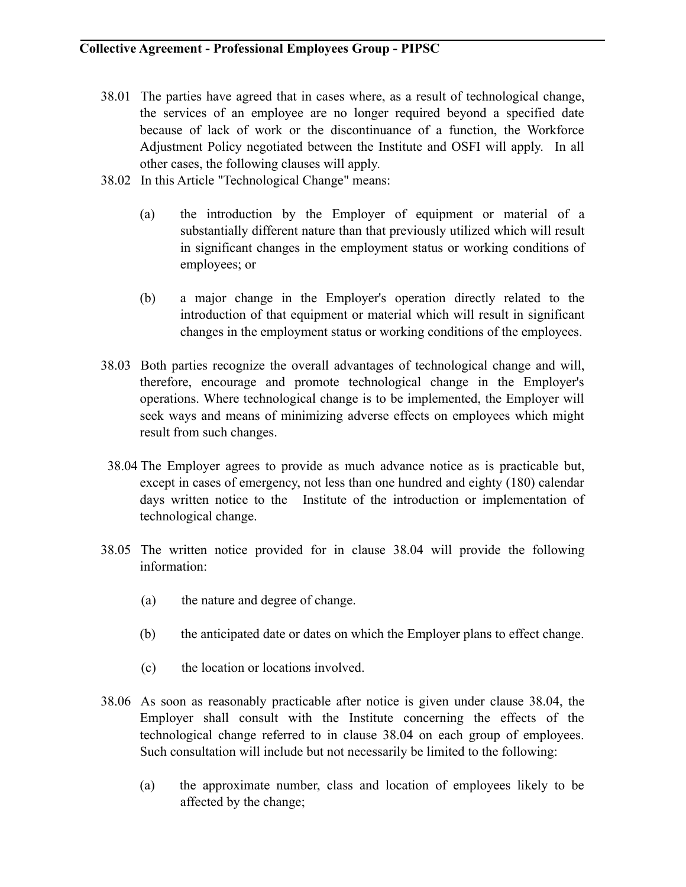38.01 The parties have agreed that in cases where, as a result of technological change, the services of an employee are no longer required beyond a specified date because of lack of work or the discontinuance of a function, the Workforce Adjustment Policy negotiated between the Institute and OSFI will apply. In all other cases, the following clauses will apply.

38.02 In this Article "Technological Change" means:

(a) the introduction by the Employer of equipment or material of a substantially different nature than that previously utilized which will result in significant changes in the employment status or working conditions of employees; or

(b) a major change in the Employer's operation directly related to the introduction of that equipment or material which will result in significant changes in the employment status or working conditions of the employees.

38.03 Both parties recognize the overall advantages of technological change and will, therefore, encourage and promote technological change in the Employer's operations. Where technological change is to be implemented, the Employer will seek ways and means of minimizing adverse effects on employees which might result from such changes.

38.04 The Employer agrees to provide as much advance notice as is practicable but, except in cases of emergency, not less than one hundred and eighty (180) calendar days written notice to the Institute of the introduction or implementation of technological change.

38.05 The written notice provided for in clause 38.04 will provide the following information:

(a) the nature and degree of change.

(b) the anticipated date or dates on which the Employer plans to effect change.

(c) the location or locations involved.

38.06 As soon as reasonably practicable after notice is given under clause 38.04, the Employer shall consult with the Institute concerning the effects of the technological change referred to in clause 38.04 on each group of employees. Such consultation will include but not necessarily be limited to the following:

(a) the approximate number, class and location of employees likely to be affected by the change;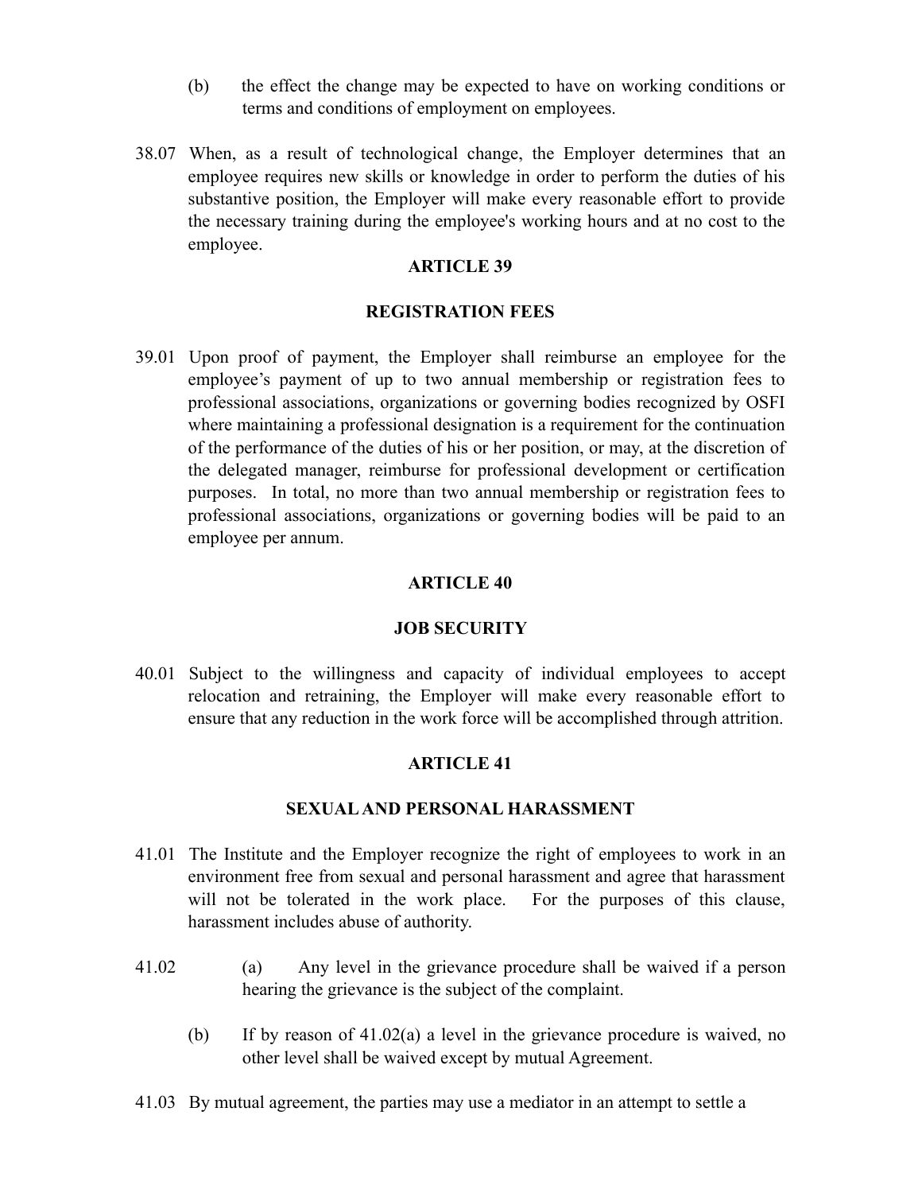(b) the effect the change may be expected to have on working conditions or terms and conditions of employment on employees.

38.07 When, as a result of technological change, the Employer determines that an employee requires new skills or knowledge in order to perform the duties of his substantive position, the Employer will make every reasonable effort to provide the necessary training during the employee's working hours and at no cost to the employee.

## ARTICLE 39

## REGISTRATION FEES

39.01 Upon proof of payment, the Employer shall reimburse an employee for the employee’s payment of up to two annual membership or registration fees to professional associations, organizations or governing bodies recognized by OSFI where maintaining a professional designation is a requirement for the continuation of the performance of the duties of his or her position, or may, at the discretion of the delegated manager, reimburse for professional development or certification purposes. In total, no more than two annual membership or registration fees to professional associations, organizations or governing bodies will be paid to an employee per annum.

## ARTICLE 40

## JOB SECURITY

40.01 Subject to the willingness and capacity of individual employees to accept relocation and retraining, the Employer will make every reasonable effort to ensure that any reduction in the work force will be accomplished through attrition.

## ARTICLE 41

## SEXUAL AND PERSONAL HARASSMENT

41.01 The Institute and the Employer recognize the right of employees to work in an environment free from sexual and personal harassment and agree that harassment will not be tolerated in the work place. For the purposes of this clause, harassment includes abuse of authority.

41.02 (a) Any level in the grievance procedure shall be waived if a person hearing the grievance is the subject of the complaint.

(b) If by reason of 41.02(a) a level in the grievance procedure is waived, no other level shall be waived except by mutual Agreement.

41.03 By mutual agreement, the parties may use a mediator in an attempt to settle a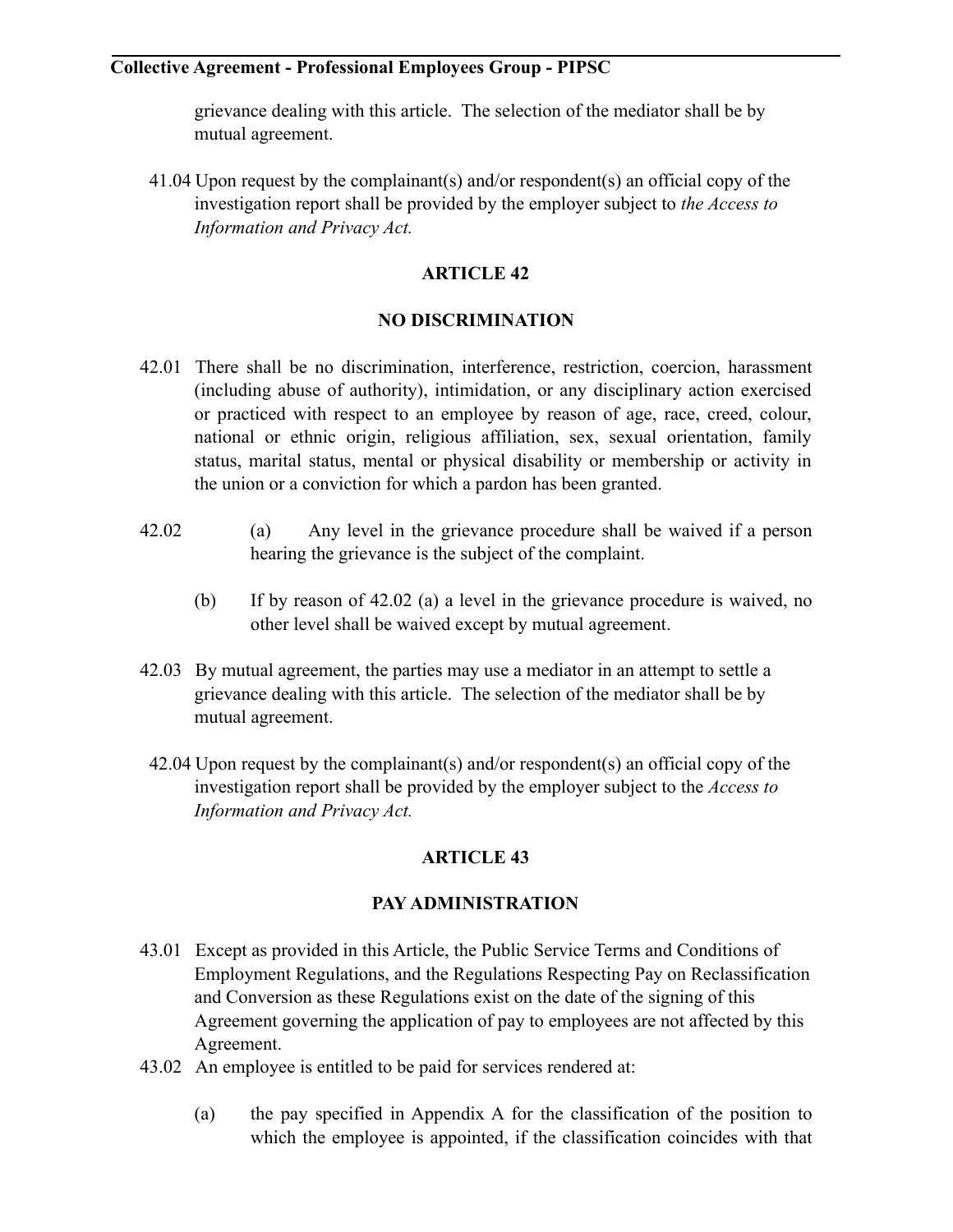grievance dealing with this article. The selection of the mediator shall be by mutual agreement.

41.04 Upon request by the complainant(s) and/or respondent(s) an official copy of the investigation report shall be provided by the employer subject to *the Access to Information and Privacy Act.*

## ARTICLE 42

## NO DISCRIMINATION

42.01 There shall be no discrimination, interference, restriction, coercion, harassment (including abuse of authority), intimidation, or any disciplinary action exercised or practiced with respect to an employee by reason of age, race, creed, colour, national or ethnic origin, religious affiliation, sex, sexual orientation, family status, marital status, mental or physical disability or membership or activity in the union or a conviction for which a pardon has been granted.

42.02 (a) Any level in the grievance procedure shall be waived if a person hearing the grievance is the subject of the complaint.

(b) If by reason of 42.02 (a) a level in the grievance procedure is waived, no other level shall be waived except by mutual agreement.

42.03 By mutual agreement, the parties may use a mediator in an attempt to settle a grievance dealing with this article. The selection of the mediator shall be by mutual agreement.

42.04 Upon request by the complainant(s) and/or respondent(s) an official copy of the investigation report shall be provided by the employer subject to the *Access to Information and Privacy Act.*

## ARTICLE 43

## PAY ADMINISTRATION

43.01 Except as provided in this Article, the Public Service Terms and Conditions of Employment Regulations, and the Regulations Respecting Pay on Reclassification and Conversion as these Regulations exist on the date of the signing of this Agreement governing the application of pay to employees are not affected by this Agreement.

43.02 An employee is entitled to be paid for services rendered at:

(a) the pay specified in Appendix A for the classification of the position to which the employee is appointed, if the classification coincides with that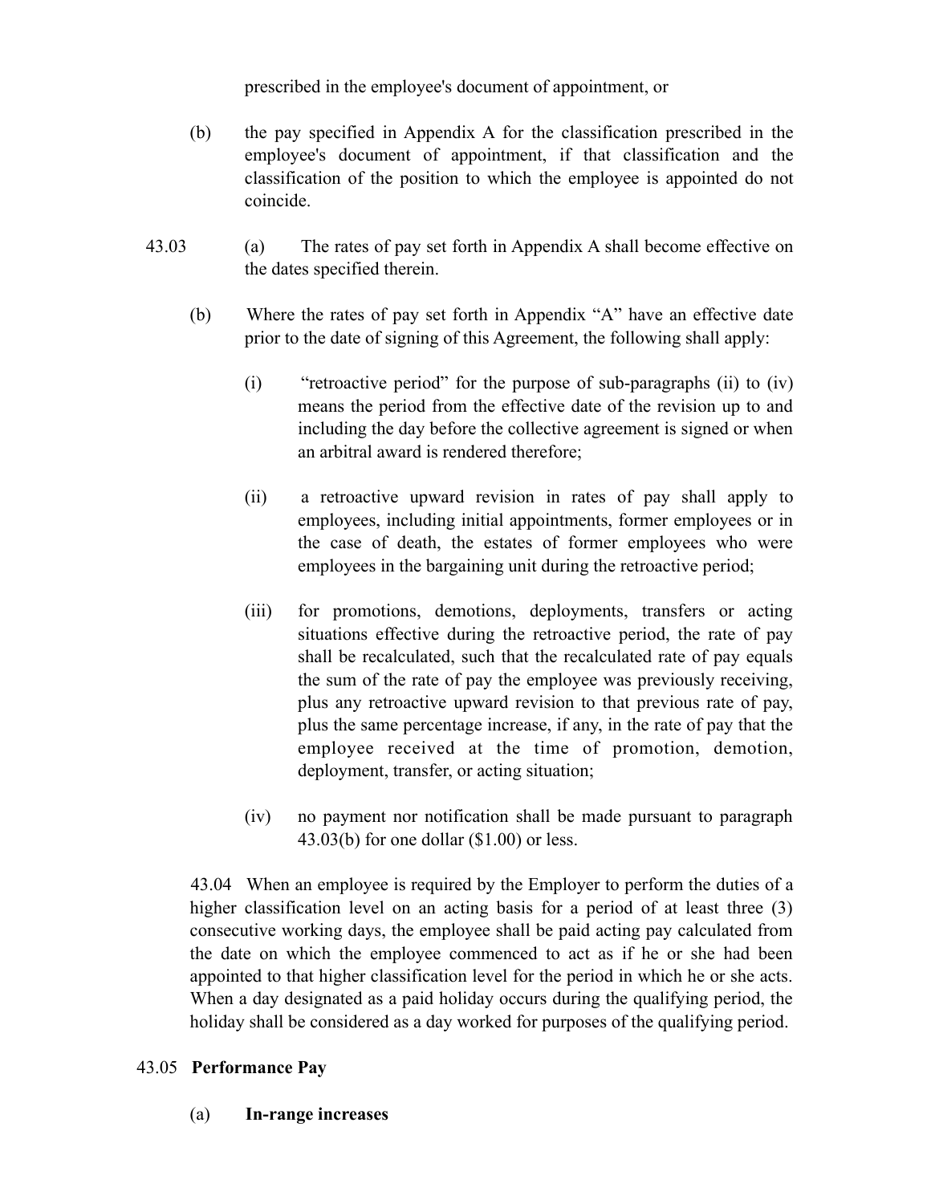prescribed in the employee's document of appointment, or

(b) the pay specified in Appendix A for the classification prescribed in the employee's document of appointment, if that classification and the classification of the position to which the employee is appointed do not coincide.

43.03 (a) The rates of pay set forth in Appendix A shall become effective on the dates specified therein.

(b) Where the rates of pay set forth in Appendix "A" have an effective date prior to the date of signing of this Agreement, the following shall apply:

(i) "retroactive period" for the purpose of sub-paragraphs (ii) to (iv) means the period from the effective date of the revision up to and including the day before the collective agreement is signed or when an arbitral award is rendered therefore;

(ii) a retroactive upward revision in rates of pay shall apply to employees, including initial appointments, former employees or in the case of death, the estates of former employees who were employees in the bargaining unit during the retroactive period;

(iii) for promotions, demotions, deployments, transfers or acting situations effective during the retroactive period, the rate of pay shall be recalculated, such that the recalculated rate of pay equals the sum of the rate of pay the employee was previously receiving, plus any retroactive upward revision to that previous rate of pay, plus the same percentage increase, if any, in the rate of pay that the employee received at the time of promotion, demotion, deployment, transfer, or acting situation;

(iv) no payment nor notification shall be made pursuant to paragraph 43.03(b) for one dollar ($1.00) or less.

43.04 When an employee is required by the Employer to perform the duties of a higher classification level on an acting basis for a period of at least three (3) consecutive working days, the employee shall be paid acting pay calculated from the date on which the employee commenced to act as if he or she had been appointed to that higher classification level for the period in which he or she acts. When a day designated as a paid holiday occurs during the qualifying period, the holiday shall be considered as a day worked for purposes of the qualifying period.

43.05 **Performance Pay**

(a) **In-range increases**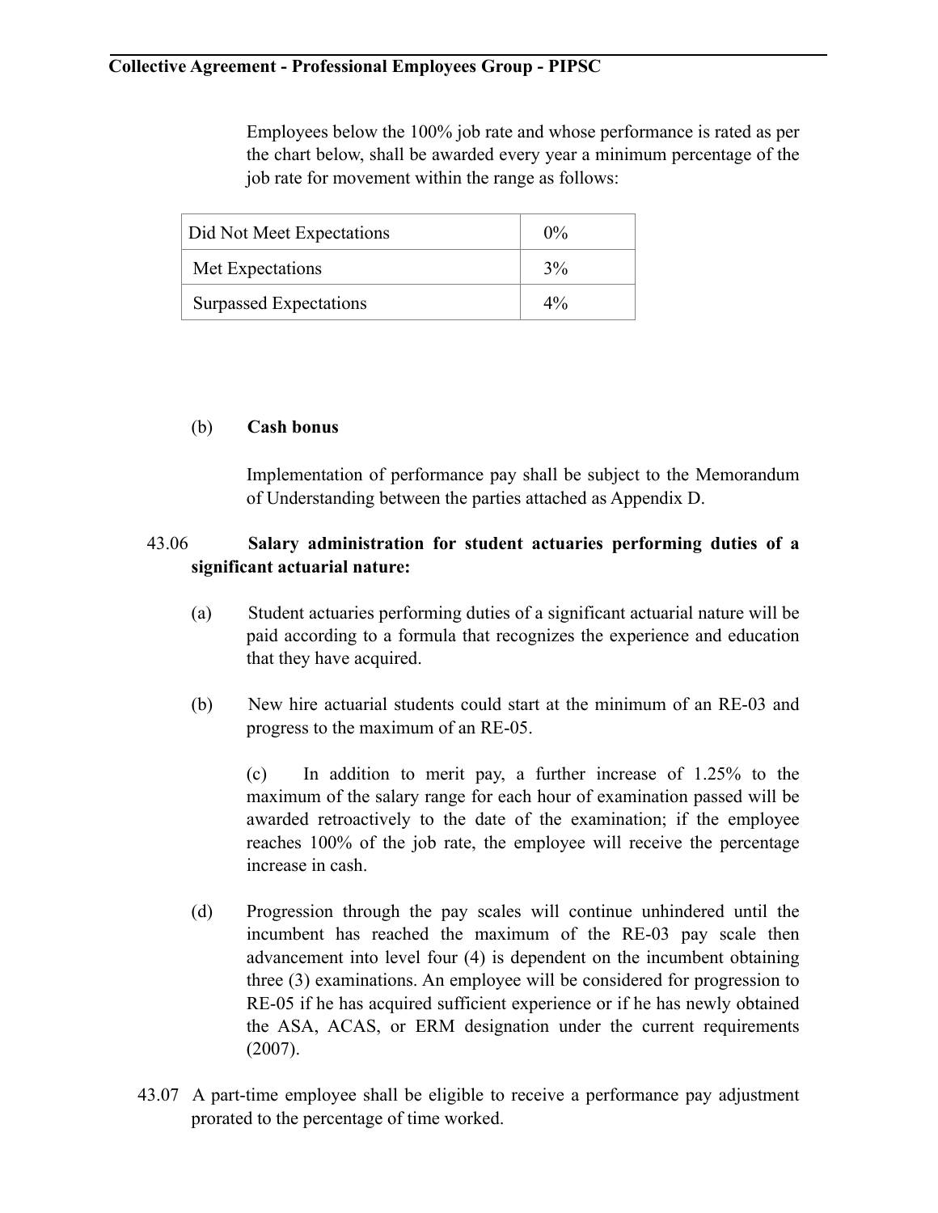Employees below the 100% job rate and whose performance is rated as per the chart below, shall be awarded every year a minimum percentage of the job rate for movement within the range as follows:

| Did Not Meet Expectations | 0% |
|---|---|
| Met Expectations | 3% |
| Surpassed Expectations | 4% |

(b) **Cash bonus**

Implementation of performance pay shall be subject to the Memorandum of Understanding between the parties attached as Appendix D.

43.06 **Salary administration for student actuaries performing duties of a significant actuarial nature:**

(a) Student actuaries performing duties of a significant actuarial nature will be paid according to a formula that recognizes the experience and education that they have acquired.

(b) New hire actuarial students could start at the minimum of an RE-03 and progress to the maximum of an RE-05.

(c) In addition to merit pay, a further increase of 1.25% to the maximum of the salary range for each hour of examination passed will be awarded retroactively to the date of the examination; if the employee reaches 100% of the job rate, the employee will receive the percentage increase in cash.

(d) Progression through the pay scales will continue unhindered until the incumbent has reached the maximum of the RE-03 pay scale then advancement into level four (4) is dependent on the incumbent obtaining three (3) examinations. An employee will be considered for progression to RE-05 if he has acquired sufficient experience or if he has newly obtained the ASA, ACAS, or ERM designation under the current requirements (2007).

43.07 A part-time employee shall be eligible to receive a performance pay adjustment prorated to the percentage of time worked.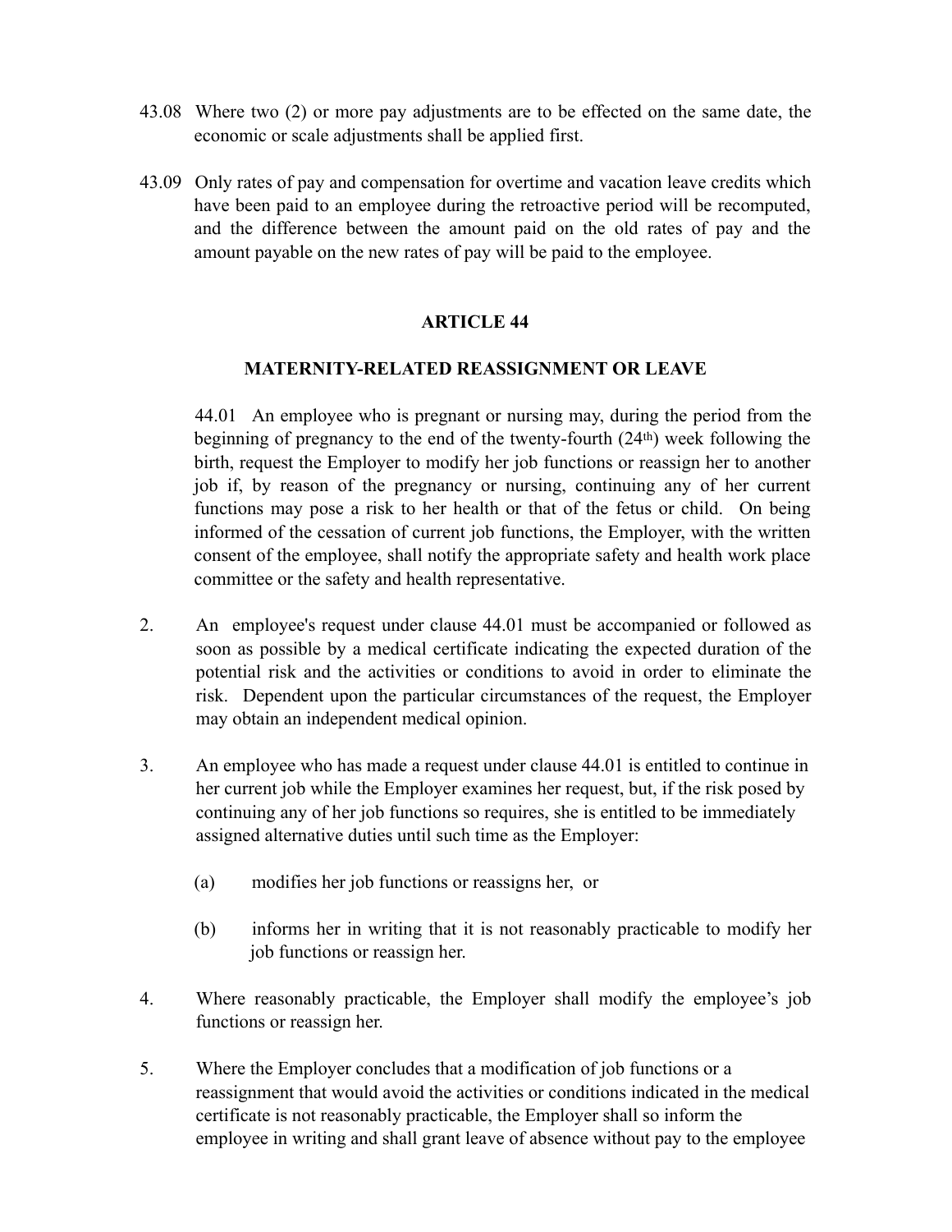43.08 Where two (2) or more pay adjustments are to be effected on the same date, the economic or scale adjustments shall be applied first.

43.09 Only rates of pay and compensation for overtime and vacation leave credits which have been paid to an employee during the retroactive period will be recomputed, and the difference between the amount paid on the old rates of pay and the amount payable on the new rates of pay will be paid to the employee.

## ARTICLE 44

### MATERNITY-RELATED REASSIGNMENT OR LEAVE

44.01 An employee who is pregnant or nursing may, during the period from the beginning of pregnancy to the end of the twenty-fourth (24th) week following the birth, request the Employer to modify her job functions or reassign her to another job if, by reason of the pregnancy or nursing, continuing any of her current functions may pose a risk to her health or that of the fetus or child. On being informed of the cessation of current job functions, the Employer, with the written consent of the employee, shall notify the appropriate safety and health work place committee or the safety and health representative.

2. An employee's request under clause 44.01 must be accompanied or followed as soon as possible by a medical certificate indicating the expected duration of the potential risk and the activities or conditions to avoid in order to eliminate the risk. Dependent upon the particular circumstances of the request, the Employer may obtain an independent medical opinion.

3. An employee who has made a request under clause 44.01 is entitled to continue in her current job while the Employer examines her request, but, if the risk posed by continuing any of her job functions so requires, she is entitled to be immediately assigned alternative duties until such time as the Employer:

   (a) modifies her job functions or reassigns her, or

   (b) informs her in writing that it is not reasonably practicable to modify her job functions or reassign her.

4. Where reasonably practicable, the Employer shall modify the employee's job functions or reassign her.

5. Where the Employer concludes that a modification of job functions or a reassignment that would avoid the activities or conditions indicated in the medical certificate is not reasonably practicable, the Employer shall so inform the employee in writing and shall grant leave of absence without pay to the employee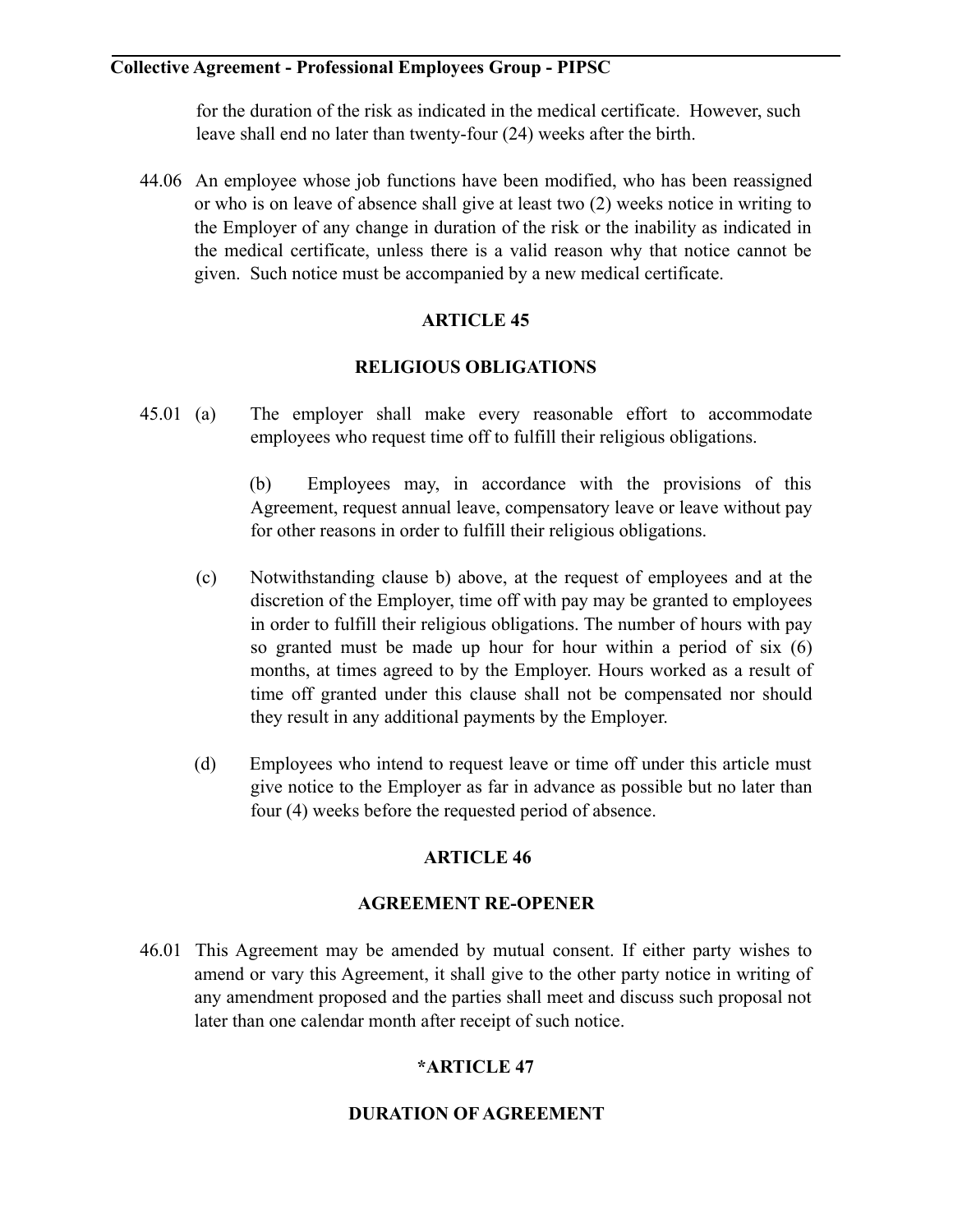for the duration of the risk as indicated in the medical certificate. However, such leave shall end no later than twenty-four (24) weeks after the birth.

44.06 An employee whose job functions have been modified, who has been reassigned or who is on leave of absence shall give at least two (2) weeks notice in writing to the Employer of any change in duration of the risk or the inability as indicated in the medical certificate, unless there is a valid reason why that notice cannot be given. Such notice must be accompanied by a new medical certificate.

## ARTICLE 45

## RELIGIOUS OBLIGATIONS

45.01 (a) The employer shall make every reasonable effort to accommodate employees who request time off to fulfill their religious obligations.

(b) Employees may, in accordance with the provisions of this Agreement, request annual leave, compensatory leave or leave without pay for other reasons in order to fulfill their religious obligations.

(c) Notwithstanding clause b) above, at the request of employees and at the discretion of the Employer, time off with pay may be granted to employees in order to fulfill their religious obligations. The number of hours with pay so granted must be made up hour for hour within a period of six (6) months, at times agreed to by the Employer. Hours worked as a result of time off granted under this clause shall not be compensated nor should they result in any additional payments by the Employer.

(d) Employees who intend to request leave or time off under this article must give notice to the Employer as far in advance as possible but no later than four (4) weeks before the requested period of absence.

## ARTICLE 46

## AGREEMENT RE-OPENER

46.01 This Agreement may be amended by mutual consent. If either party wishes to amend or vary this Agreement, it shall give to the other party notice in writing of any amendment proposed and the parties shall meet and discuss such proposal not later than one calendar month after receipt of such notice.

## *ARTICLE 47

## DURATION OF AGREEMENT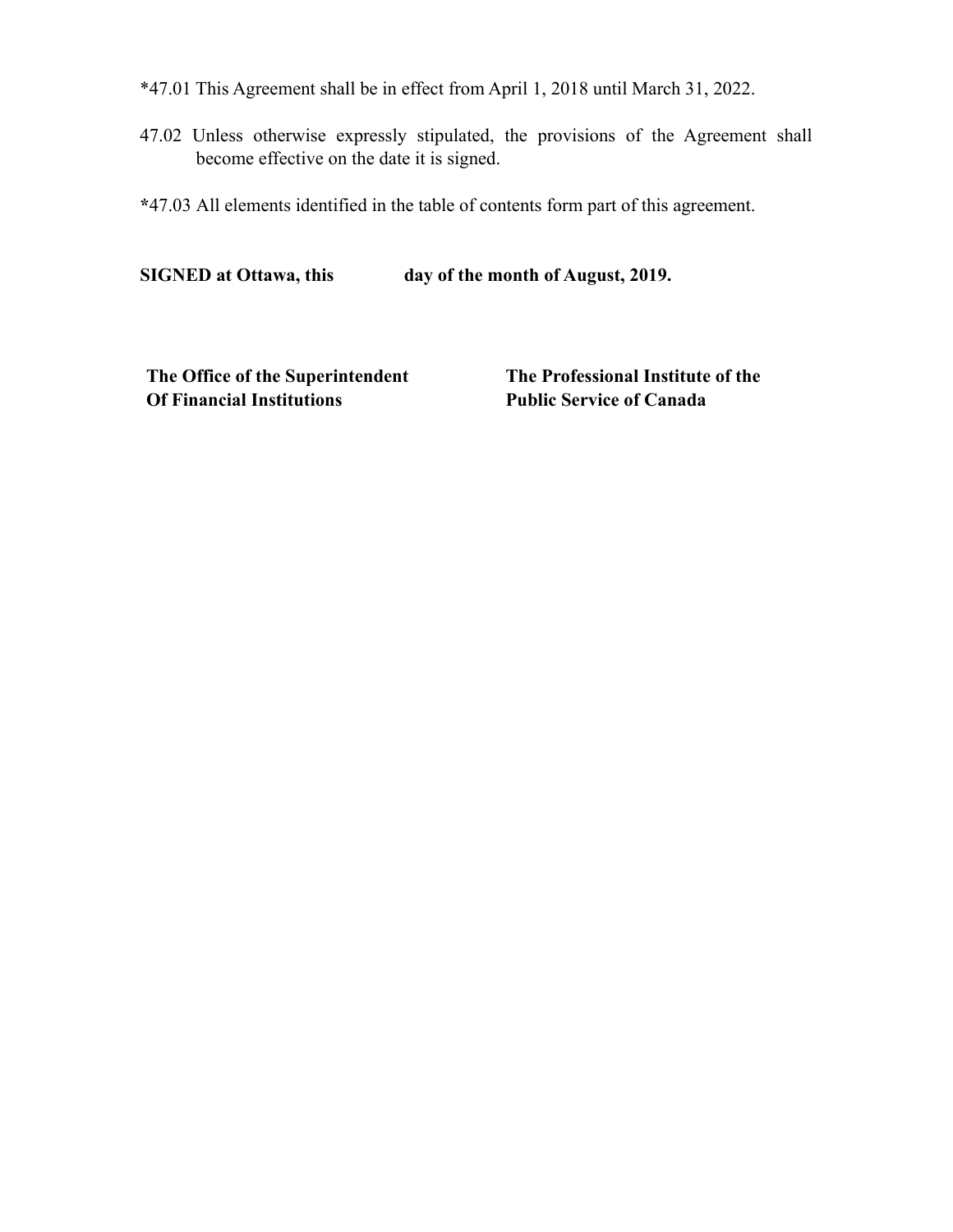*47.01 This Agreement shall be in effect from April 1, 2018 until March 31, 2022.

47.02 Unless otherwise expressly stipulated, the provisions of the Agreement shall become effective on the date it is signed.

*47.03 All elements identified in the table of contents form part of this agreement.

**SIGNED at Ottawa, this day of the month of August, 2019.**

| **The Office of the Superintendent Of Financial Institutions** | **The Professional Institute of the Public Service of Canada** |
| --- | --- |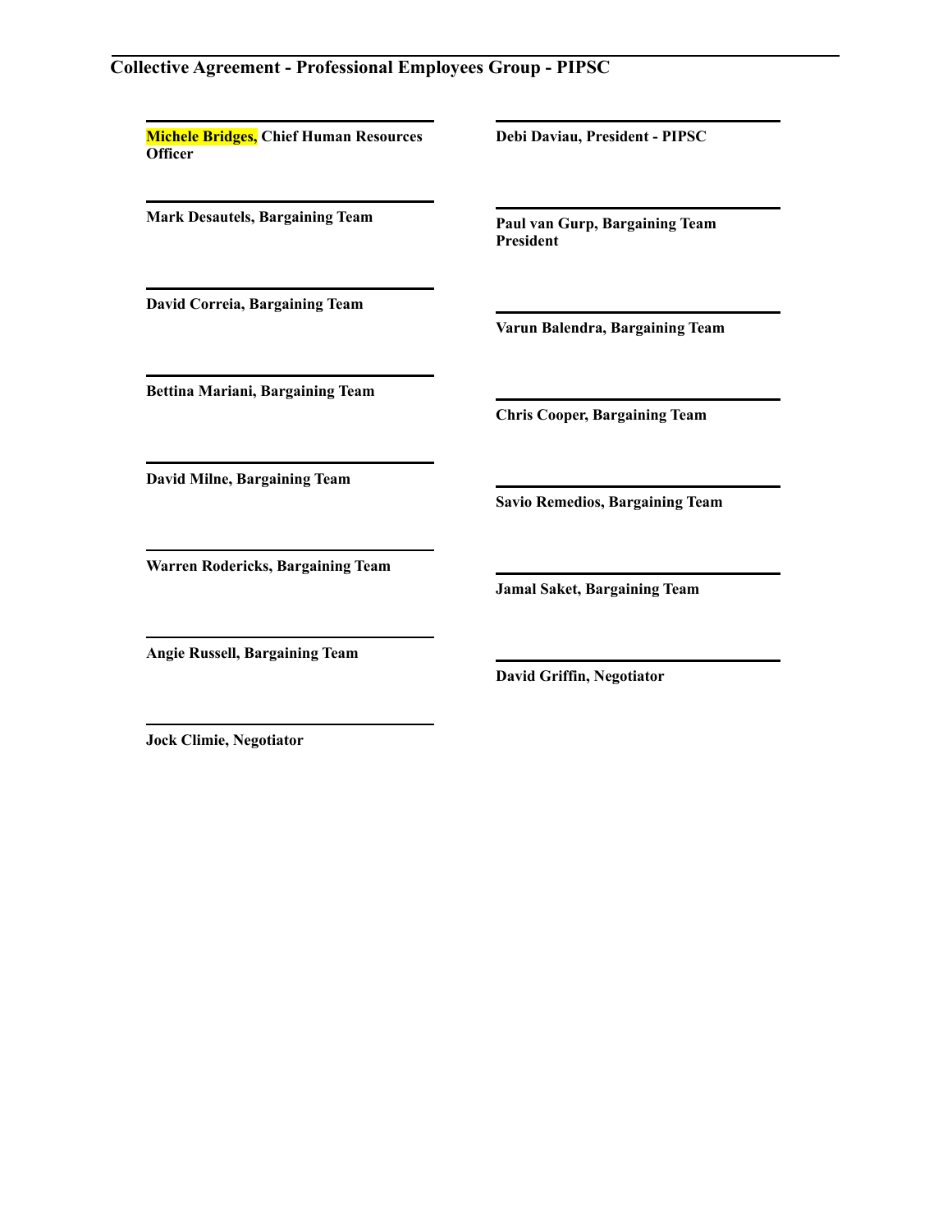**Michele Bridges, Chief Human Resources Officer**

**Debi Daviau, President - PIPSC**

**Mark Desautels, Bargaining Team**

**Paul van Gurp, Bargaining Team President**

**David Correia, Bargaining Team**

**Varun Balendra, Bargaining Team**

**Bettina Mariani, Bargaining Team**

**Chris Cooper, Bargaining Team**

**David Milne, Bargaining Team**

**Savio Remedios, Bargaining Team**

**Warren Rodericks, Bargaining Team**

**Jamal Saket, Bargaining Team**

**Angie Russell, Bargaining Team**

**David Griffin, Negotiator**

**Jock Climie, Negotiator**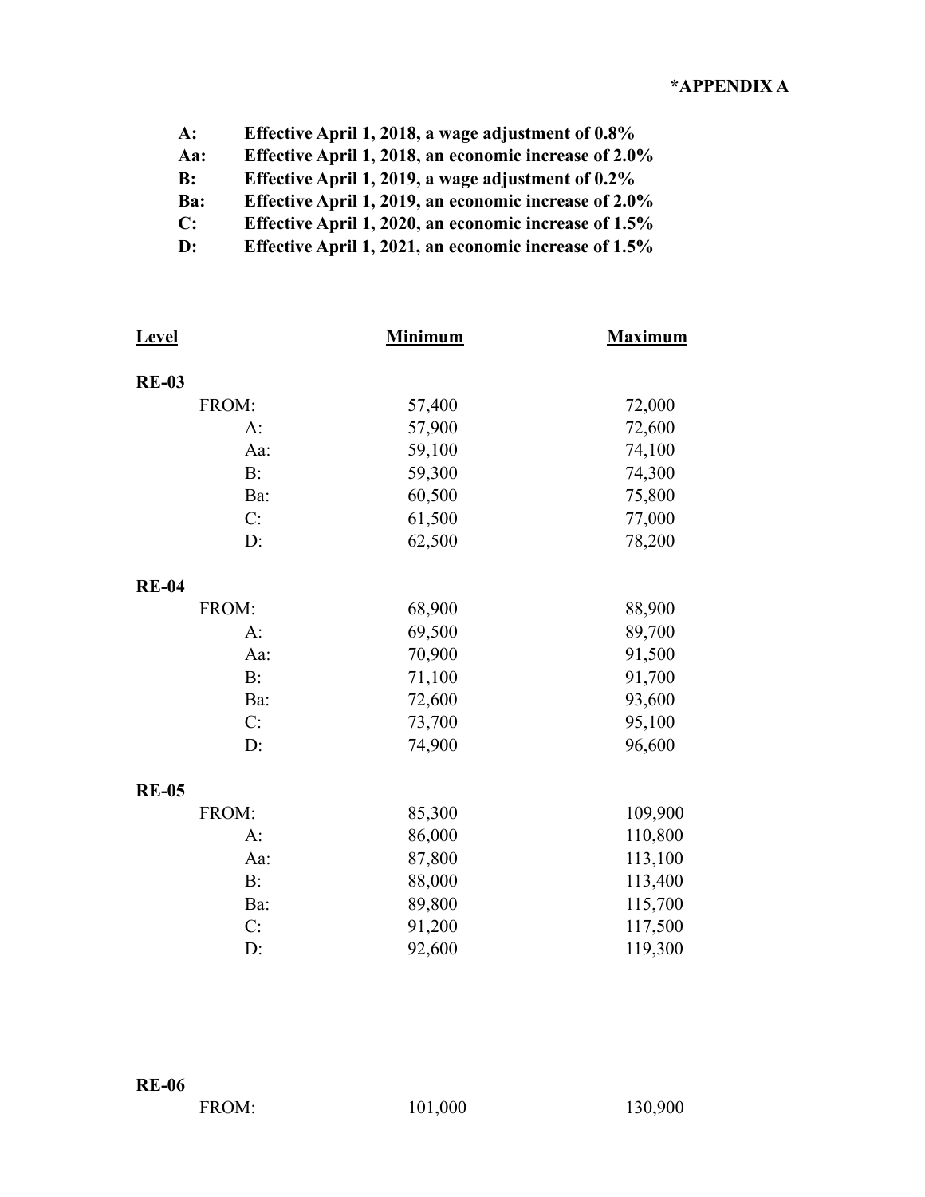**\*APPENDIX A**

**A: Effective April 1, 2018, a wage adjustment of 0.8%**
**Aa: Effective April 1, 2018, an economic increase of 2.0%**
**B: Effective April 1, 2019, a wage adjustment of 0.2%**
**Ba: Effective April 1, 2019, an economic increase of 2.0%**
**C: Effective April 1, 2020, an economic increase of 1.5%**
**D: Effective April 1, 2021, an economic increase of 1.5%**

| Level | | Minimum | Maximum |
|---|---|---|---|
| **RE-03** | | | |
| | FROM: | 57,400 | 72,000 |
| | A: | 57,900 | 72,600 |
| | Aa: | 59,100 | 74,100 |
| | B: | 59,300 | 74,300 |
| | Ba: | 60,500 | 75,800 |
| | C: | 61,500 | 77,000 |
| | D: | 62,500 | 78,200 |
| **RE-04** | | | |
| | FROM: | 68,900 | 88,900 |
| | A: | 69,500 | 89,700 |
| | Aa: | 70,900 | 91,500 |
| | B: | 71,100 | 91,700 |
| | Ba: | 72,600 | 93,600 |
| | C: | 73,700 | 95,100 |
| | D: | 74,900 | 96,600 |
| **RE-05** | | | |
| | FROM: | 85,300 | 109,900 |
| | A: | 86,000 | 110,800 |
| | Aa: | 87,800 | 113,100 |
| | B: | 88,000 | 113,400 |
| | Ba: | 89,800 | 115,700 |
| | C: | 91,200 | 117,500 |
| | D: | 92,600 | 119,300 |
| **RE-06** | | | |
| | FROM: | 101,000 | 130,900 |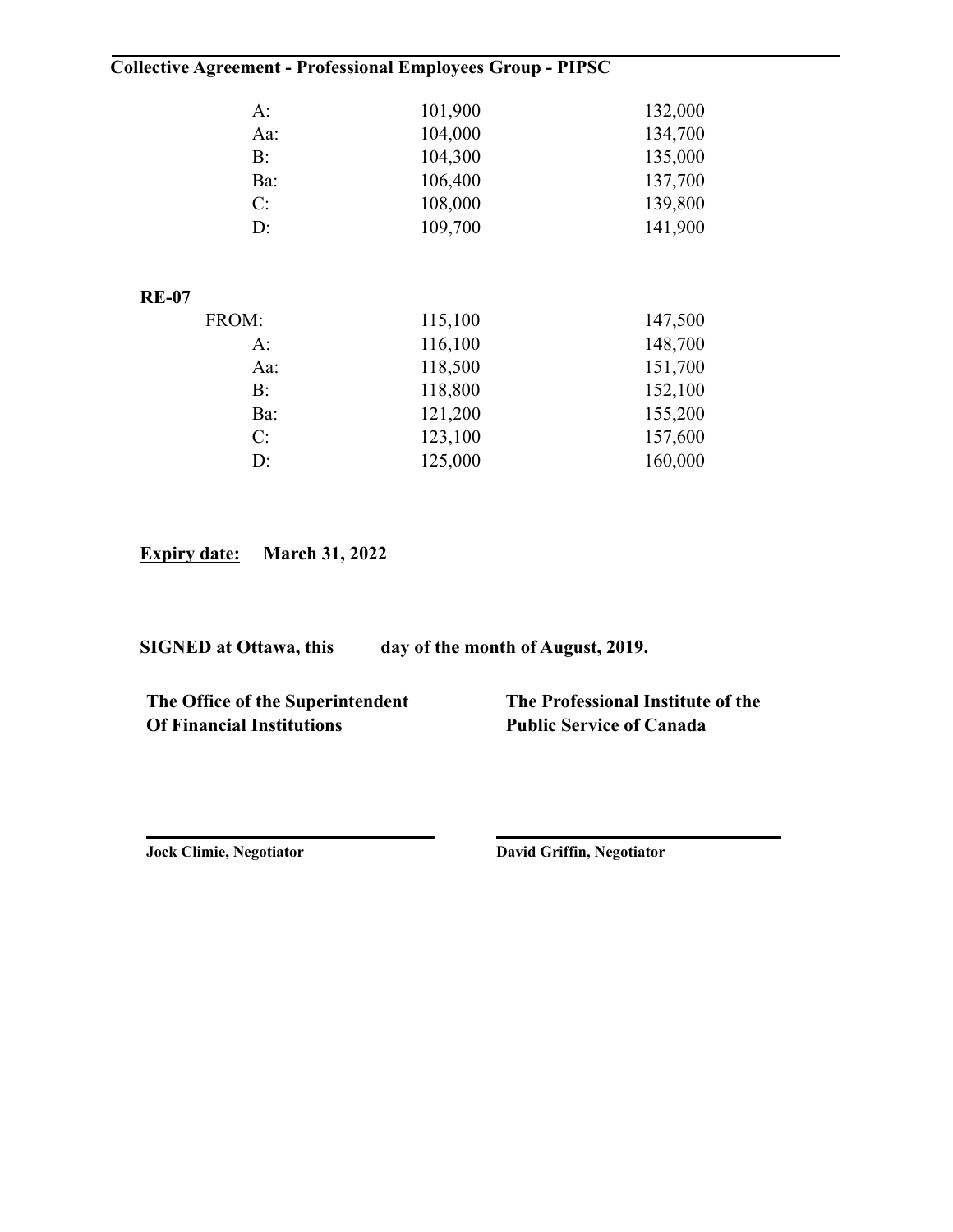| | | |
|---|---|---|
| A: | 101,900 | 132,000 |
| Aa: | 104,000 | 134,700 |
| B: | 104,300 | 135,000 |
| Ba: | 106,400 | 137,700 |
| C: | 108,000 | 139,800 |
| D: | 109,700 | 141,900 |

**RE-07**

| | | |
|---|---|---|
| FROM: | 115,100 | 147,500 |
| A: | 116,100 | 148,700 |
| Aa: | 118,500 | 151,700 |
| B: | 118,800 | 152,100 |
| Ba: | 121,200 | 155,200 |
| C: | 123,100 | 157,600 |
| D: | 125,000 | 160,000 |

**Expiry date:** **March 31, 2022**

**SIGNED at Ottawa, this day of the month of August, 2019.**

**The Office of the Superintendent Of Financial Institutions**

**Jock Climie, Negotiator**

**The Professional Institute of the Public Service of Canada**

**David Griffin, Negotiator**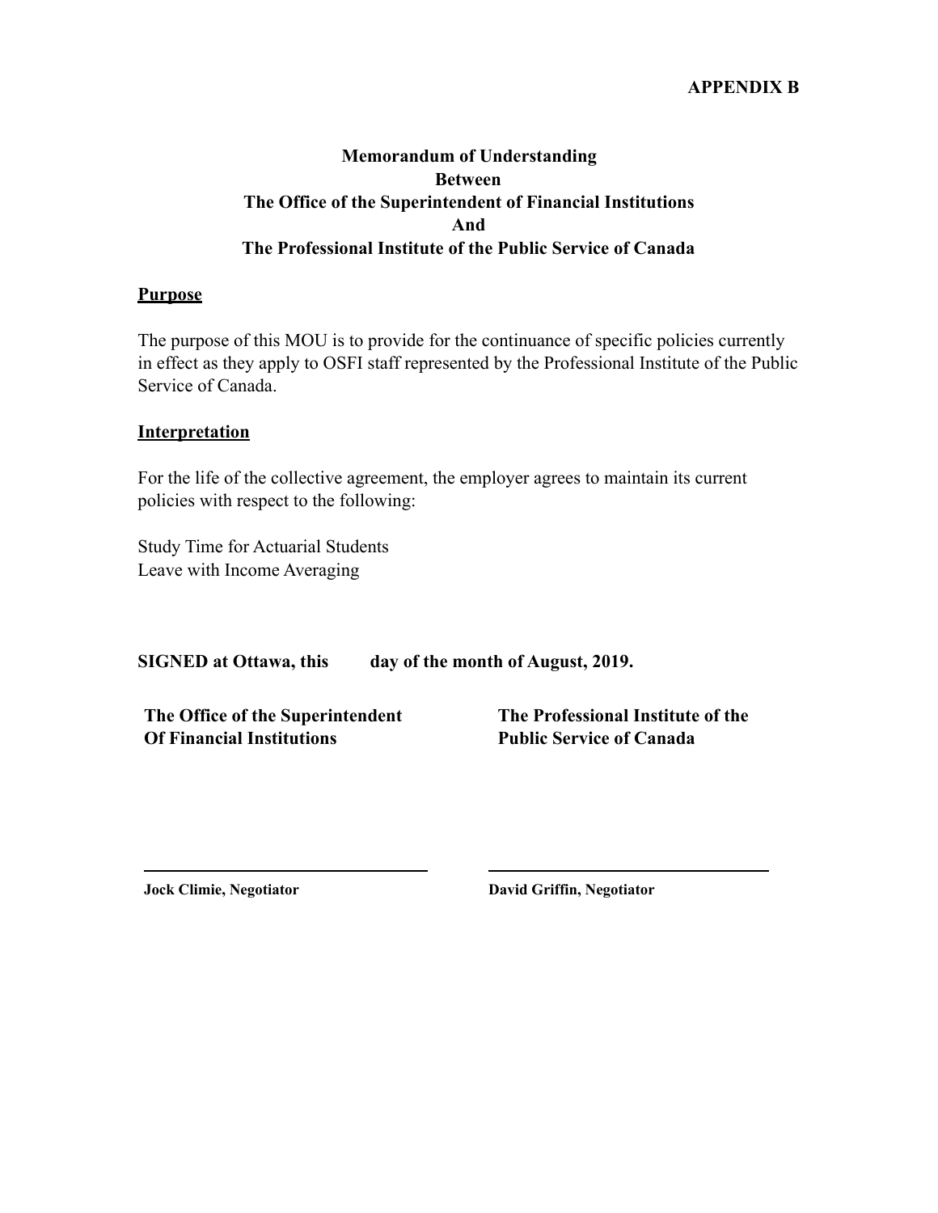**APPENDIX B**

**Memorandum of Understanding**
**Between**
**The Office of the Superintendent of Financial Institutions**
**And**
**The Professional Institute of the Public Service of Canada**

**Purpose**

The purpose of this MOU is to provide for the continuance of specific policies currently in effect as they apply to OSFI staff represented by the Professional Institute of the Public Service of Canada.

**Interpretation**

For the life of the collective agreement, the employer agrees to maintain its current policies with respect to the following:

Study Time for Actuarial Students
Leave with Income Averaging

**SIGNED at Ottawa, this day of the month of August, 2019.**

| **The Office of the Superintendent Of Financial Institutions** | **The Professional Institute of the Public Service of Canada** |
|---|---|
| **Jock Climie, Negotiator** | **David Griffin, Negotiator** |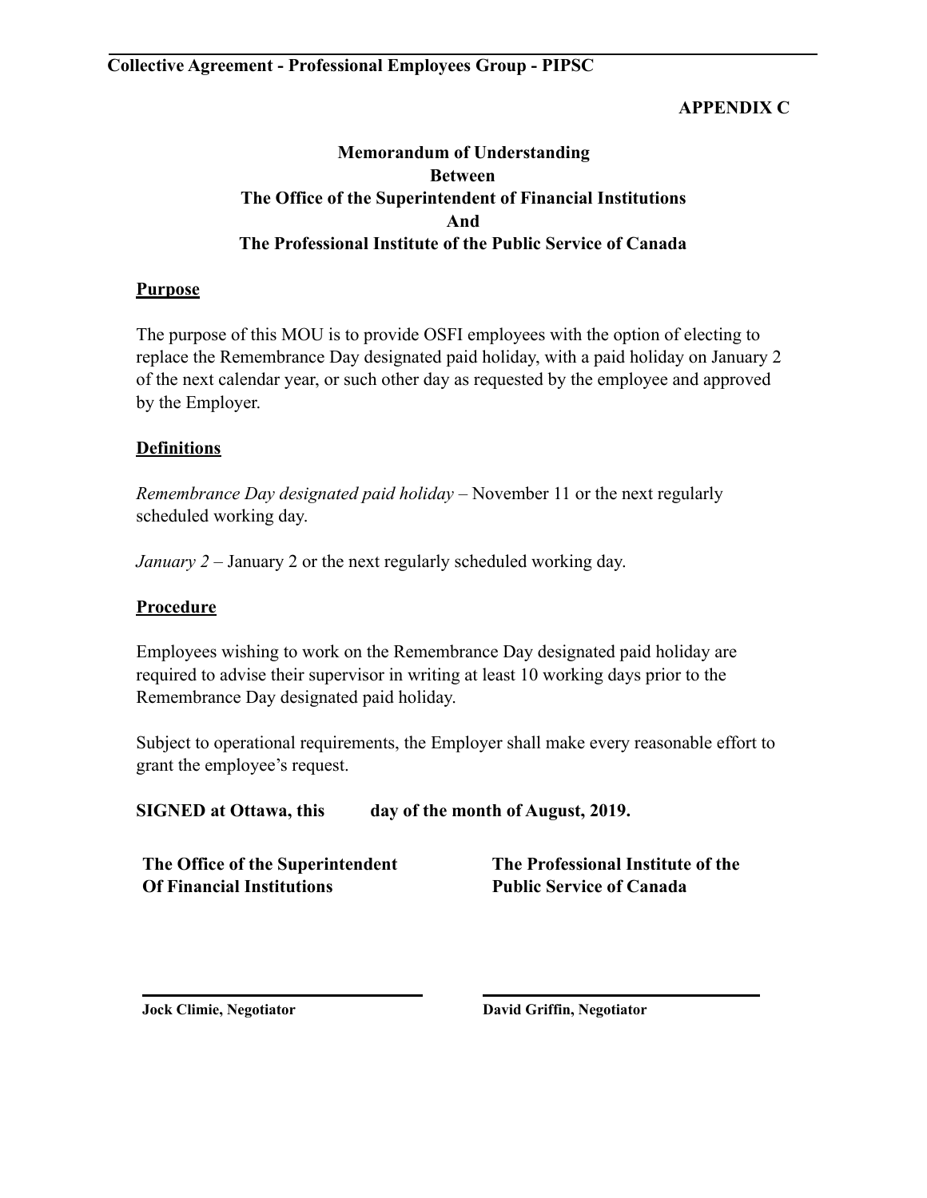**APPENDIX C**

**Memorandum of Understanding**
**Between**
**The Office of the Superintendent of Financial Institutions**
**And**
**The Professional Institute of the Public Service of Canada**

**Purpose**

The purpose of this MOU is to provide OSFI employees with the option of electing to replace the Remembrance Day designated paid holiday, with a paid holiday on January 2 of the next calendar year, or such other day as requested by the employee and approved by the Employer.

**Definitions**

*Remembrance Day designated paid holiday* – November 11 or the next regularly scheduled working day.

*January 2* – January 2 or the next regularly scheduled working day.

**Procedure**

Employees wishing to work on the Remembrance Day designated paid holiday are required to advise their supervisor in writing at least 10 working days prior to the Remembrance Day designated paid holiday.

Subject to operational requirements, the Employer shall make every reasonable effort to grant the employee's request.

**SIGNED at Ottawa, this day of the month of August, 2019.**

| The Office of the Superintendent Of Financial Institutions | The Professional Institute of the Public Service of Canada |
|---|---|
| Jock Climie, Negotiator | David Griffin, Negotiator |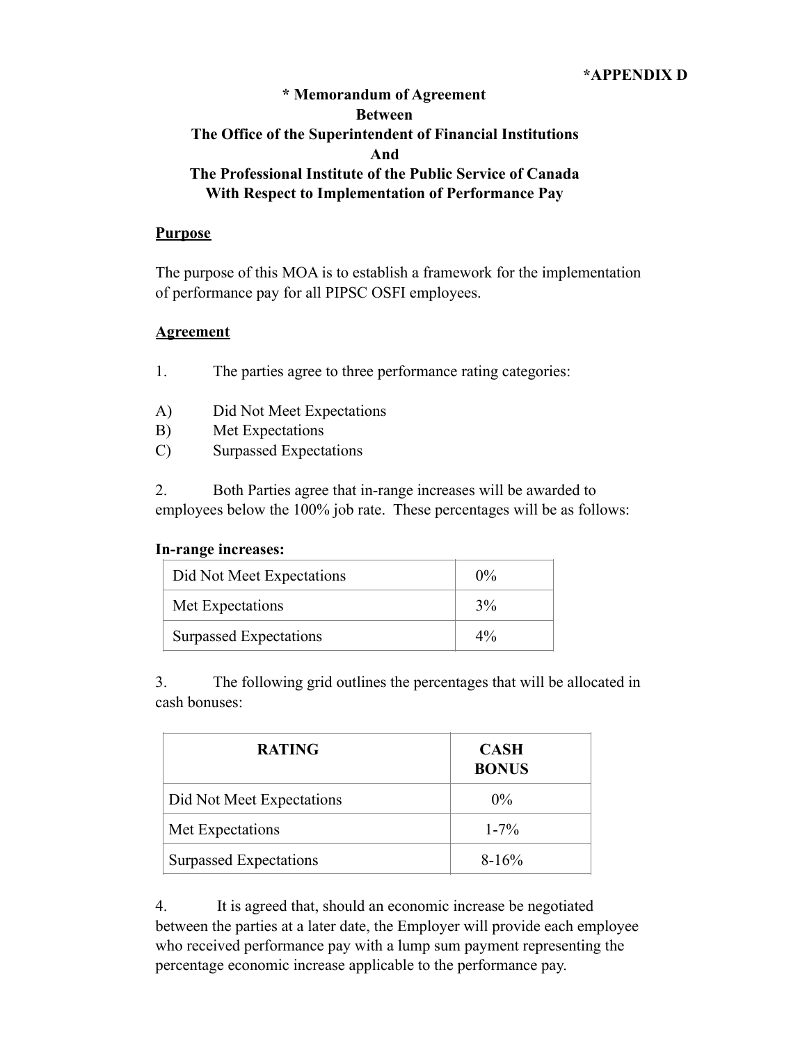**\*APPENDIX D**

**\* Memorandum of Agreement**
**Between**
**The Office of the Superintendent of Financial Institutions**
**And**
**The Professional Institute of the Public Service of Canada**
**With Respect to Implementation of Performance Pay**

**Purpose**

The purpose of this MOA is to establish a framework for the implementation of performance pay for all PIPSC OSFI employees.

**Agreement**

1. The parties agree to three performance rating categories:

A) Did Not Meet Expectations
B) Met Expectations
C) Surpassed Expectations

2. Both Parties agree that in-range increases will be awarded to employees below the 100% job rate. These percentages will be as follows:

**In-range increases:**

| | |
|---|---|
| Did Not Meet Expectations | 0% |
| Met Expectations | 3% |
| Surpassed Expectations | 4% |

3. The following grid outlines the percentages that will be allocated in cash bonuses:

| RATING | CASH BONUS |
|---|---|
| Did Not Meet Expectations | 0% |
| Met Expectations | 1-7% |
| Surpassed Expectations | 8-16% |

4. It is agreed that, should an economic increase be negotiated between the parties at a later date, the Employer will provide each employee who received performance pay with a lump sum payment representing the percentage economic increase applicable to the performance pay.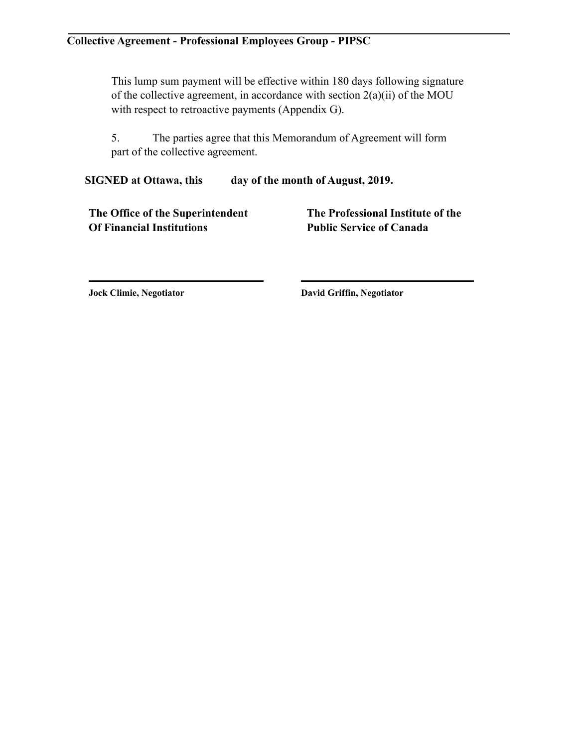This lump sum payment will be effective within 180 days following signature of the collective agreement, in accordance with section 2(a)(ii) of the MOU with respect to retroactive payments (Appendix G).

5. The parties agree that this Memorandum of Agreement will form part of the collective agreement.

**SIGNED at Ottawa, this day of the month of August, 2019.**

| **The Office of the Superintendent Of Financial Institutions** | **The Professional Institute of the Public Service of Canada** |
| --- | --- |
| **Jock Climie, Negotiator** | **David Griffin, Negotiator** |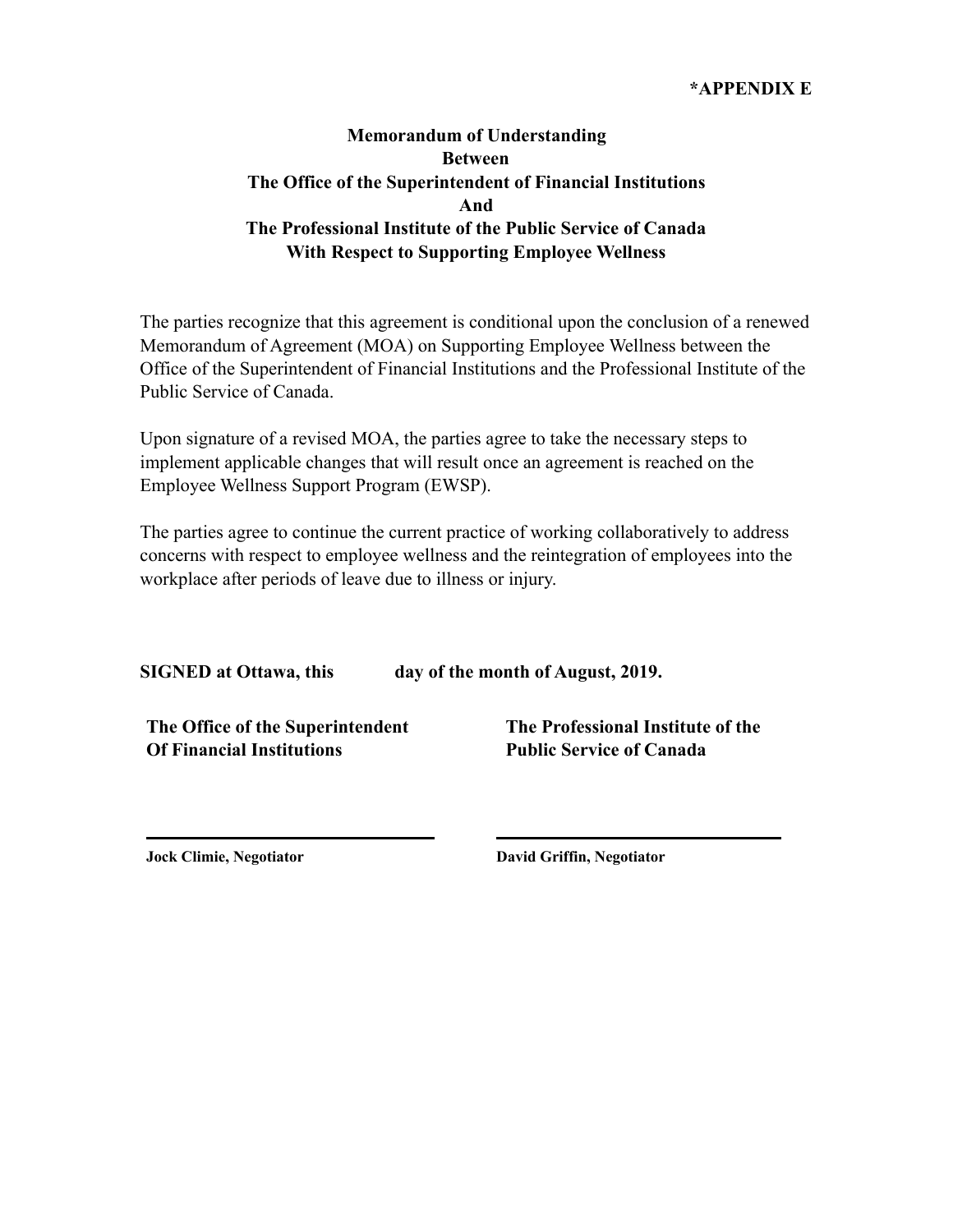**\*APPENDIX E**

# Memorandum of Understanding Between The Office of the Superintendent of Financial Institutions And The Professional Institute of the Public Service of Canada With Respect to Supporting Employee Wellness

The parties recognize that this agreement is conditional upon the conclusion of a renewed Memorandum of Agreement (MOA) on Supporting Employee Wellness between the Office of the Superintendent of Financial Institutions and the Professional Institute of the Public Service of Canada.

Upon signature of a revised MOA, the parties agree to take the necessary steps to implement applicable changes that will result once an agreement is reached on the Employee Wellness Support Program (EWSP).

The parties agree to continue the current practice of working collaboratively to address concerns with respect to employee wellness and the reintegration of employees into the workplace after periods of leave due to illness or injury.

**SIGNED at Ottawa, this day of the month of August, 2019.**

| The Office of the Superintendent Of Financial Institutions | The Professional Institute of the Public Service of Canada |
| --- | --- |
| Jock Climie, Negotiator | David Griffin, Negotiator |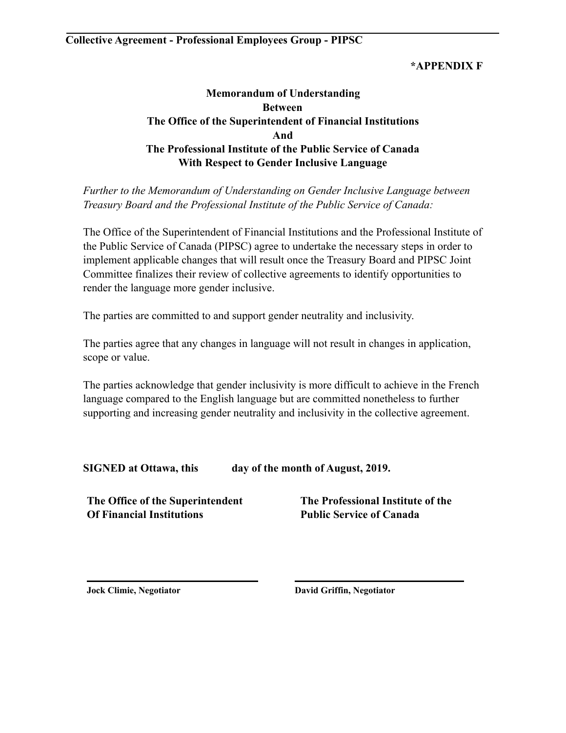**\*APPENDIX F**

# Memorandum of Understanding Between The Office of the Superintendent of Financial Institutions And The Professional Institute of the Public Service of Canada With Respect to Gender Inclusive Language

*Further to the Memorandum of Understanding on Gender Inclusive Language between Treasury Board and the Professional Institute of the Public Service of Canada:*

The Office of the Superintendent of Financial Institutions and the Professional Institute of the Public Service of Canada (PIPSC) agree to undertake the necessary steps in order to implement applicable changes that will result once the Treasury Board and PIPSC Joint Committee finalizes their review of collective agreements to identify opportunities to render the language more gender inclusive.

The parties are committed to and support gender neutrality and inclusivity.

The parties agree that any changes in language will not result in changes in application, scope or value.

The parties acknowledge that gender inclusivity is more difficult to achieve in the French language compared to the English language but are committed nonetheless to further supporting and increasing gender neutrality and inclusivity in the collective agreement.

**SIGNED at Ottawa, this day of the month of August, 2019.**

| **The Office of the Superintendent Of Financial Institutions** | **The Professional Institute of the Public Service of Canada** |
|---|---|
| **Jock Climie, Negotiator** | **David Griffin, Negotiator** |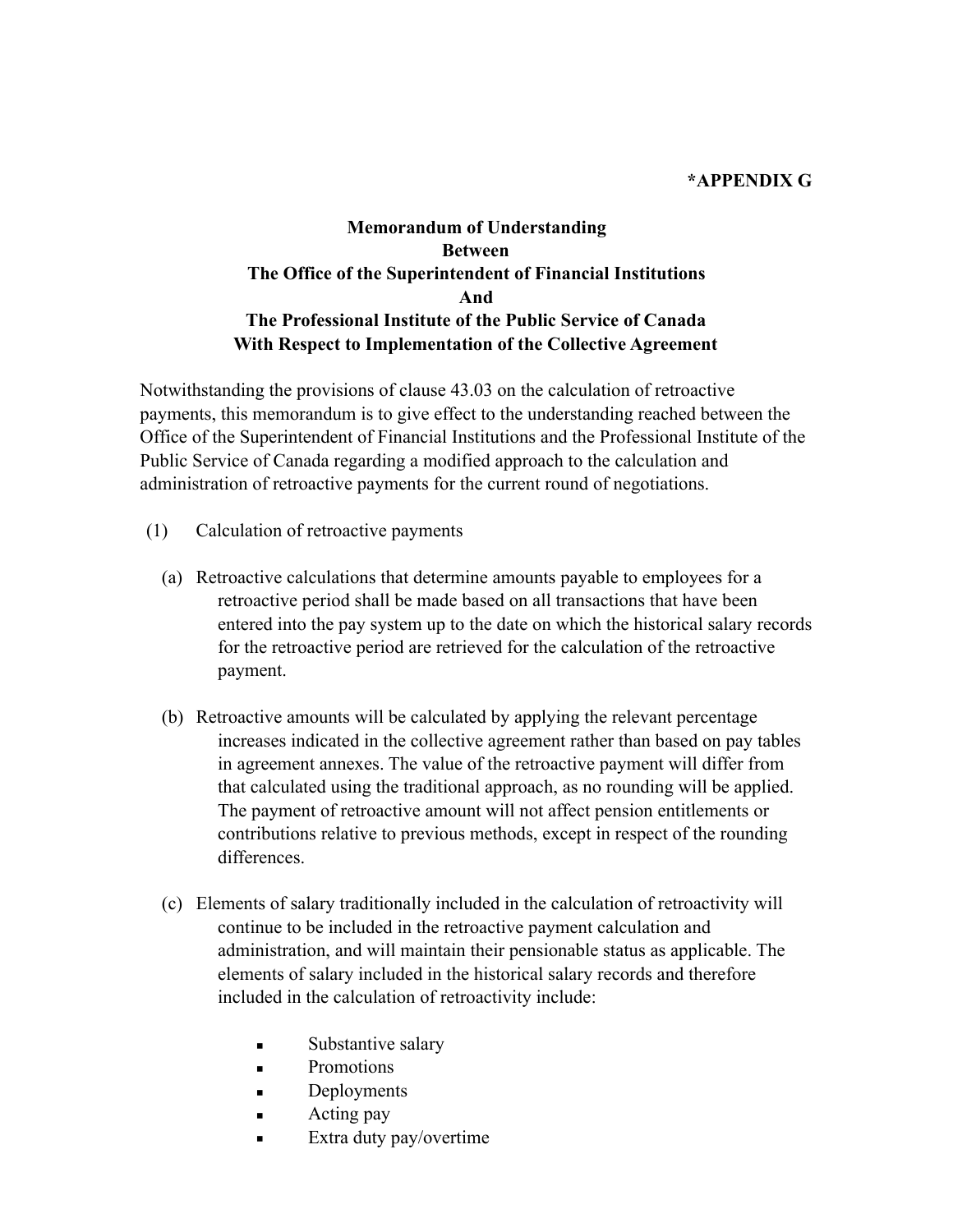**\*APPENDIX G**

**Memorandum of Understanding**
**Between**
**The Office of the Superintendent of Financial Institutions**
**And**
**The Professional Institute of the Public Service of Canada**
**With Respect to Implementation of the Collective Agreement**

Notwithstanding the provisions of clause 43.03 on the calculation of retroactive payments, this memorandum is to give effect to the understanding reached between the Office of the Superintendent of Financial Institutions and the Professional Institute of the Public Service of Canada regarding a modified approach to the calculation and administration of retroactive payments for the current round of negotiations.

(1) Calculation of retroactive payments

(a) Retroactive calculations that determine amounts payable to employees for a retroactive period shall be made based on all transactions that have been entered into the pay system up to the date on which the historical salary records for the retroactive period are retrieved for the calculation of the retroactive payment.

(b) Retroactive amounts will be calculated by applying the relevant percentage increases indicated in the collective agreement rather than based on pay tables in agreement annexes. The value of the retroactive payment will differ from that calculated using the traditional approach, as no rounding will be applied. The payment of retroactive amount will not affect pension entitlements or contributions relative to previous methods, except in respect of the rounding differences.

(c) Elements of salary traditionally included in the calculation of retroactivity will continue to be included in the retroactive payment calculation and administration, and will maintain their pensionable status as applicable. The elements of salary included in the historical salary records and therefore included in the calculation of retroactivity include:

- Substantive salary
- Promotions
- Deployments
- Acting pay
- Extra duty pay/overtime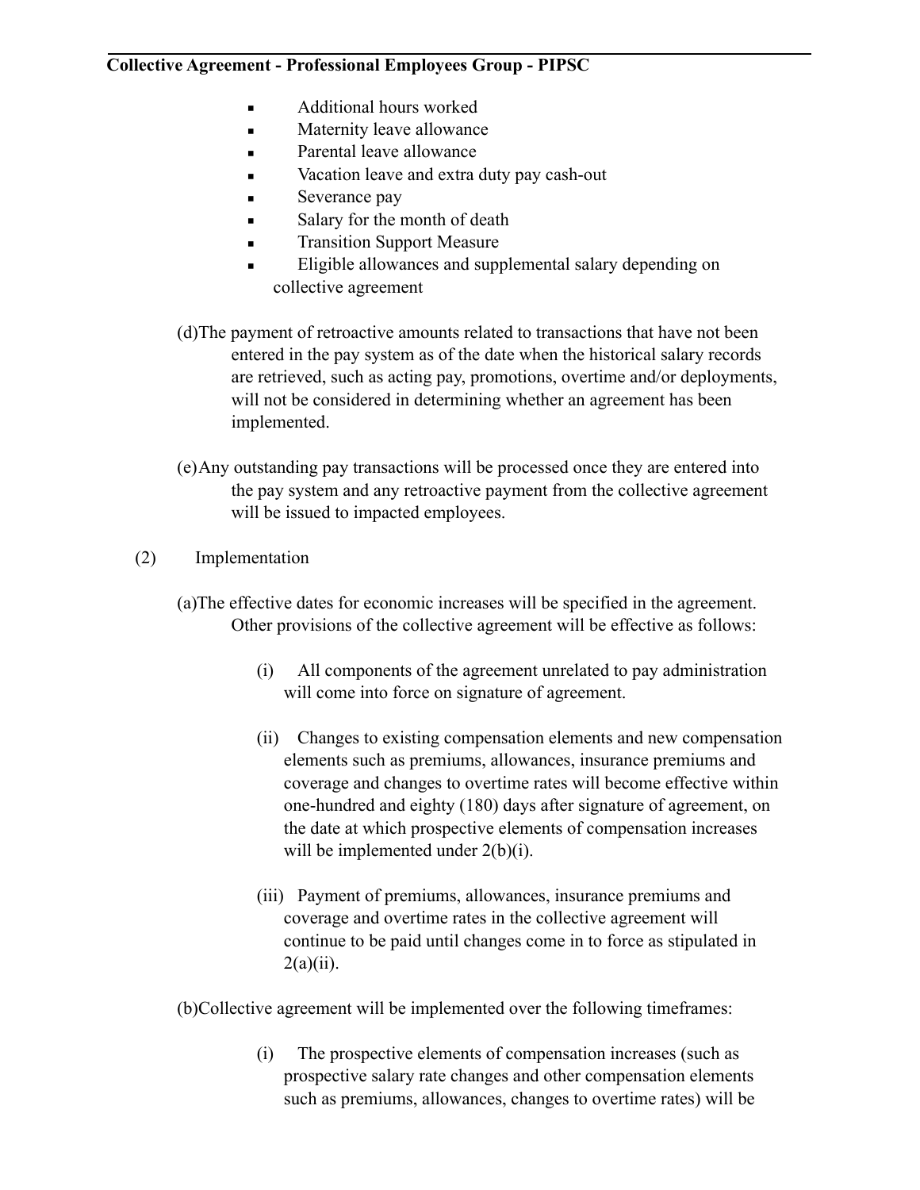- Additional hours worked
- Maternity leave allowance
- Parental leave allowance
- Vacation leave and extra duty pay cash-out
- Severance pay
- Salary for the month of death
- Transition Support Measure
- Eligible allowances and supplemental salary depending on collective agreement

(d) The payment of retroactive amounts related to transactions that have not been entered in the pay system as of the date when the historical salary records are retrieved, such as acting pay, promotions, overtime and/or deployments, will not be considered in determining whether an agreement has been implemented.

(e) Any outstanding pay transactions will be processed once they are entered into the pay system and any retroactive payment from the collective agreement will be issued to impacted employees.

(2) Implementation

(a) The effective dates for economic increases will be specified in the agreement. Other provisions of the collective agreement will be effective as follows:

(i) All components of the agreement unrelated to pay administration will come into force on signature of agreement.

(ii) Changes to existing compensation elements and new compensation elements such as premiums, allowances, insurance premiums and coverage and changes to overtime rates will become effective within one-hundred and eighty (180) days after signature of agreement, on the date at which prospective elements of compensation increases will be implemented under 2(b)(i).

(iii) Payment of premiums, allowances, insurance premiums and coverage and overtime rates in the collective agreement will continue to be paid until changes come in to force as stipulated in 2(a)(ii).

(b) Collective agreement will be implemented over the following timeframes:

(i) The prospective elements of compensation increases (such as prospective salary rate changes and other compensation elements such as premiums, allowances, changes to overtime rates) will be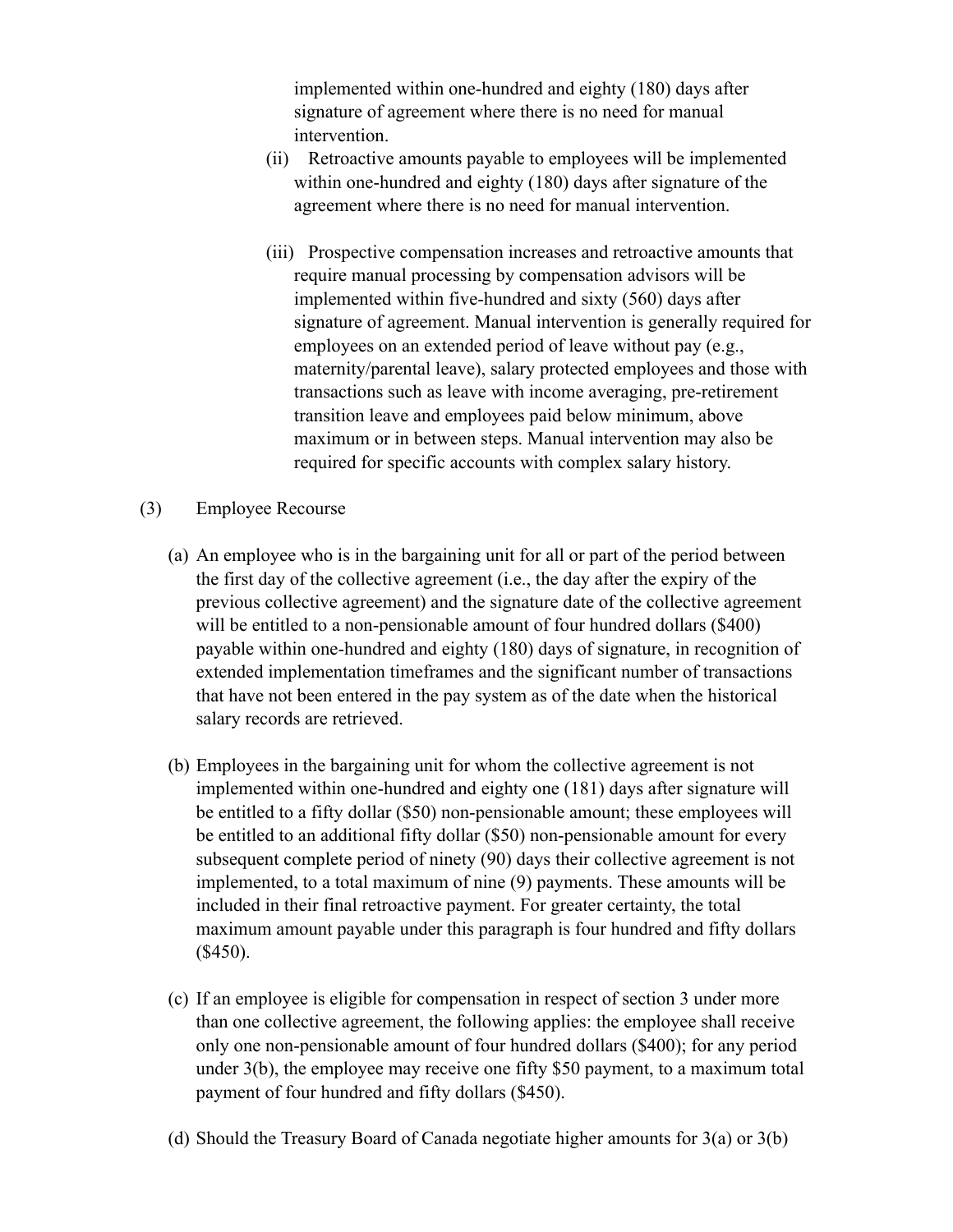implemented within one-hundred and eighty (180) days after signature of agreement where there is no need for manual intervention.

(ii) Retroactive amounts payable to employees will be implemented within one-hundred and eighty (180) days after signature of the agreement where there is no need for manual intervention.

(iii) Prospective compensation increases and retroactive amounts that require manual processing by compensation advisors will be implemented within five-hundred and sixty (560) days after signature of agreement. Manual intervention is generally required for employees on an extended period of leave without pay (e.g., maternity/parental leave), salary protected employees and those with transactions such as leave with income averaging, pre-retirement transition leave and employees paid below minimum, above maximum or in between steps. Manual intervention may also be required for specific accounts with complex salary history.

(3) Employee Recourse

(a) An employee who is in the bargaining unit for all or part of the period between the first day of the collective agreement (i.e., the day after the expiry of the previous collective agreement) and the signature date of the collective agreement will be entitled to a non-pensionable amount of four hundred dollars ($400) payable within one-hundred and eighty (180) days of signature, in recognition of extended implementation timeframes and the significant number of transactions that have not been entered in the pay system as of the date when the historical salary records are retrieved.

(b) Employees in the bargaining unit for whom the collective agreement is not implemented within one-hundred and eighty one (181) days after signature will be entitled to a fifty dollar ($50) non-pensionable amount; these employees will be entitled to an additional fifty dollar ($50) non-pensionable amount for every subsequent complete period of ninety (90) days their collective agreement is not implemented, to a total maximum of nine (9) payments. These amounts will be included in their final retroactive payment. For greater certainty, the total maximum amount payable under this paragraph is four hundred and fifty dollars ($450).

(c) If an employee is eligible for compensation in respect of section 3 under more than one collective agreement, the following applies: the employee shall receive only one non-pensionable amount of four hundred dollars ($400); for any period under 3(b), the employee may receive one fifty $50 payment, to a maximum total payment of four hundred and fifty dollars ($450).

(d) Should the Treasury Board of Canada negotiate higher amounts for 3(a) or 3(b)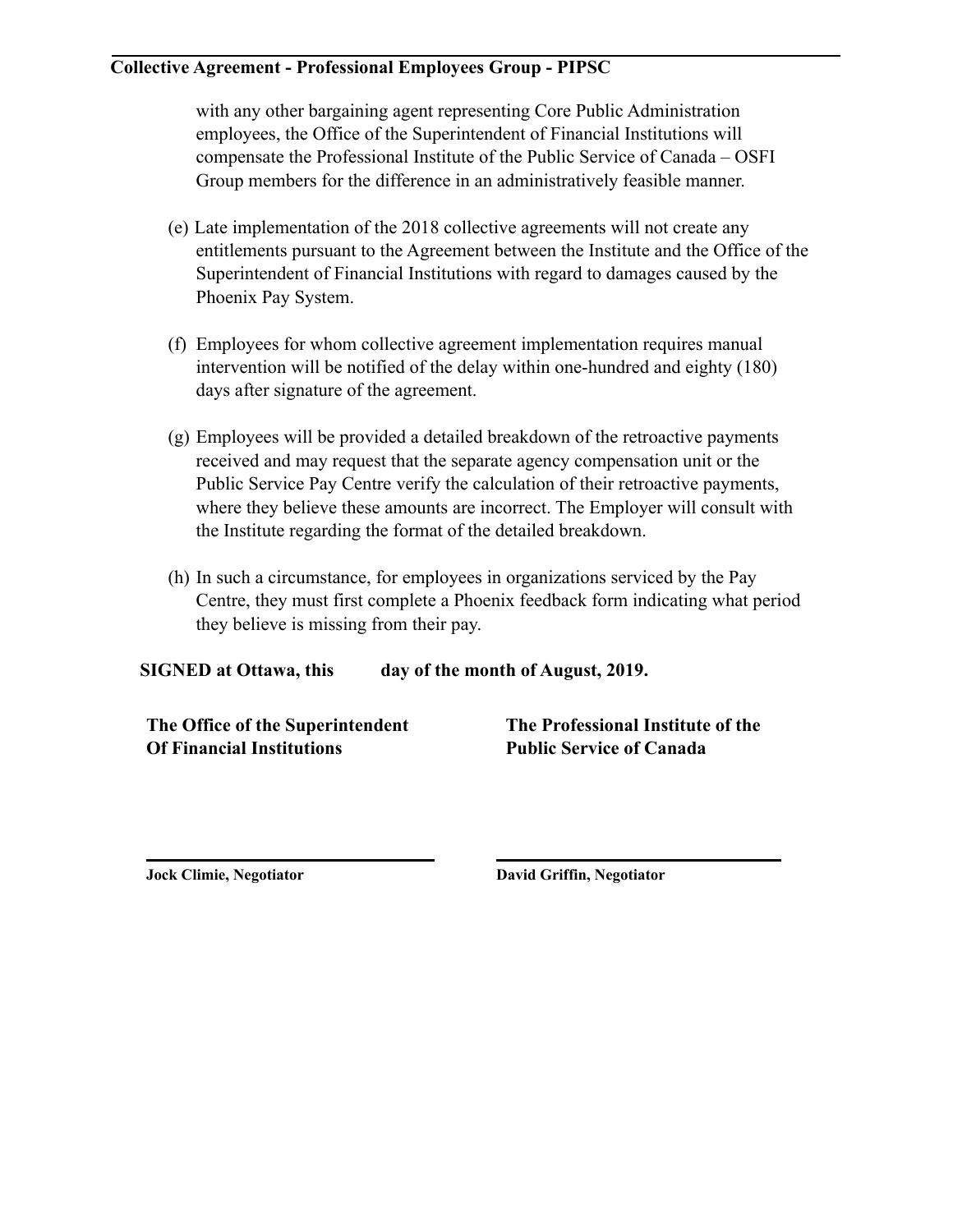with any other bargaining agent representing Core Public Administration employees, the Office of the Superintendent of Financial Institutions will compensate the Professional Institute of the Public Service of Canada – OSFI Group members for the difference in an administratively feasible manner.

(e) Late implementation of the 2018 collective agreements will not create any entitlements pursuant to the Agreement between the Institute and the Office of the Superintendent of Financial Institutions with regard to damages caused by the Phoenix Pay System.

(f) Employees for whom collective agreement implementation requires manual intervention will be notified of the delay within one-hundred and eighty (180) days after signature of the agreement.

(g) Employees will be provided a detailed breakdown of the retroactive payments received and may request that the separate agency compensation unit or the Public Service Pay Centre verify the calculation of their retroactive payments, where they believe these amounts are incorrect. The Employer will consult with the Institute regarding the format of the detailed breakdown.

(h) In such a circumstance, for employees in organizations serviced by the Pay Centre, they must first complete a Phoenix feedback form indicating what period they believe is missing from their pay.

**SIGNED at Ottawa, this day of the month of August, 2019.**

**The Office of the Superintendent Of Financial Institutions**

**The Professional Institute of the Public Service of Canada**

**Jock Climie, Negotiator**

**David Griffin, Negotiator**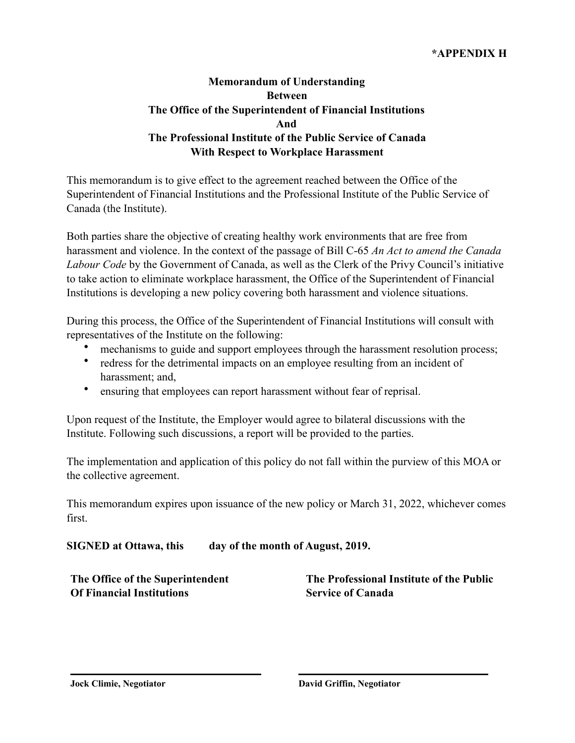**\*APPENDIX H**

# Memorandum of Understanding Between The Office of the Superintendent of Financial Institutions And The Professional Institute of the Public Service of Canada With Respect to Workplace Harassment

This memorandum is to give effect to the agreement reached between the Office of the Superintendent of Financial Institutions and the Professional Institute of the Public Service of Canada (the Institute).

Both parties share the objective of creating healthy work environments that are free from harassment and violence. In the context of the passage of Bill C-65 *An Act to amend the Canada Labour Code* by the Government of Canada, as well as the Clerk of the Privy Council's initiative to take action to eliminate workplace harassment, the Office of the Superintendent of Financial Institutions is developing a new policy covering both harassment and violence situations.

During this process, the Office of the Superintendent of Financial Institutions will consult with representatives of the Institute on the following:

- mechanisms to guide and support employees through the harassment resolution process;
- redress for the detrimental impacts on an employee resulting from an incident of harassment; and,
- ensuring that employees can report harassment without fear of reprisal.

Upon request of the Institute, the Employer would agree to bilateral discussions with the Institute. Following such discussions, a report will be provided to the parties.

The implementation and application of this policy do not fall within the purview of this MOA or the collective agreement.

This memorandum expires upon issuance of the new policy or March 31, 2022, whichever comes first.

**SIGNED at Ottawa, this day of the month of August, 2019.**

| **The Office of the Superintendent Of Financial Institutions** | **The Professional Institute of the Public Service of Canada** |
| --- | --- |
| **Jock Climie, Negotiator** | **David Griffin, Negotiator** |